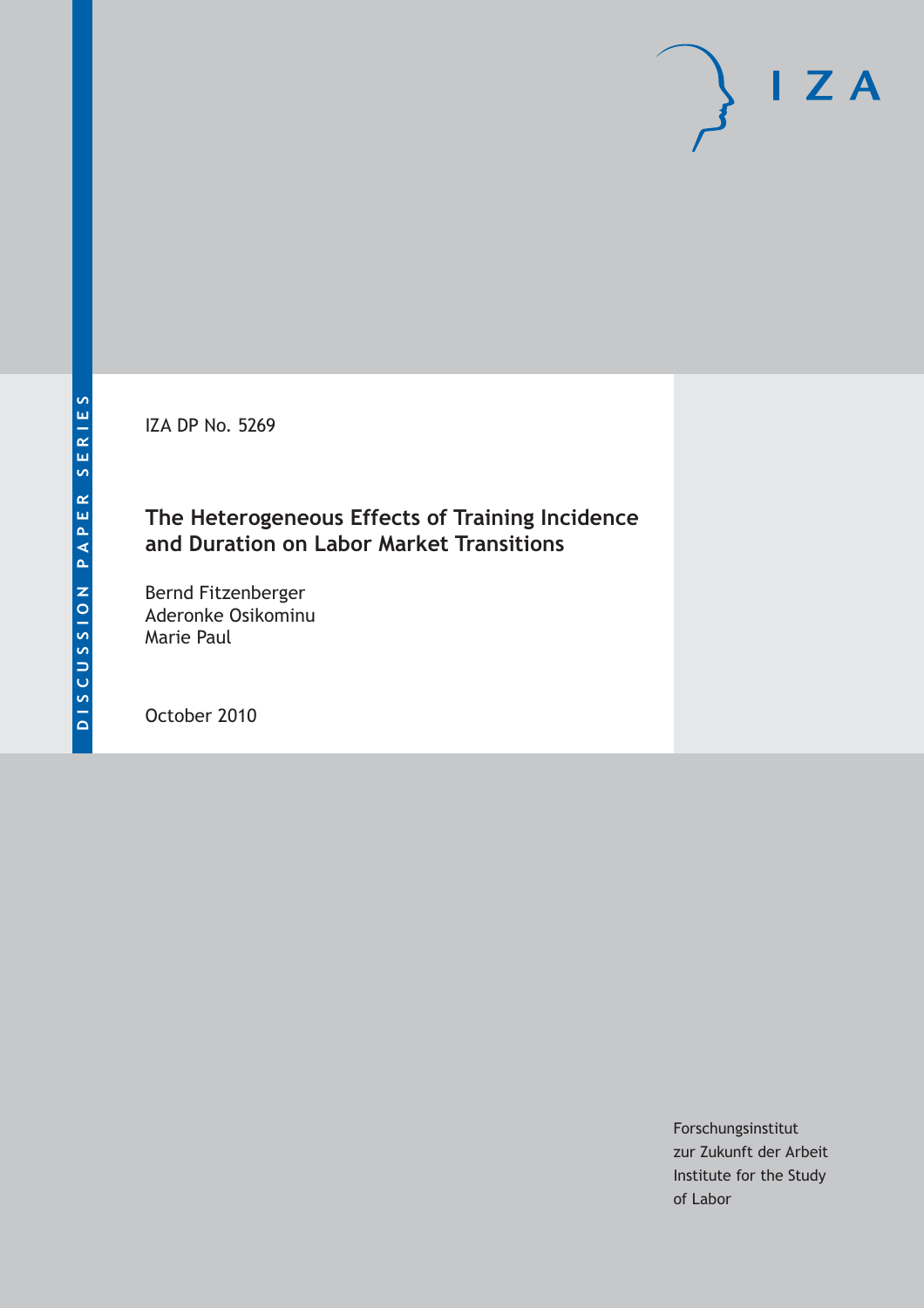DISCUSSION PAPER SERIES

IZA DP No. 5269

# The Heterogeneous Effects of Training Incidence and Duration on Labor Market Transitions

Bernd Fitzenberger
Aderonke Osikominu
Marie Paul

October 2010

Forschungsinstitut
zur Zukunft der Arbeit
Institute for the Study
of Labor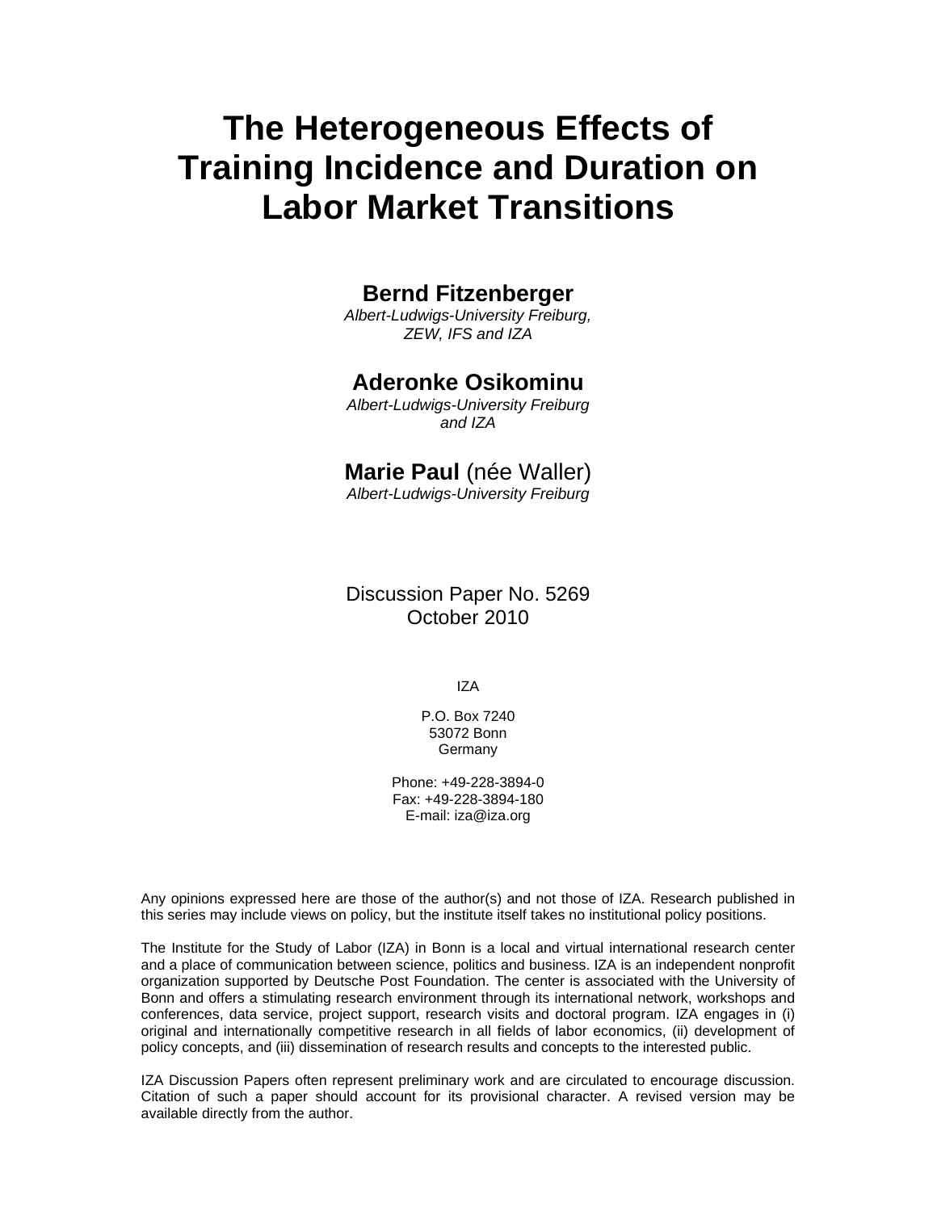# The Heterogeneous Effects of Training Incidence and Duration on Labor Market Transitions

**Bernd Fitzenberger**
*Albert-Ludwigs-University Freiburg, ZEW, IFS and IZA*

**Aderonke Osikominu**
*Albert-Ludwigs-University Freiburg and IZA*

**Marie Paul** (née Waller)
*Albert-Ludwigs-University Freiburg*

Discussion Paper No. 5269
October 2010

IZA

P.O. Box 7240
53072 Bonn
Germany

Phone: +49-228-3894-0
Fax: +49-228-3894-180
E-mail: iza@iza.org

Any opinions expressed here are those of the author(s) and not those of IZA. Research published in this series may include views on policy, but the institute itself takes no institutional policy positions.

The Institute for the Study of Labor (IZA) in Bonn is a local and virtual international research center and a place of communication between science, politics and business. IZA is an independent nonprofit organization supported by Deutsche Post Foundation. The center is associated with the University of Bonn and offers a stimulating research environment through its international network, workshops and conferences, data service, project support, research visits and doctoral program. IZA engages in (i) original and internationally competitive research in all fields of labor economics, (ii) development of policy concepts, and (iii) dissemination of research results and concepts to the interested public.

IZA Discussion Papers often represent preliminary work and are circulated to encourage discussion. Citation of such a paper should account for its provisional character. A revised version may be available directly from the author.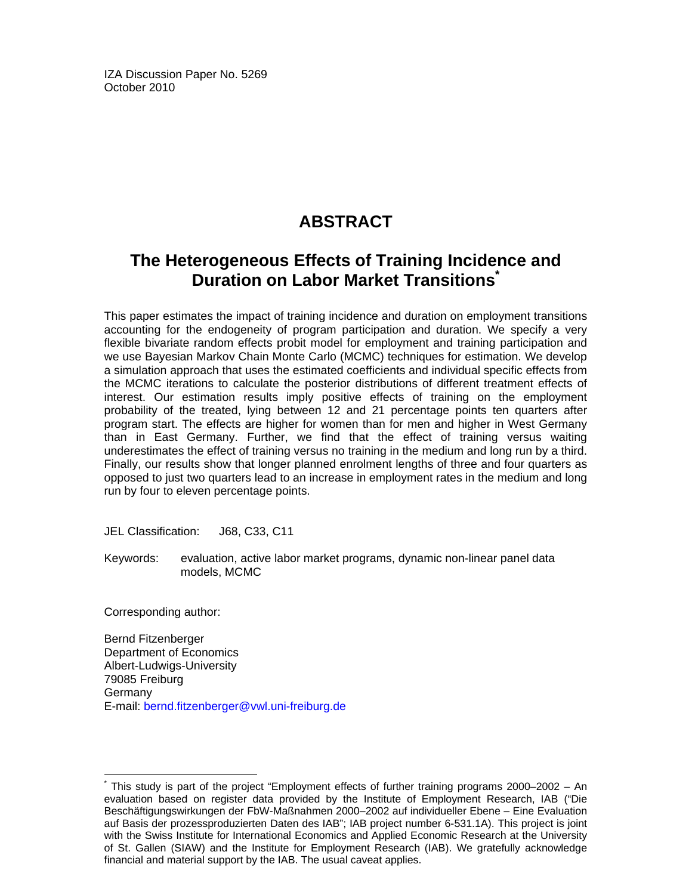IZA Discussion Paper No. 5269
October 2010

# ABSTRACT

## The Heterogeneous Effects of Training Incidence and Duration on Labor Market Transitions*

This paper estimates the impact of training incidence and duration on employment transitions accounting for the endogeneity of program participation and duration. We specify a very flexible bivariate random effects probit model for employment and training participation and we use Bayesian Markov Chain Monte Carlo (MCMC) techniques for estimation. We develop a simulation approach that uses the estimated coefficients and individual specific effects from the MCMC iterations to calculate the posterior distributions of different treatment effects of interest. Our estimation results imply positive effects of training on the employment probability of the treated, lying between 12 and 21 percentage points ten quarters after program start. The effects are higher for women than for men and higher in West Germany than in East Germany. Further, we find that the effect of training versus waiting underestimates the effect of training versus no training in the medium and long run by a third. Finally, our results show that longer planned enrolment lengths of three and four quarters as opposed to just two quarters lead to an increase in employment rates in the medium and long run by four to eleven percentage points.

JEL Classification: J68, C33, C11

Keywords: evaluation, active labor market programs, dynamic non-linear panel data models, MCMC

Corresponding author:

Bernd Fitzenberger
Department of Economics
Albert-Ludwigs-University
79085 Freiburg
Germany
E-mail: bernd.fitzenberger@vwl.uni-freiburg.de

---

* This study is part of the project "Employment effects of further training programs 2000–2002 – An evaluation based on register data provided by the Institute of Employment Research, IAB ("Die Beschäftigungswirkungen der FbW-Maßnahmen 2000–2002 auf individueller Ebene – Eine Evaluation auf Basis der prozessproduzierten Daten des IAB"; IAB project number 6-531.1A). This project is joint with the Swiss Institute for International Economics and Applied Economic Research at the University of St. Gallen (SIAW) and the Institute for Employment Research (IAB). We gratefully acknowledge financial and material support by the IAB. The usual caveat applies.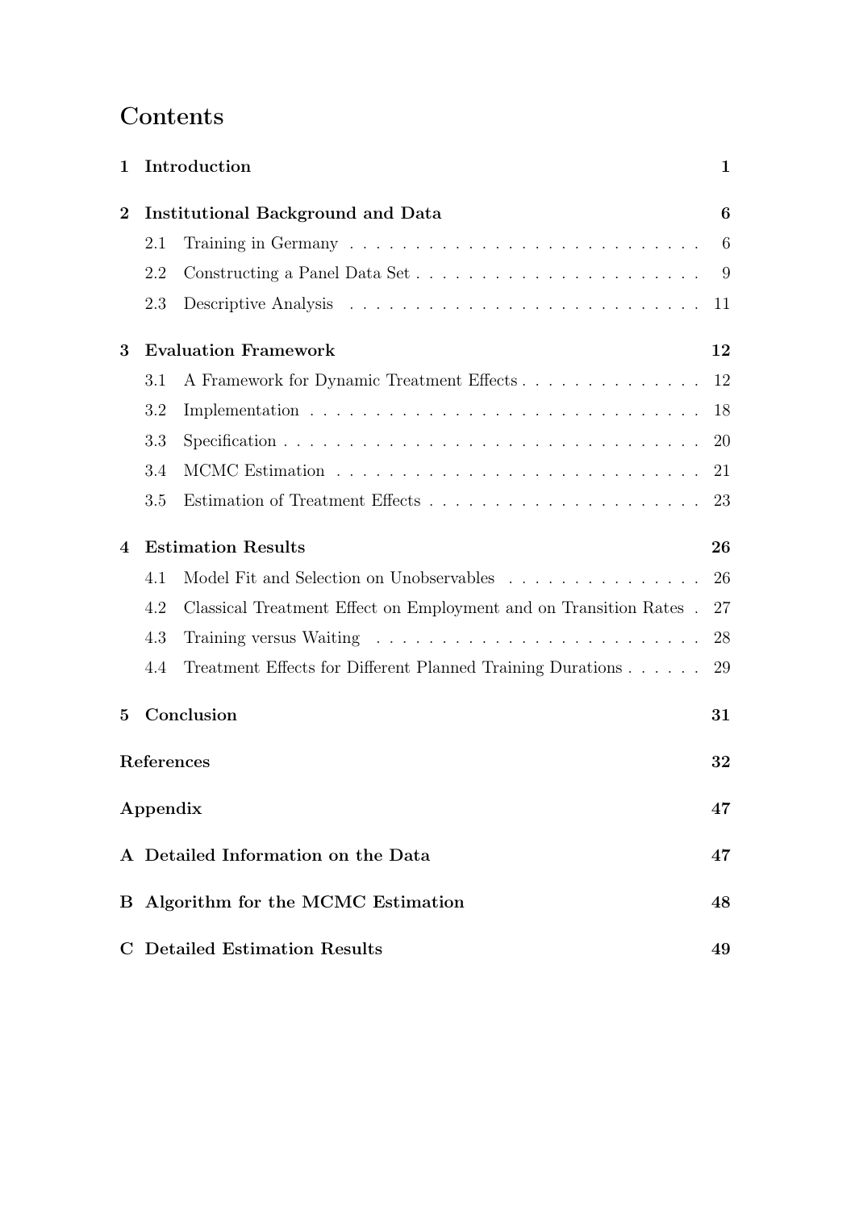# Contents

**1 Introduction** **1**

**2 Institutional Background and Data** **6**

- 2.1 Training in Germany . . . . . . . . . . . . . . . . . . . . . . . . . . . . 6
- 2.2 Constructing a Panel Data Set . . . . . . . . . . . . . . . . . . . . . . 9
- 2.3 Descriptive Analysis . . . . . . . . . . . . . . . . . . . . . . . . . . . 11

**3 Evaluation Framework** **12**

- 3.1 A Framework for Dynamic Treatment Effects . . . . . . . . . . . . . . 12
- 3.2 Implementation . . . . . . . . . . . . . . . . . . . . . . . . . . . . . . 18
- 3.3 Specification . . . . . . . . . . . . . . . . . . . . . . . . . . . . . . . 20
- 3.4 MCMC Estimation . . . . . . . . . . . . . . . . . . . . . . . . . . . . 21
- 3.5 Estimation of Treatment Effects . . . . . . . . . . . . . . . . . . . . . 23

**4 Estimation Results** **26**

- 4.1 Model Fit and Selection on Unobservables . . . . . . . . . . . . . . . 26
- 4.2 Classical Treatment Effect on Employment and on Transition Rates . 27
- 4.3 Training versus Waiting . . . . . . . . . . . . . . . . . . . . . . . . . 28
- 4.4 Treatment Effects for Different Planned Training Durations . . . . . . 29

**5 Conclusion** **31**

**References** **32**

**Appendix** **47**

**A Detailed Information on the Data** **47**

**B Algorithm for the MCMC Estimation** **48**

**C Detailed Estimation Results** **49**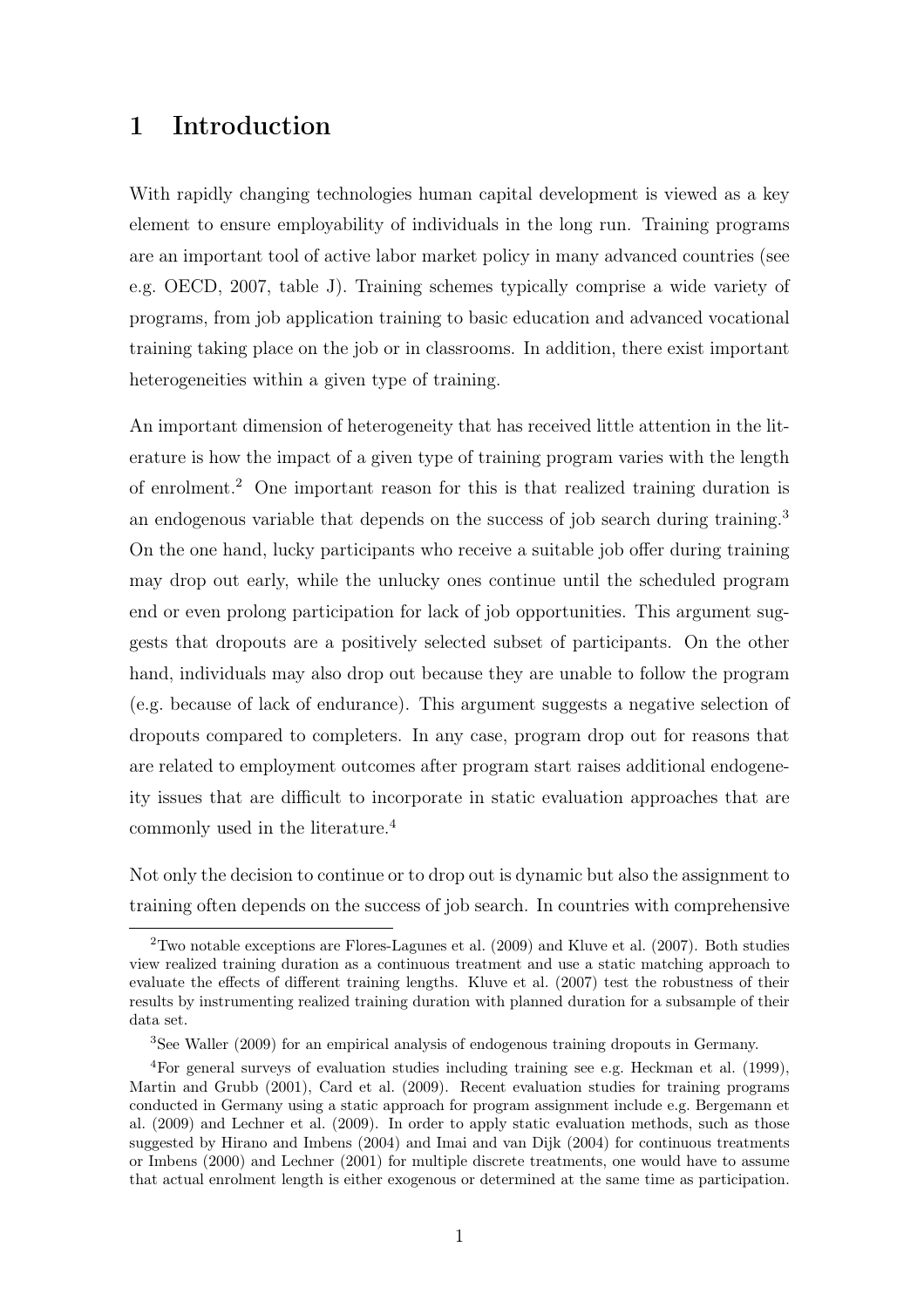# 1 Introduction

With rapidly changing technologies human capital development is viewed as a key element to ensure employability of individuals in the long run. Training programs are an important tool of active labor market policy in many advanced countries (see e.g. OECD, 2007, table J). Training schemes typically comprise a wide variety of programs, from job application training to basic education and advanced vocational training taking place on the job or in classrooms. In addition, there exist important heterogeneities within a given type of training.

An important dimension of heterogeneity that has received little attention in the literature is how the impact of a given type of training program varies with the length of enrolment.[2] One important reason for this is that realized training duration is an endogenous variable that depends on the success of job search during training.[3] On the one hand, lucky participants who receive a suitable job offer during training may drop out early, while the unlucky ones continue until the scheduled program end or even prolong participation for lack of job opportunities. This argument suggests that dropouts are a positively selected subset of participants. On the other hand, individuals may also drop out because they are unable to follow the program (e.g. because of lack of endurance). This argument suggests a negative selection of dropouts compared to completers. In any case, program drop out for reasons that are related to employment outcomes after program start raises additional endogeneity issues that are difficult to incorporate in static evaluation approaches that are commonly used in the literature.[4]

Not only the decision to continue or to drop out is dynamic but also the assignment to training often depends on the success of job search. In countries with comprehensive

[2] Two notable exceptions are Flores-Lagunes et al. (2009) and Kluve et al. (2007). Both studies view realized training duration as a continuous treatment and use a static matching approach to evaluate the effects of different training lengths. Kluve et al. (2007) test the robustness of their results by instrumenting realized training duration with planned duration for a subsample of their data set.

[3] See Waller (2009) for an empirical analysis of endogenous training dropouts in Germany.

[4] For general surveys of evaluation studies including training see e.g. Heckman et al. (1999), Martin and Grubb (2001), Card et al. (2009). Recent evaluation studies for training programs conducted in Germany using a static approach for program assignment include e.g. Bergemann et al. (2009) and Lechner et al. (2009). In order to apply static evaluation methods, such as those suggested by Hirano and Imbens (2004) and Imai and van Dijk (2004) for continuous treatments or Imbens (2000) and Lechner (2001) for multiple discrete treatments, one would have to assume that actual enrolment length is either exogenous or determined at the same time as participation.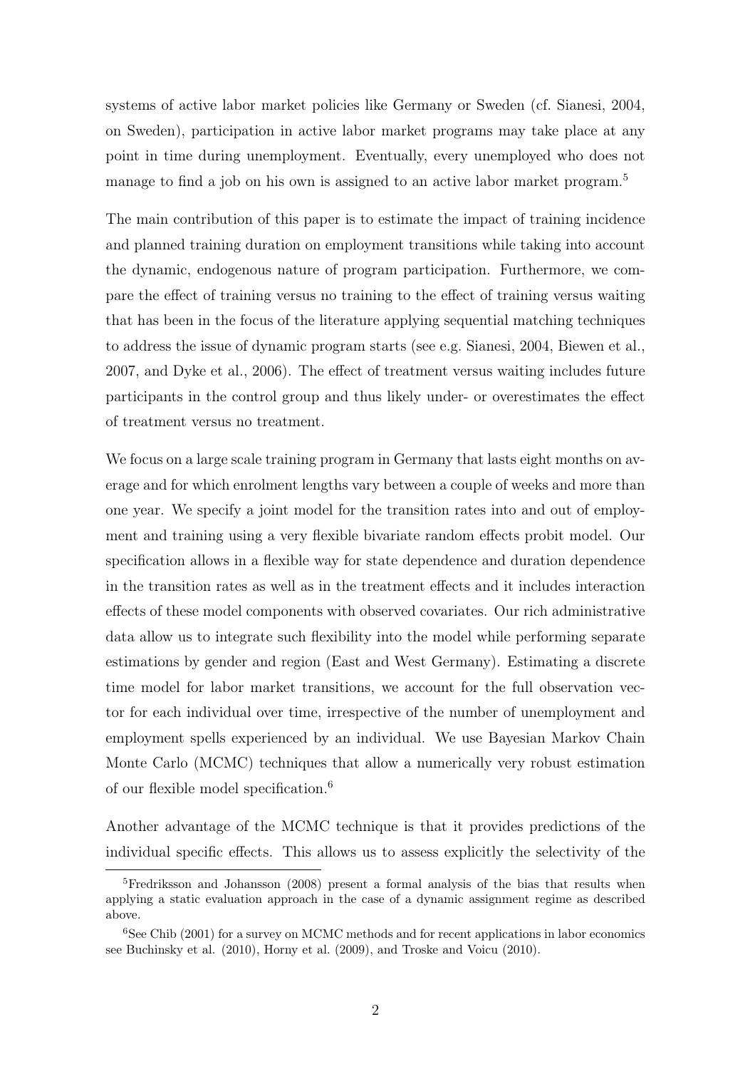systems of active labor market policies like Germany or Sweden (cf. Sianesi, 2004, on Sweden), participation in active labor market programs may take place at any point in time during unemployment. Eventually, every unemployed who does not manage to find a job on his own is assigned to an active labor market program.[5]

The main contribution of this paper is to estimate the impact of training incidence and planned training duration on employment transitions while taking into account the dynamic, endogenous nature of program participation. Furthermore, we compare the effect of training versus no training to the effect of training versus waiting that has been in the focus of the literature applying sequential matching techniques to address the issue of dynamic program starts (see e.g. Sianesi, 2004, Biewen et al., 2007, and Dyke et al., 2006). The effect of treatment versus waiting includes future participants in the control group and thus likely under- or overestimates the effect of treatment versus no treatment.

We focus on a large scale training program in Germany that lasts eight months on average and for which enrolment lengths vary between a couple of weeks and more than one year. We specify a joint model for the transition rates into and out of employment and training using a very flexible bivariate random effects probit model. Our specification allows in a flexible way for state dependence and duration dependence in the transition rates as well as in the treatment effects and it includes interaction effects of these model components with observed covariates. Our rich administrative data allow us to integrate such flexibility into the model while performing separate estimations by gender and region (East and West Germany). Estimating a discrete time model for labor market transitions, we account for the full observation vector for each individual over time, irrespective of the number of unemployment and employment spells experienced by an individual. We use Bayesian Markov Chain Monte Carlo (MCMC) techniques that allow a numerically very robust estimation of our flexible model specification.[6]

Another advantage of the MCMC technique is that it provides predictions of the individual specific effects. This allows us to assess explicitly the selectivity of the

[5] Fredriksson and Johansson (2008) present a formal analysis of the bias that results when applying a static evaluation approach in the case of a dynamic assignment regime as described above.

[6] See Chib (2001) for a survey on MCMC methods and for recent applications in labor economics see Buchinsky et al. (2010), Horny et al. (2009), and Troske and Voicu (2010).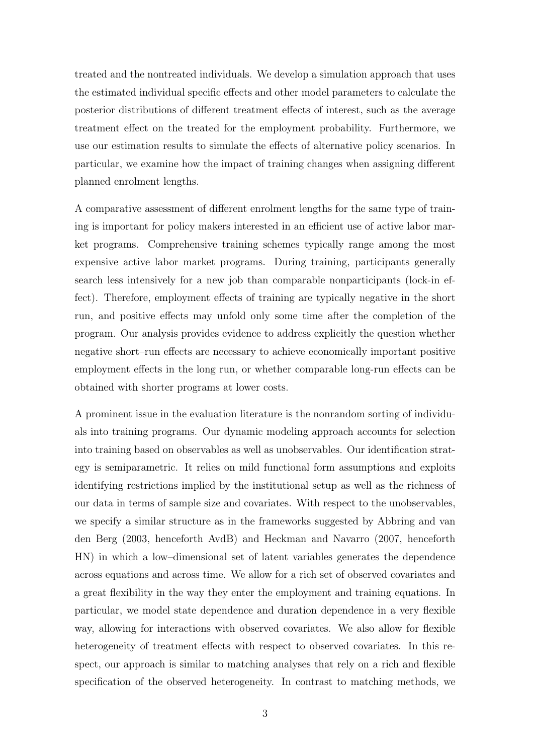treated and the nontreated individuals. We develop a simulation approach that uses the estimated individual specific effects and other model parameters to calculate the posterior distributions of different treatment effects of interest, such as the average treatment effect on the treated for the employment probability. Furthermore, we use our estimation results to simulate the effects of alternative policy scenarios. In particular, we examine how the impact of training changes when assigning different planned enrolment lengths.

A comparative assessment of different enrolment lengths for the same type of training is important for policy makers interested in an efficient use of active labor market programs. Comprehensive training schemes typically range among the most expensive active labor market programs. During training, participants generally search less intensively for a new job than comparable nonparticipants (lock-in effect). Therefore, employment effects of training are typically negative in the short run, and positive effects may unfold only some time after the completion of the program. Our analysis provides evidence to address explicitly the question whether negative short–run effects are necessary to achieve economically important positive employment effects in the long run, or whether comparable long-run effects can be obtained with shorter programs at lower costs.

A prominent issue in the evaluation literature is the nonrandom sorting of individuals into training programs. Our dynamic modeling approach accounts for selection into training based on observables as well as unobservables. Our identification strategy is semiparametric. It relies on mild functional form assumptions and exploits identifying restrictions implied by the institutional setup as well as the richness of our data in terms of sample size and covariates. With respect to the unobservables, we specify a similar structure as in the frameworks suggested by Abbring and van den Berg (2003, henceforth AvdB) and Heckman and Navarro (2007, henceforth HN) in which a low–dimensional set of latent variables generates the dependence across equations and across time. We allow for a rich set of observed covariates and a great flexibility in the way they enter the employment and training equations. In particular, we model state dependence and duration dependence in a very flexible way, allowing for interactions with observed covariates. We also allow for flexible heterogeneity of treatment effects with respect to observed covariates. In this respect, our approach is similar to matching analyses that rely on a rich and flexible specification of the observed heterogeneity. In contrast to matching methods, we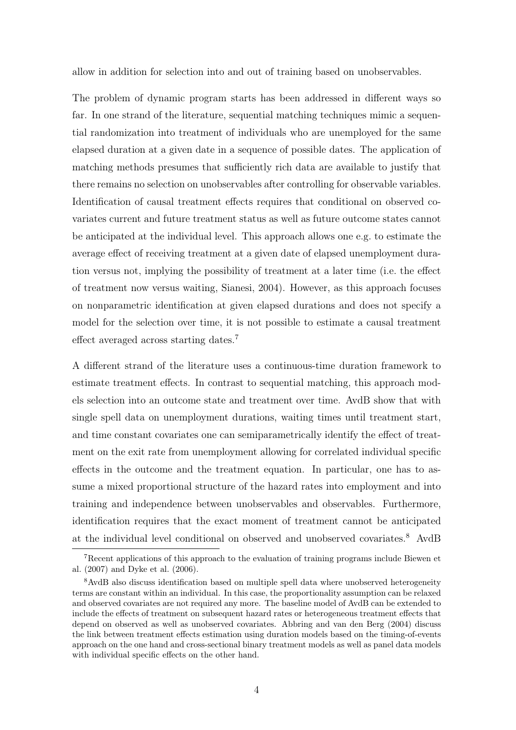allow in addition for selection into and out of training based on unobservables.

The problem of dynamic program starts has been addressed in different ways so far. In one strand of the literature, sequential matching techniques mimic a sequential randomization into treatment of individuals who are unemployed for the same elapsed duration at a given date in a sequence of possible dates. The application of matching methods presumes that sufficiently rich data are available to justify that there remains no selection on unobservables after controlling for observable variables. Identification of causal treatment effects requires that conditional on observed covariates current and future treatment status as well as future outcome states cannot be anticipated at the individual level. This approach allows one e.g. to estimate the average effect of receiving treatment at a given date of elapsed unemployment duration versus not, implying the possibility of treatment at a later time (i.e. the effect of treatment now versus waiting, Sianesi, 2004). However, as this approach focuses on nonparametric identification at given elapsed durations and does not specify a model for the selection over time, it is not possible to estimate a causal treatment effect averaged across starting dates.[7]

A different strand of the literature uses a continuous-time duration framework to estimate treatment effects. In contrast to sequential matching, this approach models selection into an outcome state and treatment over time. AvdB show that with single spell data on unemployment durations, waiting times until treatment start, and time constant covariates one can semiparametrically identify the effect of treatment on the exit rate from unemployment allowing for correlated individual specific effects in the outcome and the treatment equation. In particular, one has to assume a mixed proportional structure of the hazard rates into employment and into training and independence between unobservables and observables. Furthermore, identification requires that the exact moment of treatment cannot be anticipated at the individual level conditional on observed and unobserved covariates.[8] AvdB

[7] Recent applications of this approach to the evaluation of training programs include Biewen et al. (2007) and Dyke et al. (2006).

[8] AvdB also discuss identification based on multiple spell data where unobserved heterogeneity terms are constant within an individual. In this case, the proportionality assumption can be relaxed and observed covariates are not required any more. The baseline model of AvdB can be extended to include the effects of treatment on subsequent hazard rates or heterogeneous treatment effects that depend on observed as well as unobserved covariates. Abbring and van den Berg (2004) discuss the link between treatment effects estimation using duration models based on the timing-of-events approach on the one hand and cross-sectional binary treatment models as well as panel data models with individual specific effects on the other hand.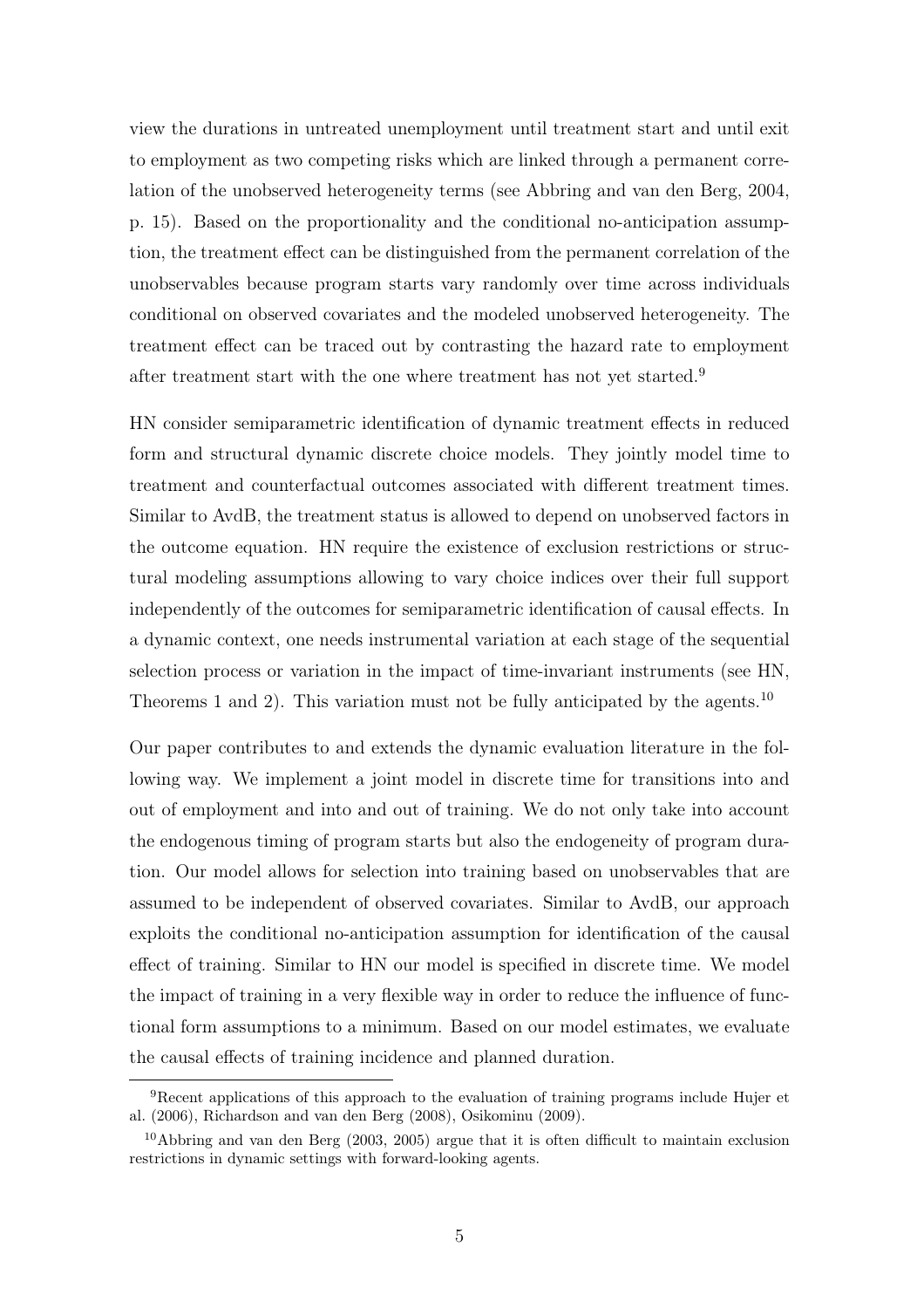view the durations in untreated unemployment until treatment start and until exit to employment as two competing risks which are linked through a permanent correlation of the unobserved heterogeneity terms (see Abbring and van den Berg, 2004, p. 15). Based on the proportionality and the conditional no-anticipation assumption, the treatment effect can be distinguished from the permanent correlation of the unobservables because program starts vary randomly over time across individuals conditional on observed covariates and the modeled unobserved heterogeneity. The treatment effect can be traced out by contrasting the hazard rate to employment after treatment start with the one where treatment has not yet started.[9]

HN consider semiparametric identification of dynamic treatment effects in reduced form and structural dynamic discrete choice models. They jointly model time to treatment and counterfactual outcomes associated with different treatment times. Similar to AvdB, the treatment status is allowed to depend on unobserved factors in the outcome equation. HN require the existence of exclusion restrictions or structural modeling assumptions allowing to vary choice indices over their full support independently of the outcomes for semiparametric identification of causal effects. In a dynamic context, one needs instrumental variation at each stage of the sequential selection process or variation in the impact of time-invariant instruments (see HN, Theorems 1 and 2). This variation must not be fully anticipated by the agents.[10]

Our paper contributes to and extends the dynamic evaluation literature in the following way. We implement a joint model in discrete time for transitions into and out of employment and into and out of training. We do not only take into account the endogenous timing of program starts but also the endogeneity of program duration. Our model allows for selection into training based on unobservables that are assumed to be independent of observed covariates. Similar to AvdB, our approach exploits the conditional no-anticipation assumption for identification of the causal effect of training. Similar to HN our model is specified in discrete time. We model the impact of training in a very flexible way in order to reduce the influence of functional form assumptions to a minimum. Based on our model estimates, we evaluate the causal effects of training incidence and planned duration.

[9] Recent applications of this approach to the evaluation of training programs include Hujer et al. (2006), Richardson and van den Berg (2008), Osikominu (2009).

[10] Abbring and van den Berg (2003, 2005) argue that it is often difficult to maintain exclusion restrictions in dynamic settings with forward-looking agents.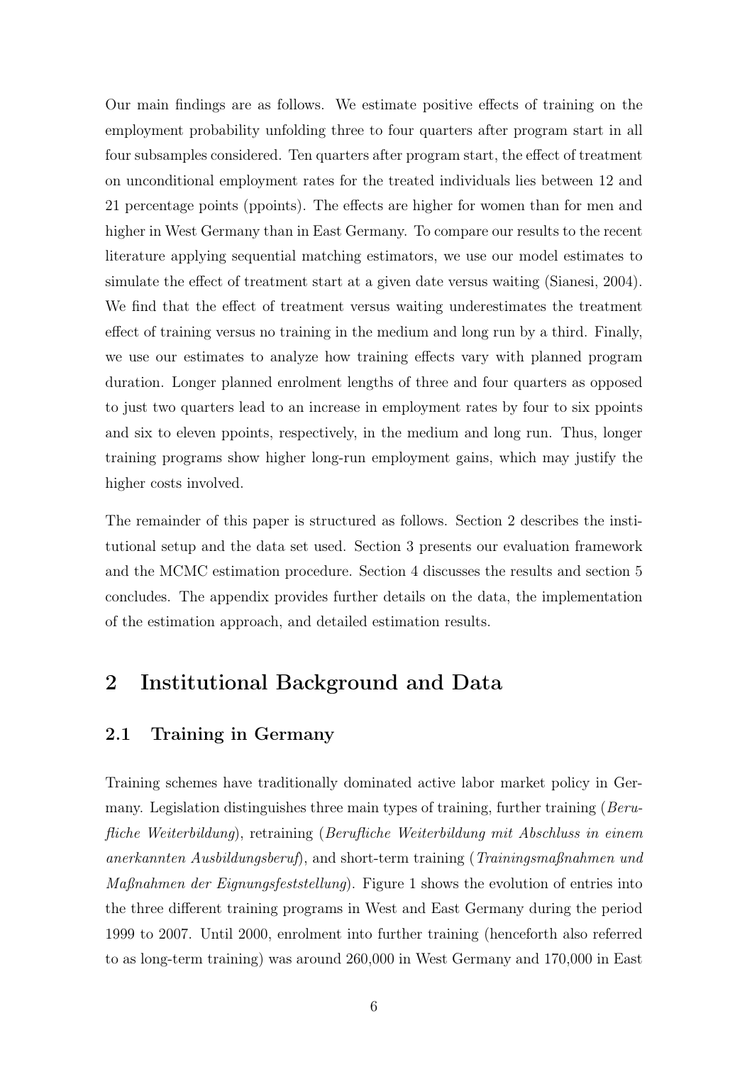Our main findings are as follows. We estimate positive effects of training on the employment probability unfolding three to four quarters after program start in all four subsamples considered. Ten quarters after program start, the effect of treatment on unconditional employment rates for the treated individuals lies between 12 and 21 percentage points (ppoints). The effects are higher for women than for men and higher in West Germany than in East Germany. To compare our results to the recent literature applying sequential matching estimators, we use our model estimates to simulate the effect of treatment start at a given date versus waiting (Sianesi, 2004). We find that the effect of treatment versus waiting underestimates the treatment effect of training versus no training in the medium and long run by a third. Finally, we use our estimates to analyze how training effects vary with planned program duration. Longer planned enrolment lengths of three and four quarters as opposed to just two quarters lead to an increase in employment rates by four to six ppoints and six to eleven ppoints, respectively, in the medium and long run. Thus, longer training programs show higher long-run employment gains, which may justify the higher costs involved.

The remainder of this paper is structured as follows. Section 2 describes the institutional setup and the data set used. Section 3 presents our evaluation framework and the MCMC estimation procedure. Section 4 discusses the results and section 5 concludes. The appendix provides further details on the data, the implementation of the estimation approach, and detailed estimation results.

## 2 Institutional Background and Data

### 2.1 Training in Germany

Training schemes have traditionally dominated active labor market policy in Germany. Legislation distinguishes three main types of training, further training (*Berufliche Weiterbildung*), retraining (*Berufliche Weiterbildung mit Abschluss in einem anerkannten Ausbildungsberuf*), and short-term training (*Trainingsmaßnahmen und Maßnahmen der Eignungsfeststellung*). Figure 1 shows the evolution of entries into the three different training programs in West and East Germany during the period 1999 to 2007. Until 2000, enrolment into further training (henceforth also referred to as long-term training) was around 260,000 in West Germany and 170,000 in East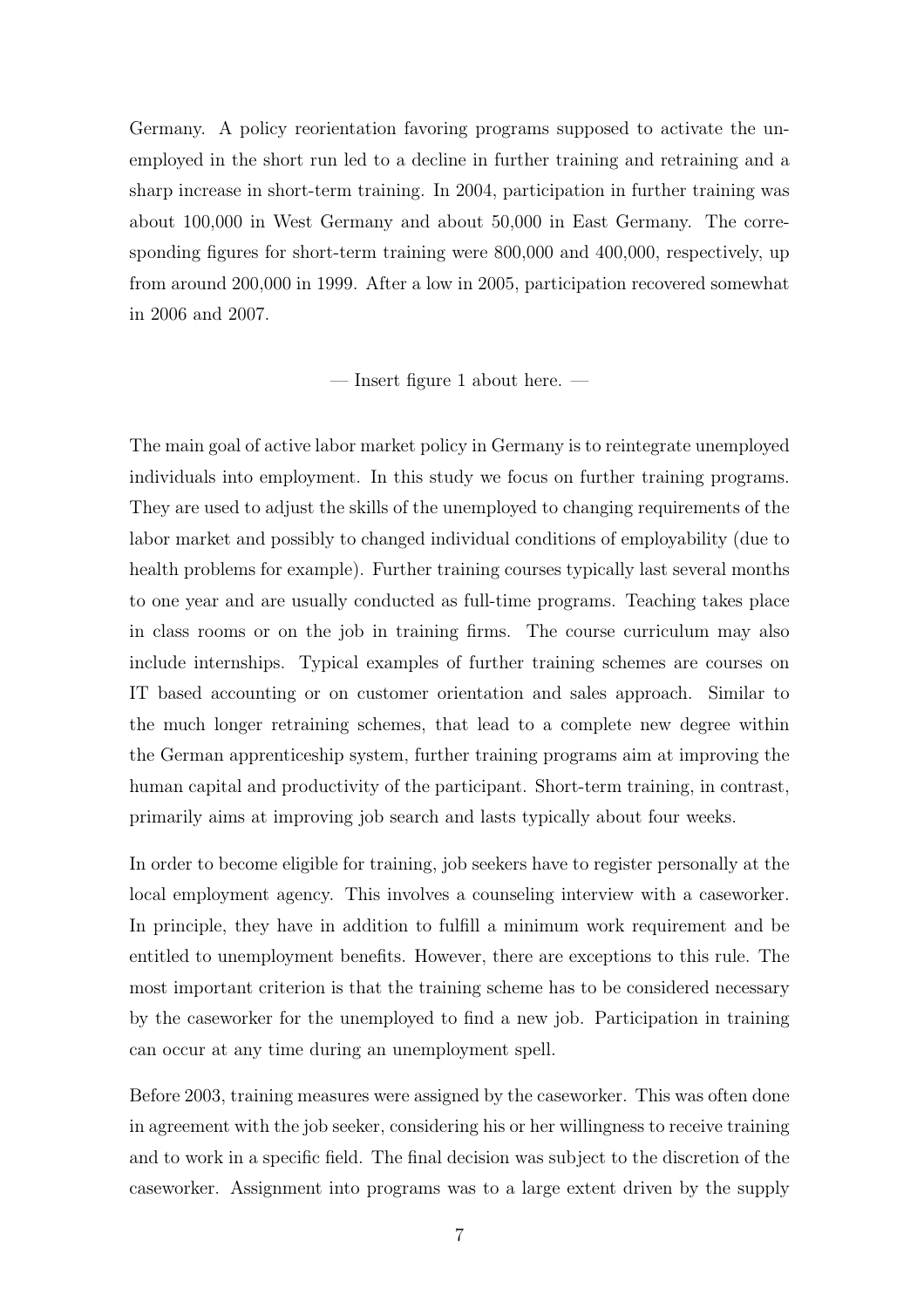Germany. A policy reorientation favoring programs supposed to activate the unemployed in the short run led to a decline in further training and retraining and a sharp increase in short-term training. In 2004, participation in further training was about 100,000 in West Germany and about 50,000 in East Germany. The corresponding figures for short-term training were 800,000 and 400,000, respectively, up from around 200,000 in 1999. After a low in 2005, participation recovered somewhat in 2006 and 2007.

— Insert figure 1 about here. —

The main goal of active labor market policy in Germany is to reintegrate unemployed individuals into employment. In this study we focus on further training programs. They are used to adjust the skills of the unemployed to changing requirements of the labor market and possibly to changed individual conditions of employability (due to health problems for example). Further training courses typically last several months to one year and are usually conducted as full-time programs. Teaching takes place in class rooms or on the job in training firms. The course curriculum may also include internships. Typical examples of further training schemes are courses on IT based accounting or on customer orientation and sales approach. Similar to the much longer retraining schemes, that lead to a complete new degree within the German apprenticeship system, further training programs aim at improving the human capital and productivity of the participant. Short-term training, in contrast, primarily aims at improving job search and lasts typically about four weeks.

In order to become eligible for training, job seekers have to register personally at the local employment agency. This involves a counseling interview with a caseworker. In principle, they have in addition to fulfill a minimum work requirement and be entitled to unemployment benefits. However, there are exceptions to this rule. The most important criterion is that the training scheme has to be considered necessary by the caseworker for the unemployed to find a new job. Participation in training can occur at any time during an unemployment spell.

Before 2003, training measures were assigned by the caseworker. This was often done in agreement with the job seeker, considering his or her willingness to receive training and to work in a specific field. The final decision was subject to the discretion of the caseworker. Assignment into programs was to a large extent driven by the supply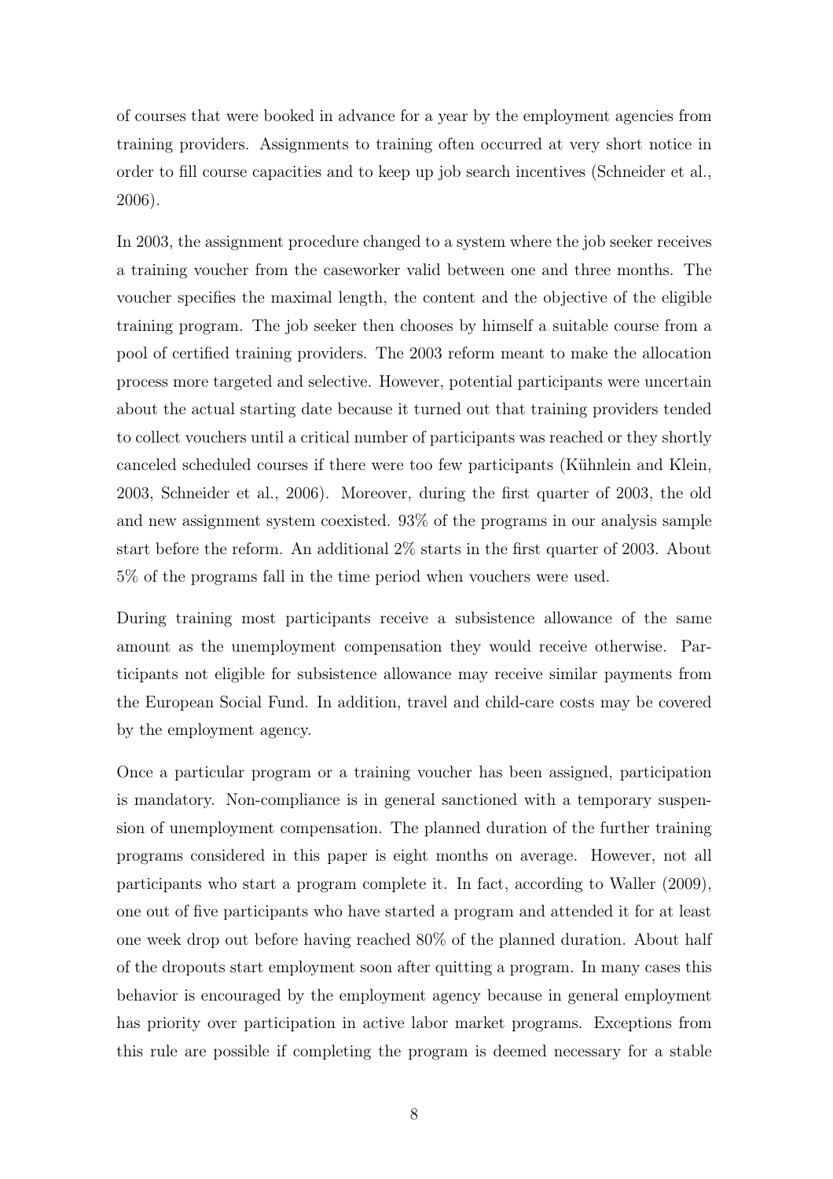of courses that were booked in advance for a year by the employment agencies from training providers. Assignments to training often occurred at very short notice in order to fill course capacities and to keep up job search incentives (Schneider et al., 2006).

In 2003, the assignment procedure changed to a system where the job seeker receives a training voucher from the caseworker valid between one and three months. The voucher specifies the maximal length, the content and the objective of the eligible training program. The job seeker then chooses by himself a suitable course from a pool of certified training providers. The 2003 reform meant to make the allocation process more targeted and selective. However, potential participants were uncertain about the actual starting date because it turned out that training providers tended to collect vouchers until a critical number of participants was reached or they shortly canceled scheduled courses if there were too few participants (Kühnlein and Klein, 2003, Schneider et al., 2006). Moreover, during the first quarter of 2003, the old and new assignment system coexisted. 93% of the programs in our analysis sample start before the reform. An additional 2% starts in the first quarter of 2003. About 5% of the programs fall in the time period when vouchers were used.

During training most participants receive a subsistence allowance of the same amount as the unemployment compensation they would receive otherwise. Participants not eligible for subsistence allowance may receive similar payments from the European Social Fund. In addition, travel and child-care costs may be covered by the employment agency.

Once a particular program or a training voucher has been assigned, participation is mandatory. Non-compliance is in general sanctioned with a temporary suspension of unemployment compensation. The planned duration of the further training programs considered in this paper is eight months on average. However, not all participants who start a program complete it. In fact, according to Waller (2009), one out of five participants who have started a program and attended it for at least one week drop out before having reached 80% of the planned duration. About half of the dropouts start employment soon after quitting a program. In many cases this behavior is encouraged by the employment agency because in general employment has priority over participation in active labor market programs. Exceptions from this rule are possible if completing the program is deemed necessary for a stable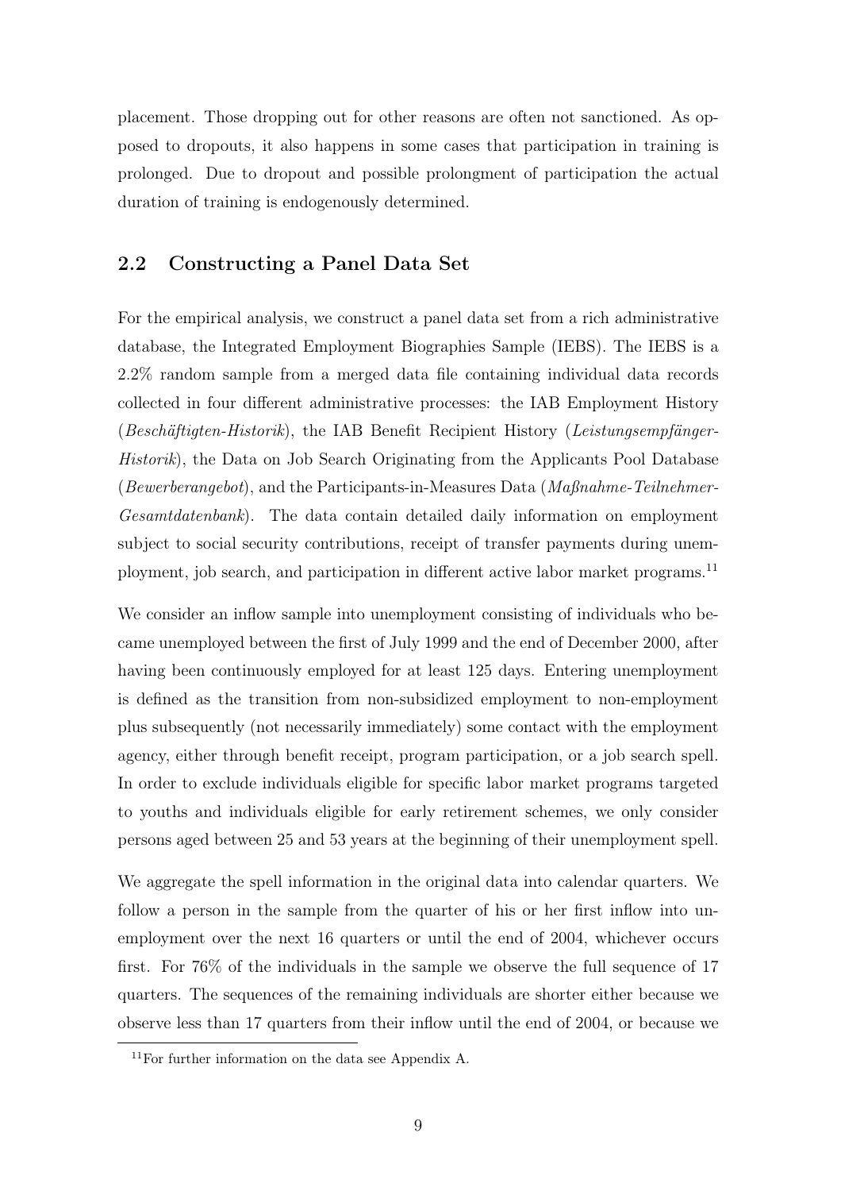placement. Those dropping out for other reasons are often not sanctioned. As opposed to dropouts, it also happens in some cases that participation in training is prolonged. Due to dropout and possible prolongment of participation the actual duration of training is endogenously determined.

## 2.2 Constructing a Panel Data Set

For the empirical analysis, we construct a panel data set from a rich administrative database, the Integrated Employment Biographies Sample (IEBS). The IEBS is a 2.2% random sample from a merged data file containing individual data records collected in four different administrative processes: the IAB Employment History (*Beschäftigten-Historik*), the IAB Benefit Recipient History (*Leistungsempfänger-Historik*), the Data on Job Search Originating from the Applicants Pool Database (*Bewerberangebot*), and the Participants-in-Measures Data (*Maßnahme-Teilnehmer-Gesamtdatenbank*). The data contain detailed daily information on employment subject to social security contributions, receipt of transfer payments during unemployment, job search, and participation in different active labor market programs.[11]

We consider an inflow sample into unemployment consisting of individuals who became unemployed between the first of July 1999 and the end of December 2000, after having been continuously employed for at least 125 days. Entering unemployment is defined as the transition from non-subsidized employment to non-employment plus subsequently (not necessarily immediately) some contact with the employment agency, either through benefit receipt, program participation, or a job search spell. In order to exclude individuals eligible for specific labor market programs targeted to youths and individuals eligible for early retirement schemes, we only consider persons aged between 25 and 53 years at the beginning of their unemployment spell.

We aggregate the spell information in the original data into calendar quarters. We follow a person in the sample from the quarter of his or her first inflow into unemployment over the next 16 quarters or until the end of 2004, whichever occurs first. For 76% of the individuals in the sample we observe the full sequence of 17 quarters. The sequences of the remaining individuals are shorter either because we observe less than 17 quarters from their inflow until the end of 2004, or because we

[11] For further information on the data see Appendix A.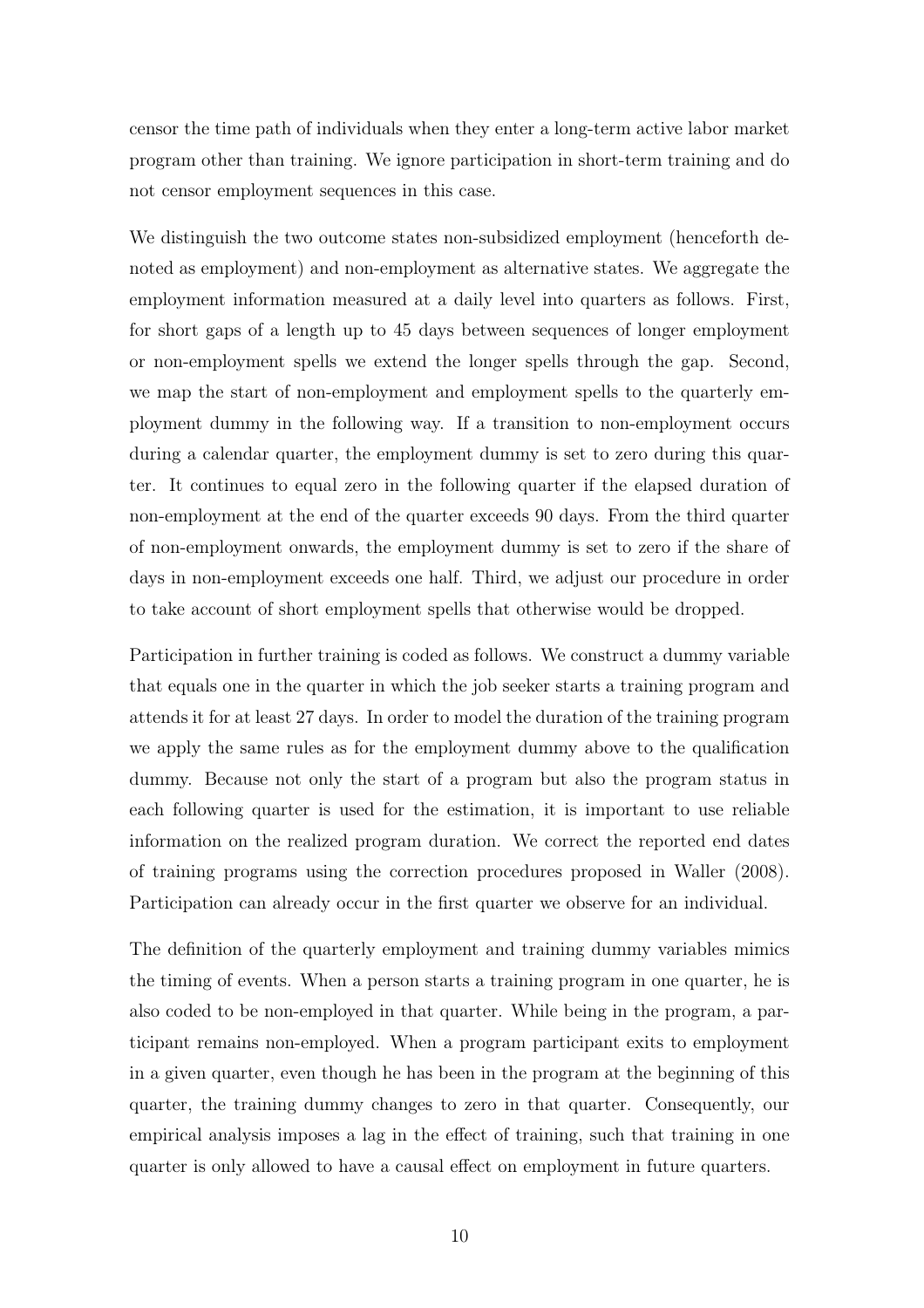censor the time path of individuals when they enter a long-term active labor market program other than training. We ignore participation in short-term training and do not censor employment sequences in this case.

We distinguish the two outcome states non-subsidized employment (henceforth denoted as employment) and non-employment as alternative states. We aggregate the employment information measured at a daily level into quarters as follows. First, for short gaps of a length up to 45 days between sequences of longer employment or non-employment spells we extend the longer spells through the gap. Second, we map the start of non-employment and employment spells to the quarterly employment dummy in the following way. If a transition to non-employment occurs during a calendar quarter, the employment dummy is set to zero during this quarter. It continues to equal zero in the following quarter if the elapsed duration of non-employment at the end of the quarter exceeds 90 days. From the third quarter of non-employment onwards, the employment dummy is set to zero if the share of days in non-employment exceeds one half. Third, we adjust our procedure in order to take account of short employment spells that otherwise would be dropped.

Participation in further training is coded as follows. We construct a dummy variable that equals one in the quarter in which the job seeker starts a training program and attends it for at least 27 days. In order to model the duration of the training program we apply the same rules as for the employment dummy above to the qualification dummy. Because not only the start of a program but also the program status in each following quarter is used for the estimation, it is important to use reliable information on the realized program duration. We correct the reported end dates of training programs using the correction procedures proposed in Waller (2008). Participation can already occur in the first quarter we observe for an individual.

The definition of the quarterly employment and training dummy variables mimics the timing of events. When a person starts a training program in one quarter, he is also coded to be non-employed in that quarter. While being in the program, a participant remains non-employed. When a program participant exits to employment in a given quarter, even though he has been in the program at the beginning of this quarter, the training dummy changes to zero in that quarter. Consequently, our empirical analysis imposes a lag in the effect of training, such that training in one quarter is only allowed to have a causal effect on employment in future quarters.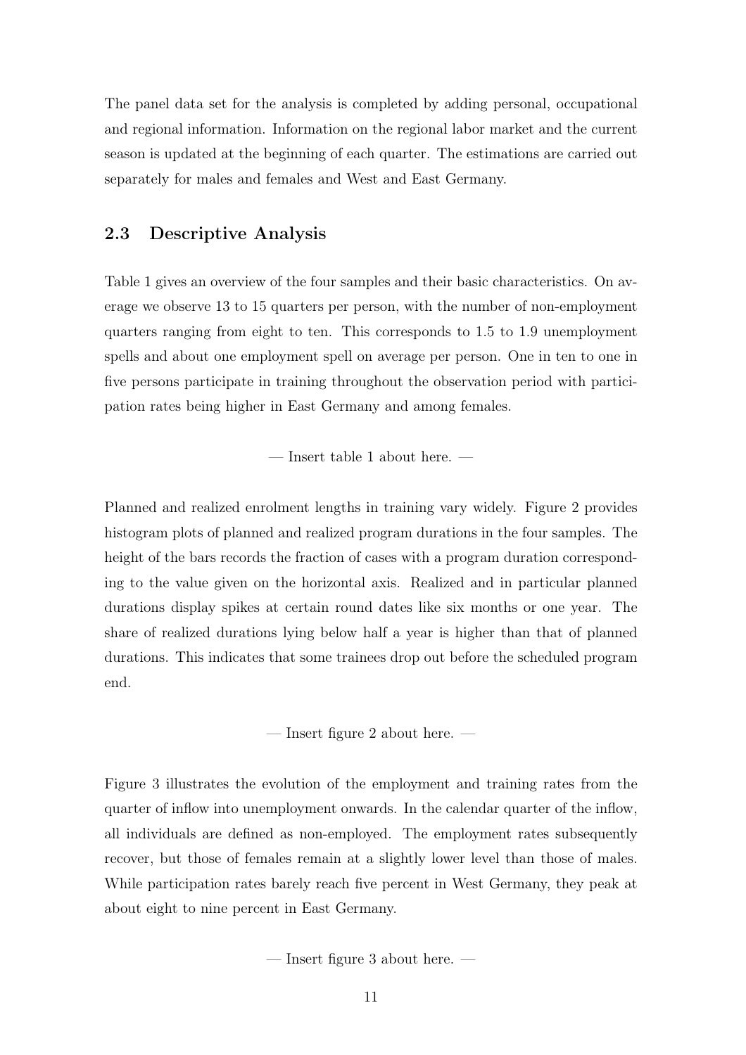The panel data set for the analysis is completed by adding personal, occupational and regional information. Information on the regional labor market and the current season is updated at the beginning of each quarter. The estimations are carried out separately for males and females and West and East Germany.

### 2.3 Descriptive Analysis

Table 1 gives an overview of the four samples and their basic characteristics. On average we observe 13 to 15 quarters per person, with the number of non-employment quarters ranging from eight to ten. This corresponds to 1.5 to 1.9 unemployment spells and about one employment spell on average per person. One in ten to one in five persons participate in training throughout the observation period with participation rates being higher in East Germany and among females.

— Insert table 1 about here. —

Planned and realized enrolment lengths in training vary widely. Figure 2 provides histogram plots of planned and realized program durations in the four samples. The height of the bars records the fraction of cases with a program duration corresponding to the value given on the horizontal axis. Realized and in particular planned durations display spikes at certain round dates like six months or one year. The share of realized durations lying below half a year is higher than that of planned durations. This indicates that some trainees drop out before the scheduled program end.

— Insert figure 2 about here. —

Figure 3 illustrates the evolution of the employment and training rates from the quarter of inflow into unemployment onwards. In the calendar quarter of the inflow, all individuals are defined as non-employed. The employment rates subsequently recover, but those of females remain at a slightly lower level than those of males. While participation rates barely reach five percent in West Germany, they peak at about eight to nine percent in East Germany.

— Insert figure 3 about here. —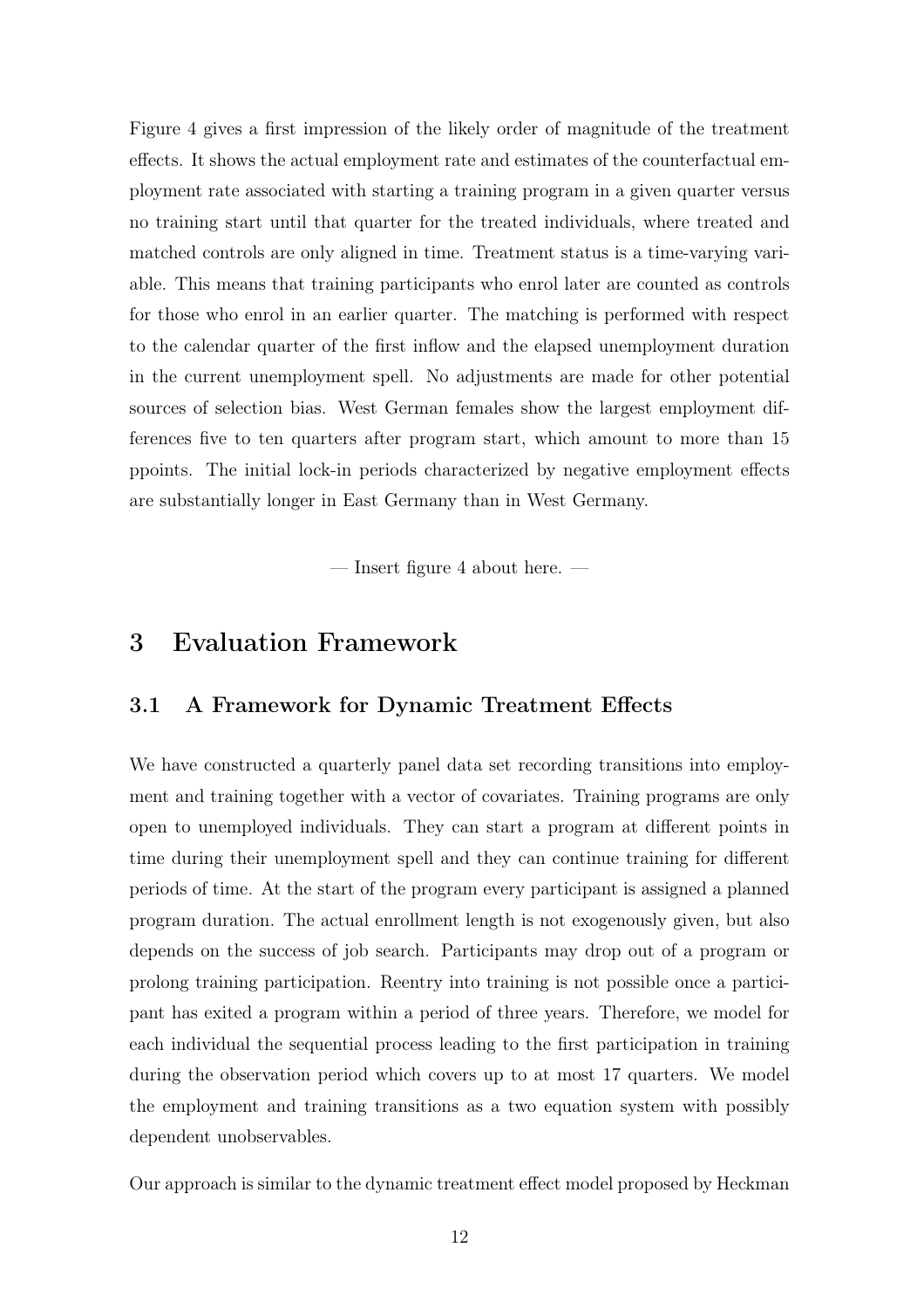Figure 4 gives a first impression of the likely order of magnitude of the treatment effects. It shows the actual employment rate and estimates of the counterfactual employment rate associated with starting a training program in a given quarter versus no training start until that quarter for the treated individuals, where treated and matched controls are only aligned in time. Treatment status is a time-varying variable. This means that training participants who enrol later are counted as controls for those who enrol in an earlier quarter. The matching is performed with respect to the calendar quarter of the first inflow and the elapsed unemployment duration in the current unemployment spell. No adjustments are made for other potential sources of selection bias. West German females show the largest employment differences five to ten quarters after program start, which amount to more than 15 ppoints. The initial lock-in periods characterized by negative employment effects are substantially longer in East Germany than in West Germany.

— Insert figure 4 about here. —

# 3 Evaluation Framework

## 3.1 A Framework for Dynamic Treatment Effects

We have constructed a quarterly panel data set recording transitions into employment and training together with a vector of covariates. Training programs are only open to unemployed individuals. They can start a program at different points in time during their unemployment spell and they can continue training for different periods of time. At the start of the program every participant is assigned a planned program duration. The actual enrollment length is not exogenously given, but also depends on the success of job search. Participants may drop out of a program or prolong training participation. Reentry into training is not possible once a participant has exited a program within a period of three years. Therefore, we model for each individual the sequential process leading to the first participation in training during the observation period which covers up to at most 17 quarters. We model the employment and training transitions as a two equation system with possibly dependent unobservables.

Our approach is similar to the dynamic treatment effect model proposed by Heckman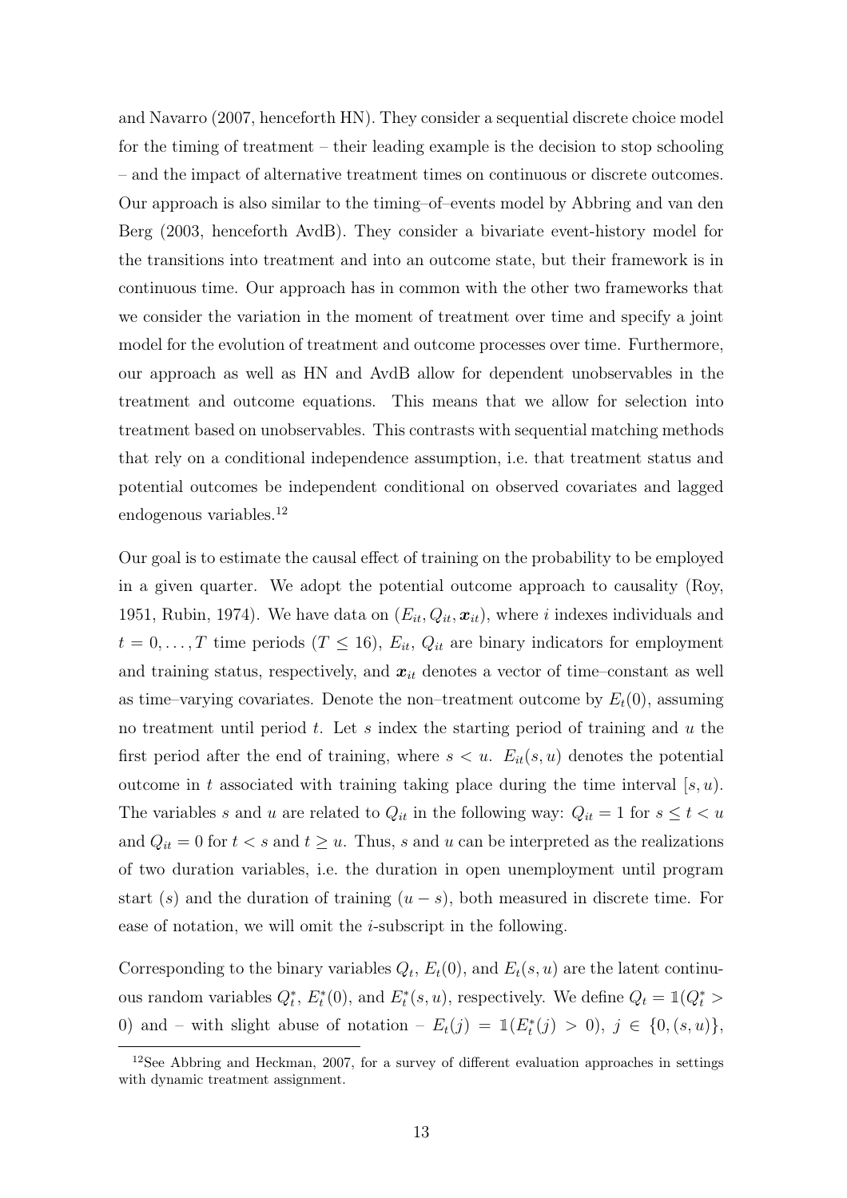and Navarro (2007, henceforth HN). They consider a sequential discrete choice model for the timing of treatment – their leading example is the decision to stop schooling – and the impact of alternative treatment times on continuous or discrete outcomes. Our approach is also similar to the timing–of–events model by Abbring and van den Berg (2003, henceforth AvdB). They consider a bivariate event-history model for the transitions into treatment and into an outcome state, but their framework is in continuous time. Our approach has in common with the other two frameworks that we consider the variation in the moment of treatment over time and specify a joint model for the evolution of treatment and outcome processes over time. Furthermore, our approach as well as HN and AvdB allow for dependent unobservables in the treatment and outcome equations. This means that we allow for selection into treatment based on unobservables. This contrasts with sequential matching methods that rely on a conditional independence assumption, i.e. that treatment status and potential outcomes be independent conditional on observed covariates and lagged endogenous variables.[12]

Our goal is to estimate the causal effect of training on the probability to be employed in a given quarter. We adopt the potential outcome approach to causality (Roy, 1951, Rubin, 1974). We have data on $(E_{it}, Q_{it}, \boldsymbol{x}_{it})$, where $i$ indexes individuals and $t = 0, \ldots, T$ time periods ($T \leq 16$), $E_{it}$, $Q_{it}$ are binary indicators for employment and training status, respectively, and $\boldsymbol{x}_{it}$ denotes a vector of time–constant as well as time–varying covariates. Denote the non–treatment outcome by $E_t(0)$, assuming no treatment until period $t$. Let $s$ index the starting period of training and $u$ the first period after the end of training, where $s < u$. $E_{it}(s, u)$ denotes the potential outcome in $t$ associated with training taking place during the time interval $[s, u)$. The variables $s$ and $u$ are related to $Q_{it}$ in the following way: $Q_{it} = 1$ for $s \leq t < u$ and $Q_{it} = 0$ for $t < s$ and $t \geq u$. Thus, $s$ and $u$ can be interpreted as the realizations of two duration variables, i.e. the duration in open unemployment until program start ($s$) and the duration of training ($u - s$), both measured in discrete time. For ease of notation, we will omit the $i$-subscript in the following.

Corresponding to the binary variables $Q_t$, $E_t(0)$, and $E_t(s, u)$ are the latent continuous random variables $Q_t^*$, $E_t^*(0)$, and $E_t^*(s, u)$, respectively. We define $Q_t = \mathbb{1}(Q_t^* > 0)$ and – with slight abuse of notation – $E_t(j) = \mathbb{1}(E_t^*(j) > 0)$, $j \in \{0, (s, u)\}$,

[12] See Abbring and Heckman, 2007, for a survey of different evaluation approaches in settings with dynamic treatment assignment.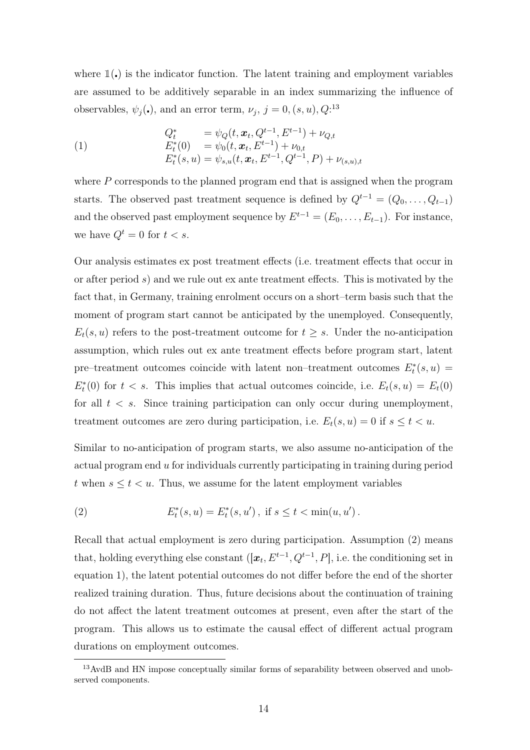where $\mathbb{1}(.)$ is the indicator function. The latent training and employment variables are assumed to be additively separable in an index summarizing the influence of observables, $\psi_j(.)$, and an error term, $\nu_j$, $j = 0, (s,u), Q$:[13]

$$
\begin{aligned}
Q_t^* &= \psi_Q(t, \boldsymbol{x}_t, Q^{t-1}, E^{t-1}) + \nu_{Q,t} \\
E_t^*(0) &= \psi_0(t, \boldsymbol{x}_t, E^{t-1}) + \nu_{0,t} \\
E_t^*(s,u) &= \psi_{s,u}(t, \boldsymbol{x}_t, E^{t-1}, Q^{t-1}, P) + \nu_{(s,u),t}
\end{aligned}
\tag{1}
$$

where $P$ corresponds to the planned program end that is assigned when the program starts. The observed past treatment sequence is defined by $Q^{t-1} = (Q_0, \ldots, Q_{t-1})$ and the observed past employment sequence by $E^{t-1} = (E_0, \ldots, E_{t-1})$. For instance, we have $Q^t = 0$ for $t < s$.

Our analysis estimates ex post treatment effects (i.e. treatment effects that occur in or after period $s$) and we rule out ex ante treatment effects. This is motivated by the fact that, in Germany, training enrolment occurs on a short–term basis such that the moment of program start cannot be anticipated by the unemployed. Consequently, $E_t(s,u)$ refers to the post-treatment outcome for $t \geq s$. Under the no-anticipation assumption, which rules out ex ante treatment effects before program start, latent pre–treatment outcomes coincide with latent non–treatment outcomes $E_t^*(s,u) = E_t^*(0)$ for $t < s$. This implies that actual outcomes coincide, i.e. $E_t(s,u) = E_t(0)$ for all $t < s$. Since training participation can only occur during unemployment, treatment outcomes are zero during participation, i.e. $E_t(s,u) = 0$ if $s \leq t < u$.

Similar to no-anticipation of program starts, we also assume no-anticipation of the actual program end $u$ for individuals currently participating in training during period $t$ when $s \leq t < u$. Thus, we assume for the latent employment variables

$$
E_t^*(s,u) = E_t^*(s,u'), \text{ if } s \leq t < \min(u, u'). \tag{2}
$$

Recall that actual employment is zero during participation. Assumption (2) means that, holding everything else constant ($[\boldsymbol{x}_t, E^{t-1}, Q^{t-1}, P]$, i.e. the conditioning set in equation 1), the latent potential outcomes do not differ before the end of the shorter realized training duration. Thus, future decisions about the continuation of training do not affect the latent treatment outcomes at present, even after the start of the program. This allows us to estimate the causal effect of different actual program durations on employment outcomes.

[13] AvdB and HN impose conceptually similar forms of separability between observed and unobserved components.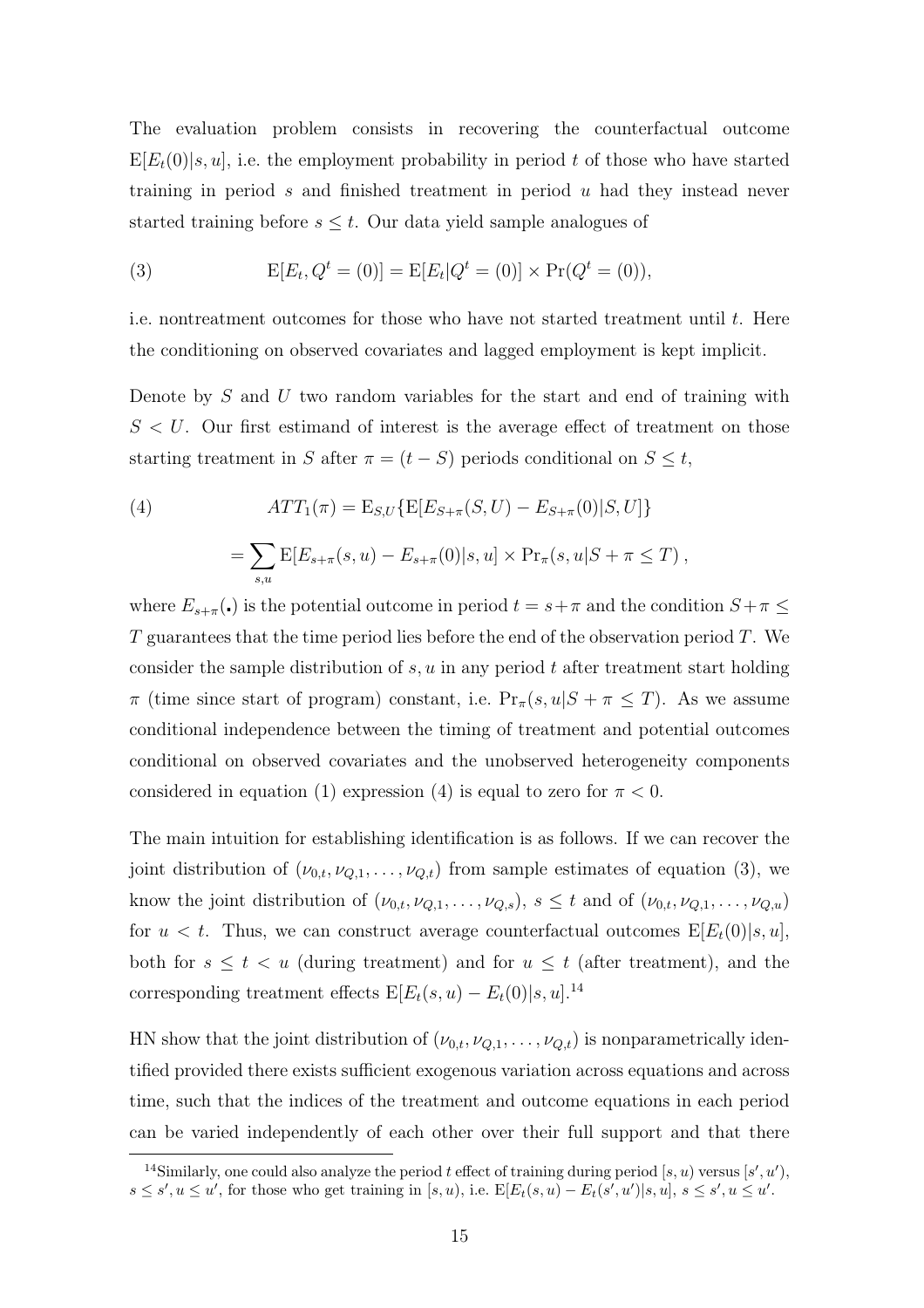The evaluation problem consists in recovering the counterfactual outcome $\mathrm{E}[E_t(0)|s,u]$, i.e. the employment probability in period $t$ of those who have started training in period $s$ and finished treatment in period $u$ had they instead never started training before $s \leq t$. Our data yield sample analogues of

$$\mathrm{E}[E_t, Q^t = (0)] = \mathrm{E}[E_t | Q^t = (0)] \times \Pr(Q^t = (0)), \tag{3}$$

i.e. nontreatment outcomes for those who have not started treatment until $t$. Here the conditioning on observed covariates and lagged employment is kept implicit.

Denote by $S$ and $U$ two random variables for the start and end of training with $S < U$. Our first estimand of interest is the average effect of treatment on those starting treatment in $S$ after $\pi = (t - S)$ periods conditional on $S \leq t$,

$$\begin{aligned} ATT_1(\pi) &= \mathrm{E}_{S,U}\{\mathrm{E}[E_{S+\pi}(S,U) - E_{S+\pi}(0)|S,U]\} \\ &= \sum_{s,u} \mathrm{E}[E_{s+\pi}(s,u) - E_{s+\pi}(0)|s,u] \times \Pr_\pi(s,u|S+\pi \leq T)\,, \end{aligned} \tag{4}$$

where $E_{s+\pi}(.)$ is the potential outcome in period $t = s+\pi$ and the condition $S+\pi \leq T$ guarantees that the time period lies before the end of the observation period $T$. We consider the sample distribution of $s, u$ in any period $t$ after treatment start holding $\pi$ (time since start of program) constant, i.e. $\Pr_\pi(s,u|S+\pi \leq T)$. As we assume conditional independence between the timing of treatment and potential outcomes conditional on observed covariates and the unobserved heterogeneity components considered in equation (1) expression (4) is equal to zero for $\pi < 0$.

The main intuition for establishing identification is as follows. If we can recover the joint distribution of $(\nu_{0,t}, \nu_{Q,1}, \ldots, \nu_{Q,t})$ from sample estimates of equation (3), we know the joint distribution of $(\nu_{0,t}, \nu_{Q,1}, \ldots, \nu_{Q,s})$, $s \leq t$ and of $(\nu_{0,t}, \nu_{Q,1}, \ldots, \nu_{Q,u})$ for $u < t$. Thus, we can construct average counterfactual outcomes $\mathrm{E}[E_t(0)|s,u]$, both for $s \leq t < u$ (during treatment) and for $u \leq t$ (after treatment), and the corresponding treatment effects $\mathrm{E}[E_t(s,u) - E_t(0)|s,u]$.[14]

HN show that the joint distribution of $(\nu_{0,t}, \nu_{Q,1}, \ldots, \nu_{Q,t})$ is nonparametrically identified provided there exists sufficient exogenous variation across equations and across time, such that the indices of the treatment and outcome equations in each period can be varied independently of each other over their full support and that there

[14] Similarly, one could also analyze the period $t$ effect of training during period $[s,u)$ versus $[s',u')$, $s \leq s', u \leq u'$, for those who get training in $[s,u)$, i.e. $\mathrm{E}[E_t(s,u) - E_t(s',u')|s,u]$, $s \leq s', u \leq u'$.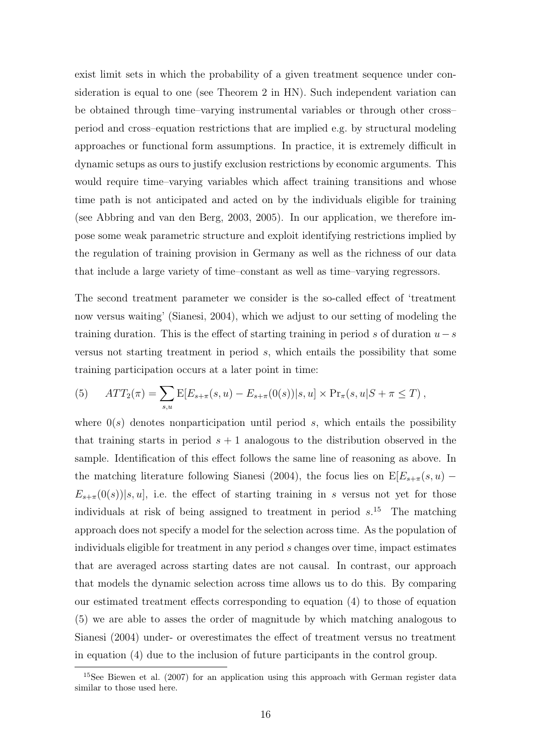exist limit sets in which the probability of a given treatment sequence under consideration is equal to one (see Theorem 2 in HN). Such independent variation can be obtained through time–varying instrumental variables or through other cross–period and cross–equation restrictions that are implied e.g. by structural modeling approaches or functional form assumptions. In practice, it is extremely difficult in dynamic setups as ours to justify exclusion restrictions by economic arguments. This would require time–varying variables which affect training transitions and whose time path is not anticipated and acted on by the individuals eligible for training (see Abbring and van den Berg, 2003, 2005). In our application, we therefore impose some weak parametric structure and exploit identifying restrictions implied by the regulation of training provision in Germany as well as the richness of our data that include a large variety of time–constant as well as time–varying regressors.

The second treatment parameter we consider is the so-called effect of 'treatment now versus waiting' (Sianesi, 2004), which we adjust to our setting of modeling the training duration. This is the effect of starting training in period $s$ of duration $u-s$ versus not starting treatment in period $s$, which entails the possibility that some training participation occurs at a later point in time:

$$(5) \qquad ATT_2(\pi) = \sum_{s,u} \mathrm{E}[E_{s+\pi}(s,u) - E_{s+\pi}(0(s))|s,u] \times \Pr_\pi(s,u|S+\pi \leq T)\,,$$

where $0(s)$ denotes nonparticipation until period $s$, which entails the possibility that training starts in period $s+1$ analogous to the distribution observed in the sample. Identification of this effect follows the same line of reasoning as above. In the matching literature following Sianesi (2004), the focus lies on $\mathrm{E}[E_{s+\pi}(s,u) - E_{s+\pi}(0(s))|s,u]$, i.e. the effect of starting training in $s$ versus not yet for those individuals at risk of being assigned to treatment in period $s$.[15] The matching approach does not specify a model for the selection across time. As the population of individuals eligible for treatment in any period $s$ changes over time, impact estimates that are averaged across starting dates are not causal. In contrast, our approach that models the dynamic selection across time allows us to do this. By comparing our estimated treatment effects corresponding to equation (4) to those of equation (5) we are able to asses the order of magnitude by which matching analogous to Sianesi (2004) under- or overestimates the effect of treatment versus no treatment in equation (4) due to the inclusion of future participants in the control group.

[15] See Biewen et al. (2007) for an application using this approach with German register data similar to those used here.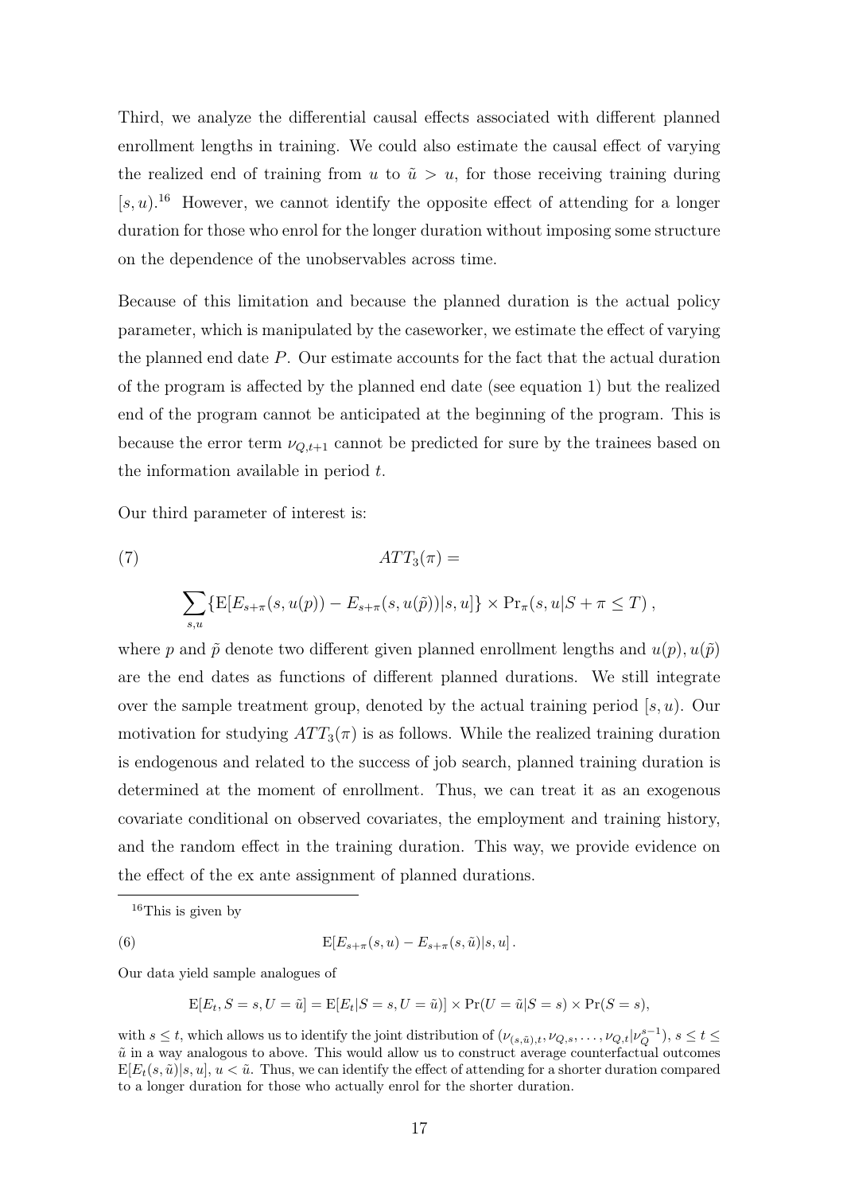Third, we analyze the differential causal effects associated with different planned enrollment lengths in training. We could also estimate the causal effect of varying the realized end of training from $u$ to $\tilde{u} > u$, for those receiving training during $[s, u)$.[16] However, we cannot identify the opposite effect of attending for a longer duration for those who enrol for the longer duration without imposing some structure on the dependence of the unobservables across time.

Because of this limitation and because the planned duration is the actual policy parameter, which is manipulated by the caseworker, we estimate the effect of varying the planned end date $P$. Our estimate accounts for the fact that the actual duration of the program is affected by the planned end date (see equation 1) but the realized end of the program cannot be anticipated at the beginning of the program. This is because the error term $\nu_{Q,t+1}$ cannot be predicted for sure by the trainees based on the information available in period $t$.

Our third parameter of interest is:

$$ATT_3(\pi) = \tag{7}$$

$$\sum_{s,u} \{\mathrm{E}[E_{s+\pi}(s, u(p)) - E_{s+\pi}(s, u(\tilde{p}))|s, u]\} \times \mathrm{Pr}_{\pi}(s, u|S + \pi \leq T)\,,$$

where $p$ and $\tilde{p}$ denote two different given planned enrollment lengths and $u(p), u(\tilde{p})$ are the end dates as functions of different planned durations. We still integrate over the sample treatment group, denoted by the actual training period $[s, u)$. Our motivation for studying $ATT_3(\pi)$ is as follows. While the realized training duration is endogenous and related to the success of job search, planned training duration is determined at the moment of enrollment. Thus, we can treat it as an exogenous covariate conditional on observed covariates, the employment and training history, and the random effect in the training duration. This way, we provide evidence on the effect of the ex ante assignment of planned durations.

[16] This is given by

$$\mathrm{E}[E_{s+\pi}(s, u) - E_{s+\pi}(s, \tilde{u})|s, u]\,. \tag{6}$$

Our data yield sample analogues of

$$\mathrm{E}[E_t, S = s, U = \tilde{u}] = \mathrm{E}[E_t|S = s, U = \tilde{u})] \times \mathrm{Pr}(U = \tilde{u}|S = s) \times \mathrm{Pr}(S = s),$$

with $s \leq t$, which allows us to identify the joint distribution of $(\nu_{(s,\tilde{u}),t}, \nu_{Q,s}, \ldots, \nu_{Q,t}|\nu_Q^{s-1})$, $s \leq t \leq \tilde{u}$ in a way analogous to above. This would allow us to construct average counterfactual outcomes $\mathrm{E}[E_t(s, \tilde{u})|s, u]$, $u < \tilde{u}$. Thus, we can identify the effect of attending for a shorter duration compared to a longer duration for those who actually enrol for the shorter duration.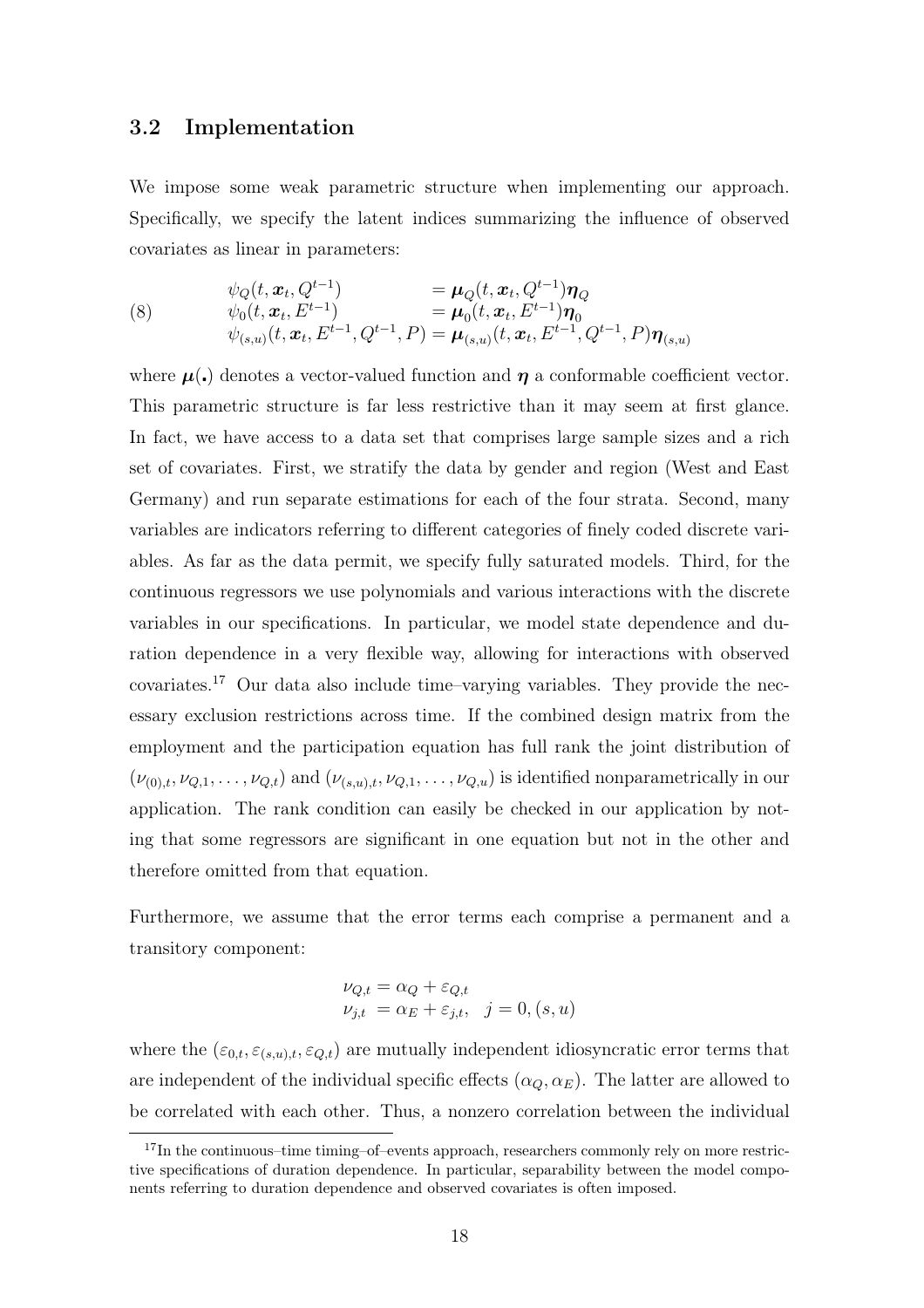### 3.2 Implementation

We impose some weak parametric structure when implementing our approach. Specifically, we specify the latent indices summarizing the influence of observed covariates as linear in parameters:

$$
\begin{aligned}
&\psi_Q(t, \boldsymbol{x}_t, Q^{t-1}) &&= \boldsymbol{\mu}_Q(t, \boldsymbol{x}_t, Q^{t-1})\boldsymbol{\eta}_Q \\
&\psi_0(t, \boldsymbol{x}_t, E^{t-1}) &&= \boldsymbol{\mu}_0(t, \boldsymbol{x}_t, E^{t-1})\boldsymbol{\eta}_0 \\
&\psi_{(s,u)}(t, \boldsymbol{x}_t, E^{t-1}, Q^{t-1}, P) &&= \boldsymbol{\mu}_{(s,u)}(t, \boldsymbol{x}_t, E^{t-1}, Q^{t-1}, P)\boldsymbol{\eta}_{(s,u)}
\end{aligned} \tag{8}
$$

where $\boldsymbol{\mu}(.)$ denotes a vector-valued function and $\boldsymbol{\eta}$ a conformable coefficient vector. This parametric structure is far less restrictive than it may seem at first glance. In fact, we have access to a data set that comprises large sample sizes and a rich set of covariates. First, we stratify the data by gender and region (West and East Germany) and run separate estimations for each of the four strata. Second, many variables are indicators referring to different categories of finely coded discrete variables. As far as the data permit, we specify fully saturated models. Third, for the continuous regressors we use polynomials and various interactions with the discrete variables in our specifications. In particular, we model state dependence and duration dependence in a very flexible way, allowing for interactions with observed covariates.[17] Our data also include time–varying variables. They provide the necessary exclusion restrictions across time. If the combined design matrix from the employment and the participation equation has full rank the joint distribution of $(\nu_{(0),t}, \nu_{Q,1}, \ldots, \nu_{Q,t})$ and $(\nu_{(s,u),t}, \nu_{Q,1}, \ldots, \nu_{Q,u})$ is identified nonparametrically in our application. The rank condition can easily be checked in our application by noting that some regressors are significant in one equation but not in the other and therefore omitted from that equation.

Furthermore, we assume that the error terms each comprise a permanent and a transitory component:

$$
\begin{aligned}
\nu_{Q,t} &= \alpha_Q + \varepsilon_{Q,t} \\
\nu_{j,t} &= \alpha_E + \varepsilon_{j,t}, \quad j = 0, (s,u)
\end{aligned}
$$

where the $(\varepsilon_{0,t}, \varepsilon_{(s,u),t}, \varepsilon_{Q,t})$ are mutually independent idiosyncratic error terms that are independent of the individual specific effects $(\alpha_Q, \alpha_E)$. The latter are allowed to be correlated with each other. Thus, a nonzero correlation between the individual

[17] In the continuous–time timing–of–events approach, researchers commonly rely on more restrictive specifications of duration dependence. In particular, separability between the model components referring to duration dependence and observed covariates is often imposed.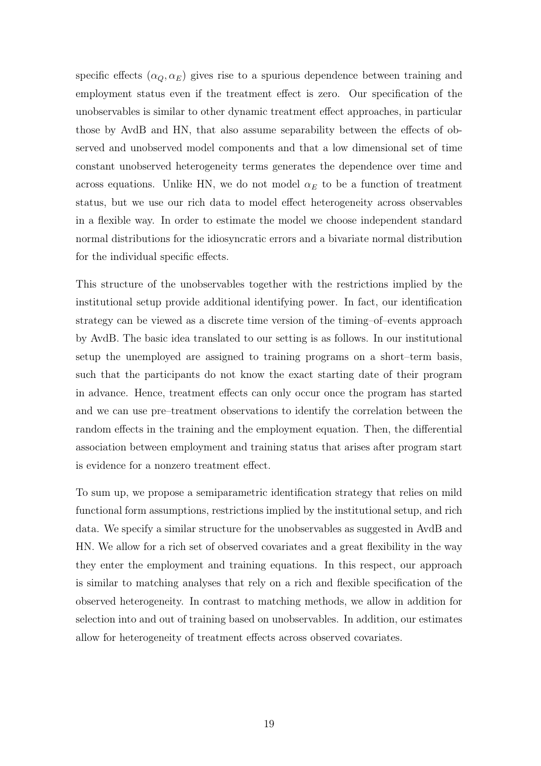specific effects $(\alpha_Q, \alpha_E)$ gives rise to a spurious dependence between training and employment status even if the treatment effect is zero. Our specification of the unobservables is similar to other dynamic treatment effect approaches, in particular those by AvdB and HN, that also assume separability between the effects of observed and unobserved model components and that a low dimensional set of time constant unobserved heterogeneity terms generates the dependence over time and across equations. Unlike HN, we do not model $\alpha_E$ to be a function of treatment status, but we use our rich data to model effect heterogeneity across observables in a flexible way. In order to estimate the model we choose independent standard normal distributions for the idiosyncratic errors and a bivariate normal distribution for the individual specific effects.

This structure of the unobservables together with the restrictions implied by the institutional setup provide additional identifying power. In fact, our identification strategy can be viewed as a discrete time version of the timing–of–events approach by AvdB. The basic idea translated to our setting is as follows. In our institutional setup the unemployed are assigned to training programs on a short–term basis, such that the participants do not know the exact starting date of their program in advance. Hence, treatment effects can only occur once the program has started and we can use pre–treatment observations to identify the correlation between the random effects in the training and the employment equation. Then, the differential association between employment and training status that arises after program start is evidence for a nonzero treatment effect.

To sum up, we propose a semiparametric identification strategy that relies on mild functional form assumptions, restrictions implied by the institutional setup, and rich data. We specify a similar structure for the unobservables as suggested in AvdB and HN. We allow for a rich set of observed covariates and a great flexibility in the way they enter the employment and training equations. In this respect, our approach is similar to matching analyses that rely on a rich and flexible specification of the observed heterogeneity. In contrast to matching methods, we allow in addition for selection into and out of training based on unobservables. In addition, our estimates allow for heterogeneity of treatment effects across observed covariates.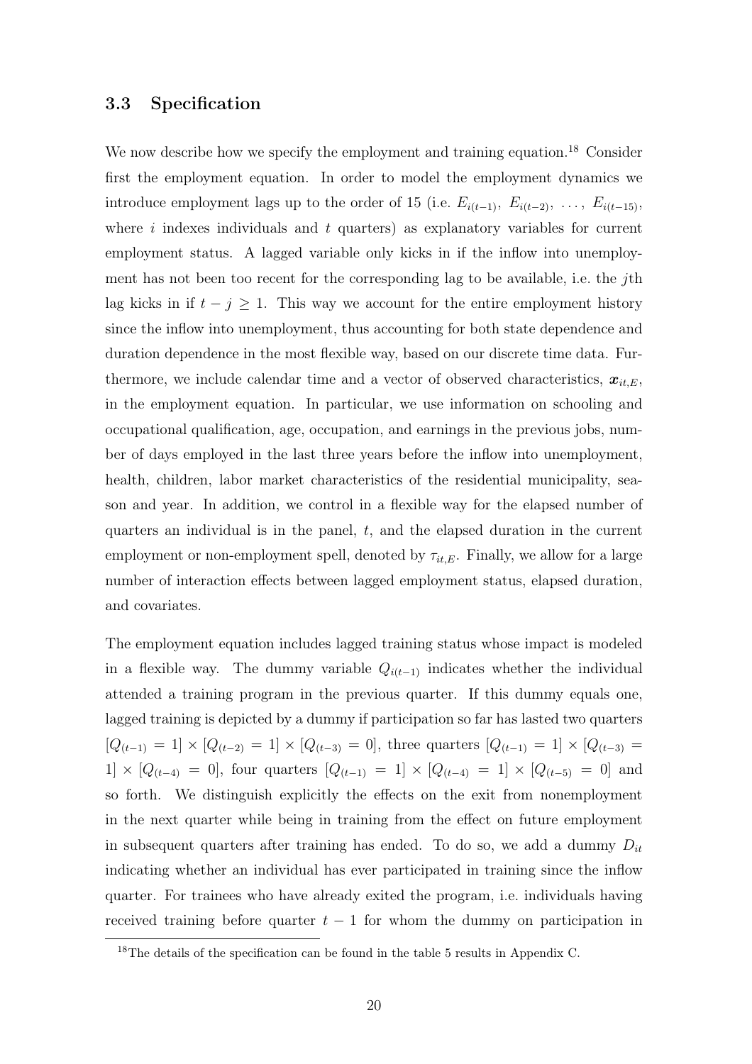### 3.3 Specification

We now describe how we specify the employment and training equation.[18] Consider first the employment equation. In order to model the employment dynamics we introduce employment lags up to the order of 15 (i.e. $E_{i(t-1)},\ E_{i(t-2)},\ \ldots,\ E_{i(t-15)}$, where $i$ indexes individuals and $t$ quarters) as explanatory variables for current employment status. A lagged variable only kicks in if the inflow into unemployment has not been too recent for the corresponding lag to be available, i.e. the $j$th lag kicks in if $t - j \geq 1$. This way we account for the entire employment history since the inflow into unemployment, thus accounting for both state dependence and duration dependence in the most flexible way, based on our discrete time data. Furthermore, we include calendar time and a vector of observed characteristics, $\boldsymbol{x}_{it,E}$, in the employment equation. In particular, we use information on schooling and occupational qualification, age, occupation, and earnings in the previous jobs, number of days employed in the last three years before the inflow into unemployment, health, children, labor market characteristics of the residential municipality, season and year. In addition, we control in a flexible way for the elapsed number of quarters an individual is in the panel, $t$, and the elapsed duration in the current employment or non-employment spell, denoted by $\tau_{it,E}$. Finally, we allow for a large number of interaction effects between lagged employment status, elapsed duration, and covariates.

The employment equation includes lagged training status whose impact is modeled in a flexible way. The dummy variable $Q_{i(t-1)}$ indicates whether the individual attended a training program in the previous quarter. If this dummy equals one, lagged training is depicted by a dummy if participation so far has lasted two quarters $[Q_{(t-1)} = 1] \times [Q_{(t-2)} = 1] \times [Q_{(t-3)} = 0]$, three quarters $[Q_{(t-1)} = 1] \times [Q_{(t-3)} = 1] \times [Q_{(t-4)} = 0]$, four quarters $[Q_{(t-1)} = 1] \times [Q_{(t-4)} = 1] \times [Q_{(t-5)} = 0]$ and so forth. We distinguish explicitly the effects on the exit from nonemployment in the next quarter while being in training from the effect on future employment in subsequent quarters after training has ended. To do so, we add a dummy $D_{it}$ indicating whether an individual has ever participated in training since the inflow quarter. For trainees who have already exited the program, i.e. individuals having received training before quarter $t - 1$ for whom the dummy on participation in

[18] The details of the specification can be found in the table 5 results in Appendix C.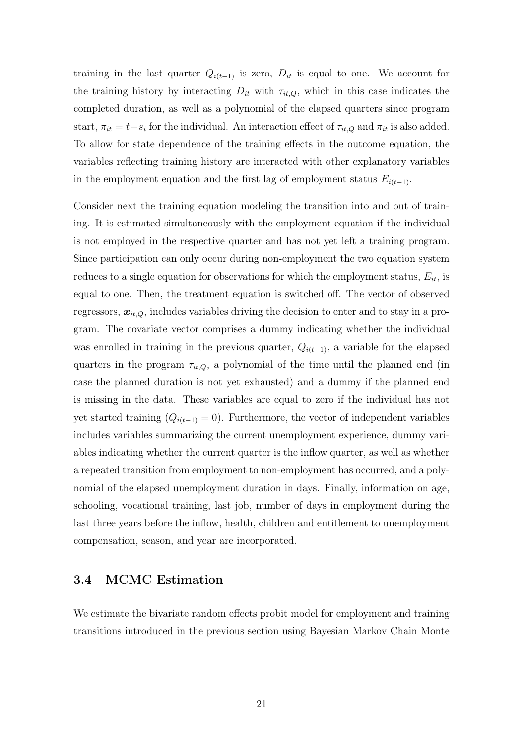training in the last quarter $Q_{i(t-1)}$ is zero, $D_{it}$ is equal to one. We account for the training history by interacting $D_{it}$ with $\tau_{it,Q}$, which in this case indicates the completed duration, as well as a polynomial of the elapsed quarters since program start, $\pi_{it} = t - s_i$ for the individual. An interaction effect of $\tau_{it,Q}$ and $\pi_{it}$ is also added. To allow for state dependence of the training effects in the outcome equation, the variables reflecting training history are interacted with other explanatory variables in the employment equation and the first lag of employment status $E_{i(t-1)}$.

Consider next the training equation modeling the transition into and out of training. It is estimated simultaneously with the employment equation if the individual is not employed in the respective quarter and has not yet left a training program. Since participation can only occur during non-employment the two equation system reduces to a single equation for observations for which the employment status, $E_{it}$, is equal to one. Then, the treatment equation is switched off. The vector of observed regressors, $\boldsymbol{x}_{it,Q}$, includes variables driving the decision to enter and to stay in a program. The covariate vector comprises a dummy indicating whether the individual was enrolled in training in the previous quarter, $Q_{i(t-1)}$, a variable for the elapsed quarters in the program $\tau_{it,Q}$, a polynomial of the time until the planned end (in case the planned duration is not yet exhausted) and a dummy if the planned end is missing in the data. These variables are equal to zero if the individual has not yet started training ($Q_{i(t-1)} = 0$). Furthermore, the vector of independent variables includes variables summarizing the current unemployment experience, dummy variables indicating whether the current quarter is the inflow quarter, as well as whether a repeated transition from employment to non-employment has occurred, and a polynomial of the elapsed unemployment duration in days. Finally, information on age, schooling, vocational training, last job, number of days in employment during the last three years before the inflow, health, children and entitlement to unemployment compensation, season, and year are incorporated.

### 3.4 MCMC Estimation

We estimate the bivariate random effects probit model for employment and training transitions introduced in the previous section using Bayesian Markov Chain Monte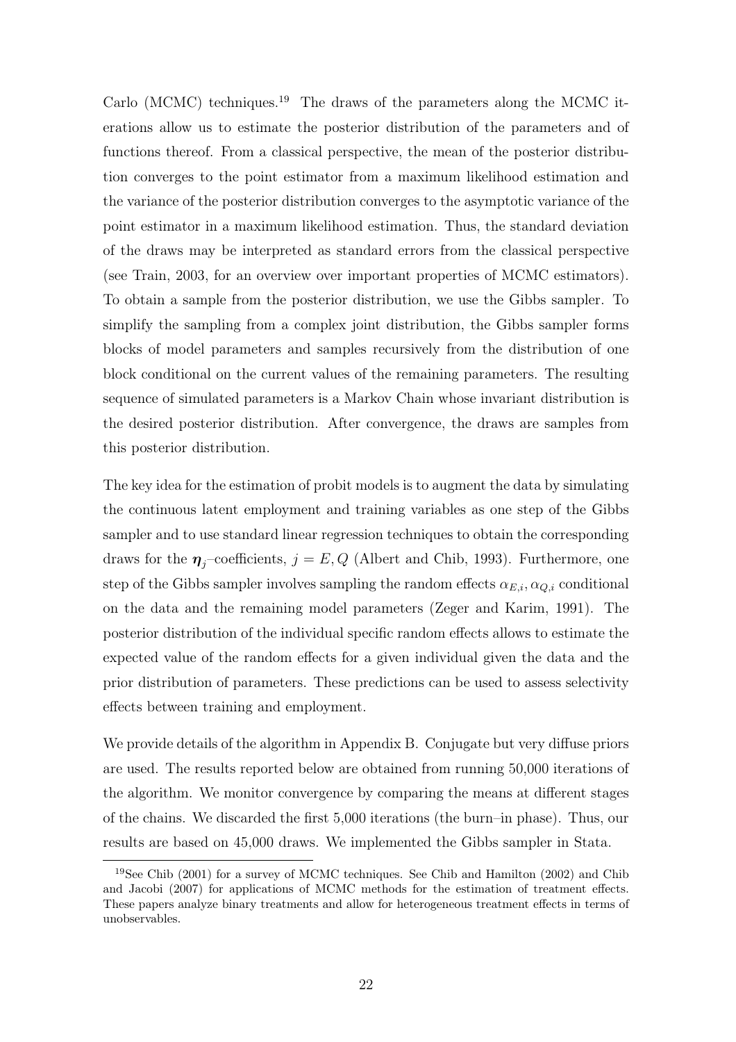Carlo (MCMC) techniques.[19] The draws of the parameters along the MCMC iterations allow us to estimate the posterior distribution of the parameters and of functions thereof. From a classical perspective, the mean of the posterior distribution converges to the point estimator from a maximum likelihood estimation and the variance of the posterior distribution converges to the asymptotic variance of the point estimator in a maximum likelihood estimation. Thus, the standard deviation of the draws may be interpreted as standard errors from the classical perspective (see Train, 2003, for an overview over important properties of MCMC estimators). To obtain a sample from the posterior distribution, we use the Gibbs sampler. To simplify the sampling from a complex joint distribution, the Gibbs sampler forms blocks of model parameters and samples recursively from the distribution of one block conditional on the current values of the remaining parameters. The resulting sequence of simulated parameters is a Markov Chain whose invariant distribution is the desired posterior distribution. After convergence, the draws are samples from this posterior distribution.

The key idea for the estimation of probit models is to augment the data by simulating the continuous latent employment and training variables as one step of the Gibbs sampler and to use standard linear regression techniques to obtain the corresponding draws for the $\boldsymbol{\eta}_j$–coefficients, $j = E, Q$ (Albert and Chib, 1993). Furthermore, one step of the Gibbs sampler involves sampling the random effects $\alpha_{E,i}, \alpha_{Q,i}$ conditional on the data and the remaining model parameters (Zeger and Karim, 1991). The posterior distribution of the individual specific random effects allows to estimate the expected value of the random effects for a given individual given the data and the prior distribution of parameters. These predictions can be used to assess selectivity effects between training and employment.

We provide details of the algorithm in Appendix B. Conjugate but very diffuse priors are used. The results reported below are obtained from running 50,000 iterations of the algorithm. We monitor convergence by comparing the means at different stages of the chains. We discarded the first 5,000 iterations (the burn–in phase). Thus, our results are based on 45,000 draws. We implemented the Gibbs sampler in Stata.

[19] See Chib (2001) for a survey of MCMC techniques. See Chib and Hamilton (2002) and Chib and Jacobi (2007) for applications of MCMC methods for the estimation of treatment effects. These papers analyze binary treatments and allow for heterogeneous treatment effects in terms of unobservables.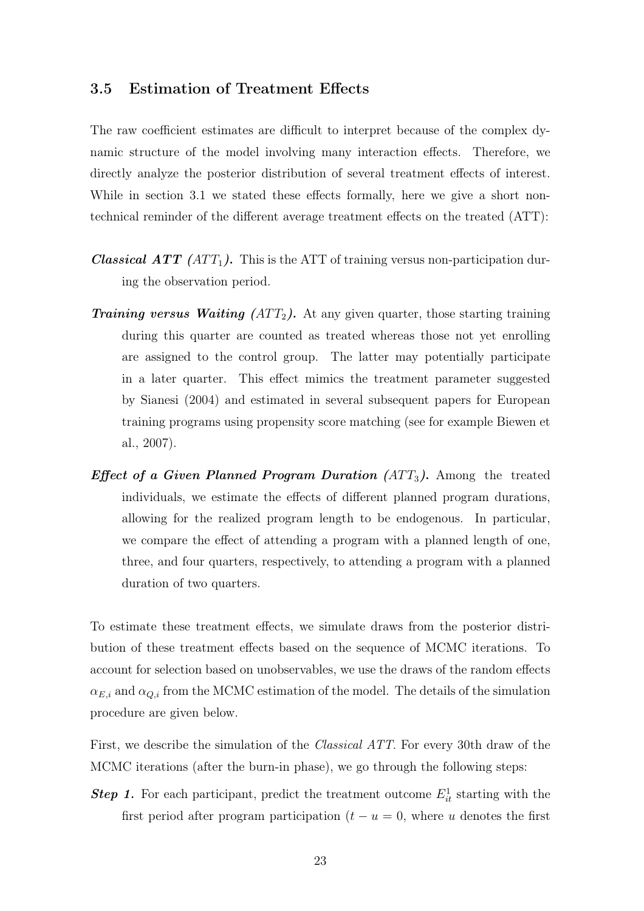### 3.5 Estimation of Treatment Effects

The raw coefficient estimates are difficult to interpret because of the complex dynamic structure of the model involving many interaction effects. Therefore, we directly analyze the posterior distribution of several treatment effects of interest. While in section 3.1 we stated these effects formally, here we give a short non-technical reminder of the different average treatment effects on the treated (ATT):

***Classical ATT*** ***(*$ATT_1$*).*** This is the ATT of training versus non-participation during the observation period.

***Training versus Waiting*** ***(*$ATT_2$*).*** At any given quarter, those starting training during this quarter are counted as treated whereas those not yet enrolling are assigned to the control group. The latter may potentially participate in a later quarter. This effect mimics the treatment parameter suggested by Sianesi (2004) and estimated in several subsequent papers for European training programs using propensity score matching (see for example Biewen et al., 2007).

***Effect of a Given Planned Program Duration*** ***(*$ATT_3$*).*** Among the treated individuals, we estimate the effects of different planned program durations, allowing for the realized program length to be endogenous. In particular, we compare the effect of attending a program with a planned length of one, three, and four quarters, respectively, to attending a program with a planned duration of two quarters.

To estimate these treatment effects, we simulate draws from the posterior distribution of these treatment effects based on the sequence of MCMC iterations. To account for selection based on unobservables, we use the draws of the random effects $\alpha_{E,i}$ and $\alpha_{Q,i}$ from the MCMC estimation of the model. The details of the simulation procedure are given below.

First, we describe the simulation of the *Classical ATT*. For every 30th draw of the MCMC iterations (after the burn-in phase), we go through the following steps:

***Step 1.*** For each participant, predict the treatment outcome $E^1_{it}$ starting with the first period after program participation ($t - u = 0$, where $u$ denotes the first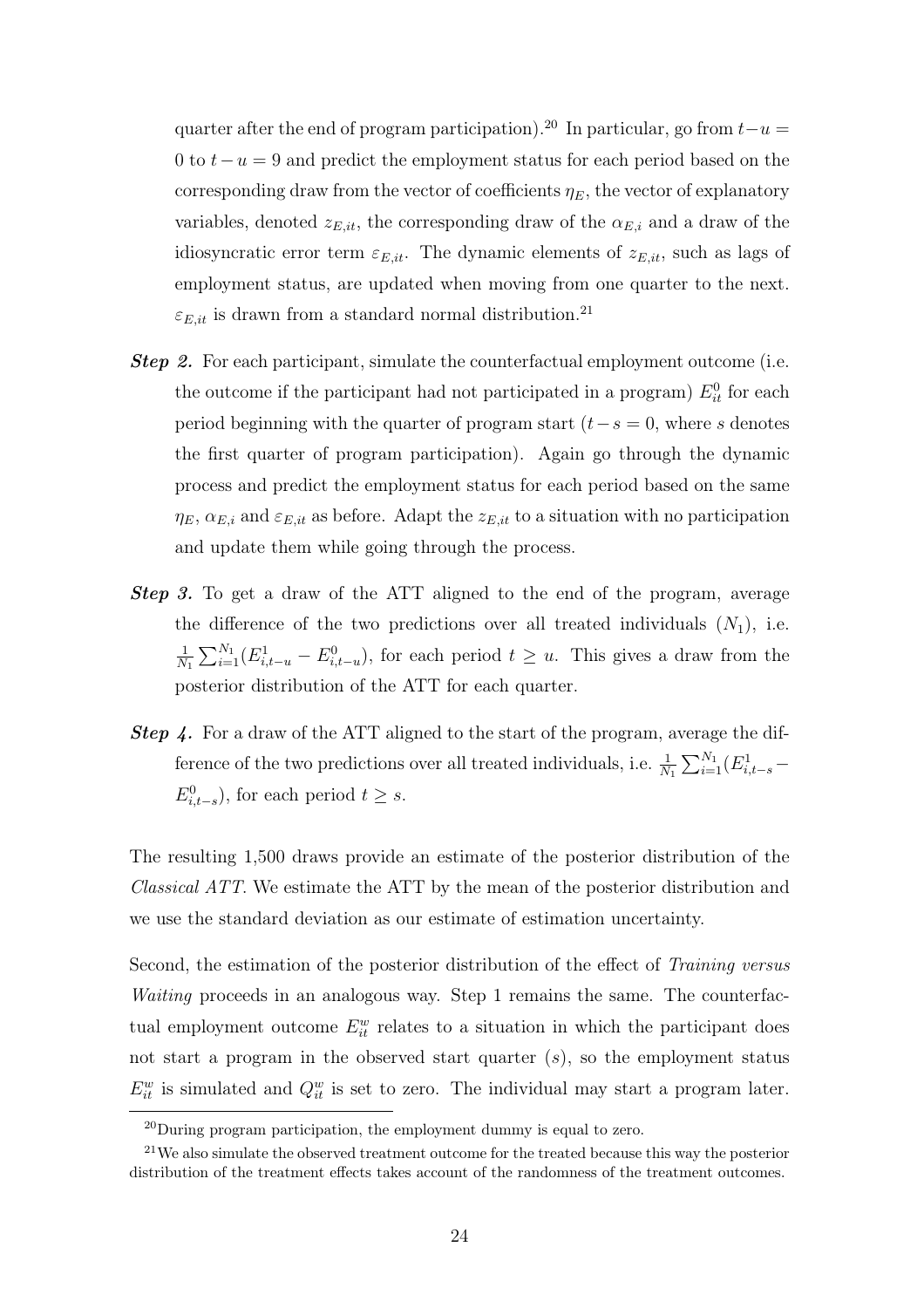quarter after the end of program participation).[20] In particular, go from $t-u = 0$ to $t-u = 9$ and predict the employment status for each period based on the corresponding draw from the vector of coefficients $\eta_E$, the vector of explanatory variables, denoted $z_{E,it}$, the corresponding draw of the $\alpha_{E,i}$ and a draw of the idiosyncratic error term $\varepsilon_{E,it}$. The dynamic elements of $z_{E,it}$, such as lags of employment status, are updated when moving from one quarter to the next. $\varepsilon_{E,it}$ is drawn from a standard normal distribution.[21]

***Step 2.*** For each participant, simulate the counterfactual employment outcome (i.e. the outcome if the participant had not participated in a program) $E^0_{it}$ for each period beginning with the quarter of program start ($t-s = 0$, where $s$ denotes the first quarter of program participation). Again go through the dynamic process and predict the employment status for each period based on the same $\eta_E$, $\alpha_{E,i}$ and $\varepsilon_{E,it}$ as before. Adapt the $z_{E,it}$ to a situation with no participation and update them while going through the process.

***Step 3.*** To get a draw of the ATT aligned to the end of the program, average the difference of the two predictions over all treated individuals ($N_1$), i.e. $\frac{1}{N_1}\sum_{i=1}^{N_1}(E^1_{i,t-u} - E^0_{i,t-u})$, for each period $t \geq u$. This gives a draw from the posterior distribution of the ATT for each quarter.

***Step 4.*** For a draw of the ATT aligned to the start of the program, average the difference of the two predictions over all treated individuals, i.e. $\frac{1}{N_1}\sum_{i=1}^{N_1}(E^1_{i,t-s} - E^0_{i,t-s})$, for each period $t \geq s$.

The resulting 1,500 draws provide an estimate of the posterior distribution of the *Classical ATT*. We estimate the ATT by the mean of the posterior distribution and we use the standard deviation as our estimate of estimation uncertainty.

Second, the estimation of the posterior distribution of the effect of *Training versus Waiting* proceeds in an analogous way. Step 1 remains the same. The counterfactual employment outcome $E^w_{it}$ relates to a situation in which the participant does not start a program in the observed start quarter ($s$), so the employment status $E^w_{it}$ is simulated and $Q^w_{it}$ is set to zero. The individual may start a program later.

[20] During program participation, the employment dummy is equal to zero.

[21] We also simulate the observed treatment outcome for the treated because this way the posterior distribution of the treatment effects takes account of the randomness of the treatment outcomes.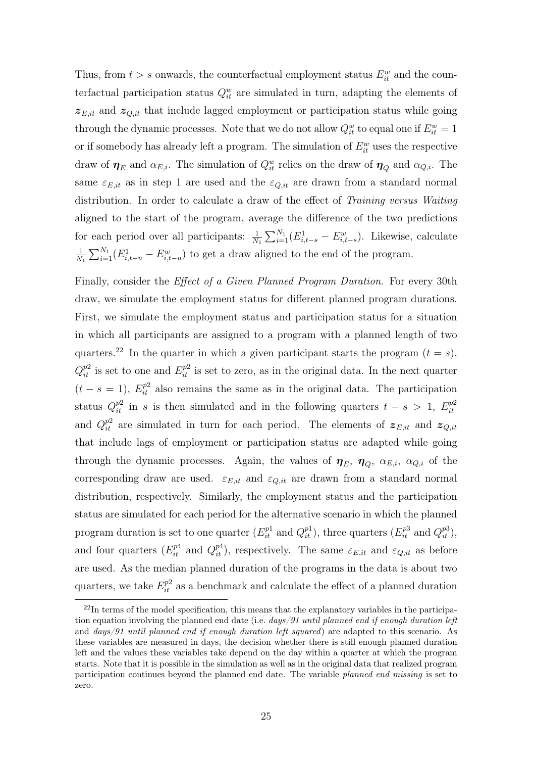Thus, from $t > s$ onwards, the counterfactual employment status $E^w_{it}$ and the counterfactual participation status $Q^w_{it}$ are simulated in turn, adapting the elements of $\boldsymbol{z}_{E,it}$ and $\boldsymbol{z}_{Q,it}$ that include lagged employment or participation status while going through the dynamic processes. Note that we do not allow $Q^w_{it}$ to equal one if $E^w_{it} = 1$ or if somebody has already left a program. The simulation of $E^w_{it}$ uses the respective draw of $\boldsymbol{\eta}_E$ and $\alpha_{E,i}$. The simulation of $Q^w_{it}$ relies on the draw of $\boldsymbol{\eta}_Q$ and $\alpha_{Q,i}$. The same $\varepsilon_{E,it}$ as in step 1 are used and the $\varepsilon_{Q,it}$ are drawn from a standard normal distribution. In order to calculate a draw of the effect of *Training versus Waiting* aligned to the start of the program, average the difference of the two predictions for each period over all participants: $\frac{1}{N_1}\sum_{i=1}^{N_1}(E^1_{i,t-s} - E^w_{i,t-s})$. Likewise, calculate $\frac{1}{N_1}\sum_{i=1}^{N_1}(E^1_{i,t-u} - E^w_{i,t-u})$ to get a draw aligned to the end of the program.

Finally, consider the *Effect of a Given Planned Program Duration*. For every 30th draw, we simulate the employment status for different planned program durations. First, we simulate the employment status and participation status for a situation in which all participants are assigned to a program with a planned length of two quarters.[22] In the quarter in which a given participant starts the program ($t = s$), $Q^{p2}_{it}$ is set to one and $E^{p2}_{it}$ is set to zero, as in the original data. In the next quarter ($t - s = 1$), $E^{p2}_{it}$ also remains the same as in the original data. The participation status $Q^{p2}_{it}$ in $s$ is then simulated and in the following quarters $t - s > 1$, $E^{p2}_{it}$ and $Q^{p2}_{it}$ are simulated in turn for each period. The elements of $\boldsymbol{z}_{E,it}$ and $\boldsymbol{z}_{Q,it}$ that include lags of employment or participation status are adapted while going through the dynamic processes. Again, the values of $\boldsymbol{\eta}_E$, $\boldsymbol{\eta}_Q$, $\alpha_{E,i}$, $\alpha_{Q,i}$ of the corresponding draw are used. $\varepsilon_{E,it}$ and $\varepsilon_{Q,it}$ are drawn from a standard normal distribution, respectively. Similarly, the employment status and the participation status are simulated for each period for the alternative scenario in which the planned program duration is set to one quarter ($E^{p1}_{it}$ and $Q^{p1}_{it}$), three quarters ($E^{p3}_{it}$ and $Q^{p3}_{it}$), and four quarters ($E^{p4}_{it}$ and $Q^{p4}_{it}$), respectively. The same $\varepsilon_{E,it}$ and $\varepsilon_{Q,it}$ as before are used. As the median planned duration of the programs in the data is about two quarters, we take $E^{p2}_{it}$ as a benchmark and calculate the effect of a planned duration

[22] In terms of the model specification, this means that the explanatory variables in the participation equation involving the planned end date (i.e. *days/91 until planned end if enough duration left* and *days/91 until planned end if enough duration left squared*) are adapted to this scenario. As these variables are measured in days, the decision whether there is still enough planned duration left and the values these variables take depend on the day within a quarter at which the program starts. Note that it is possible in the simulation as well as in the original data that realized program participation continues beyond the planned end date. The variable *planned end missing* is set to zero.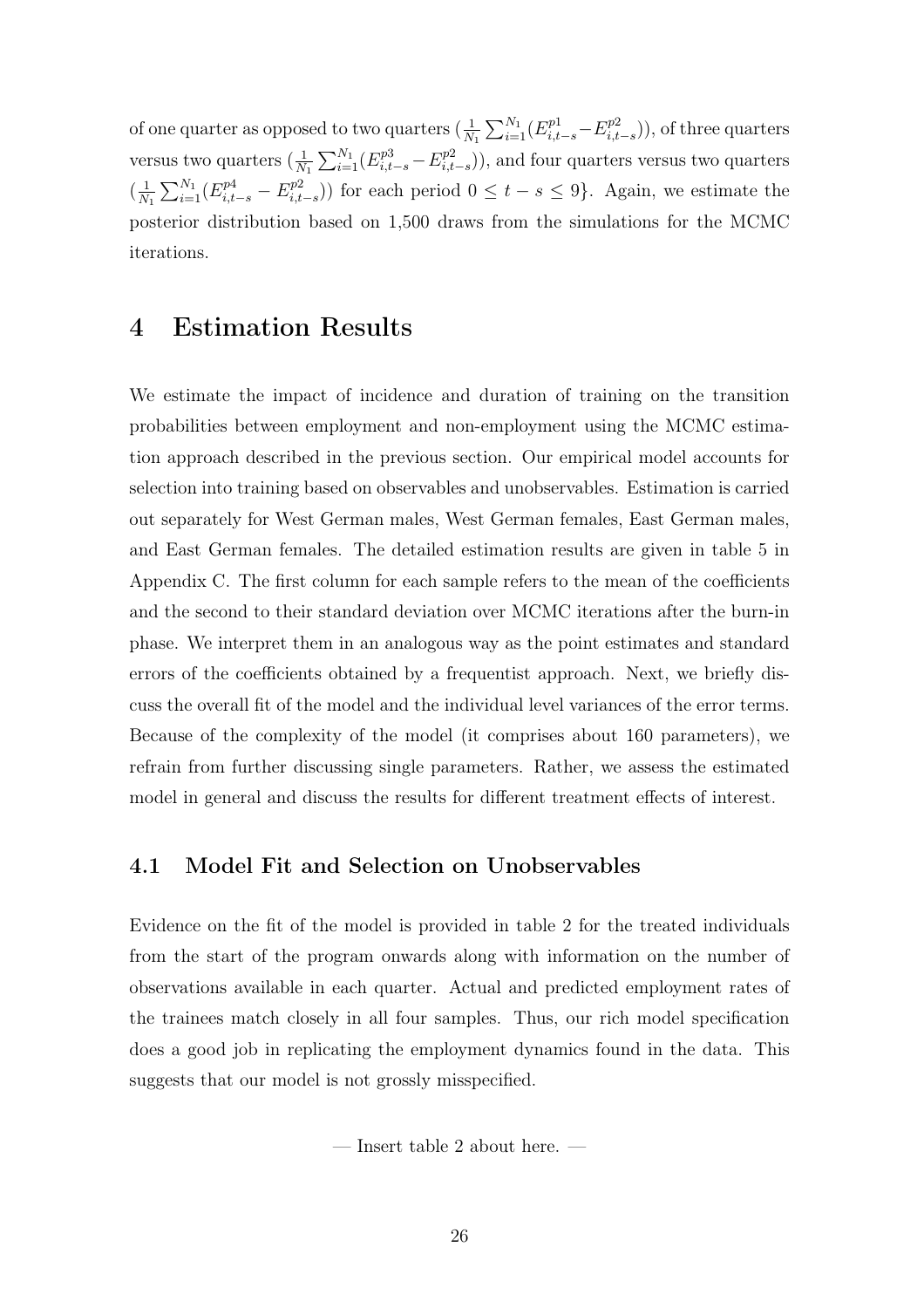of one quarter as opposed to two quarters ($\frac{1}{N_1}\sum_{i=1}^{N_1}(E^{p1}_{i,t-s} - E^{p2}_{i,t-s})$), of three quarters versus two quarters ($\frac{1}{N_1}\sum_{i=1}^{N_1}(E^{p3}_{i,t-s} - E^{p2}_{i,t-s})$), and four quarters versus two quarters ($\frac{1}{N_1}\sum_{i=1}^{N_1}(E^{p4}_{i,t-s} - E^{p2}_{i,t-s})$) for each period $0 \leq t - s \leq 9\}$. Again, we estimate the posterior distribution based on 1,500 draws from the simulations for the MCMC iterations.

# 4 Estimation Results

We estimate the impact of incidence and duration of training on the transition probabilities between employment and non-employment using the MCMC estimation approach described in the previous section. Our empirical model accounts for selection into training based on observables and unobservables. Estimation is carried out separately for West German males, West German females, East German males, and East German females. The detailed estimation results are given in table 5 in Appendix C. The first column for each sample refers to the mean of the coefficients and the second to their standard deviation over MCMC iterations after the burn-in phase. We interpret them in an analogous way as the point estimates and standard errors of the coefficients obtained by a frequentist approach. Next, we briefly discuss the overall fit of the model and the individual level variances of the error terms. Because of the complexity of the model (it comprises about 160 parameters), we refrain from further discussing single parameters. Rather, we assess the estimated model in general and discuss the results for different treatment effects of interest.

## 4.1 Model Fit and Selection on Unobservables

Evidence on the fit of the model is provided in table 2 for the treated individuals from the start of the program onwards along with information on the number of observations available in each quarter. Actual and predicted employment rates of the trainees match closely in all four samples. Thus, our rich model specification does a good job in replicating the employment dynamics found in the data. This suggests that our model is not grossly misspecified.

— Insert table 2 about here. —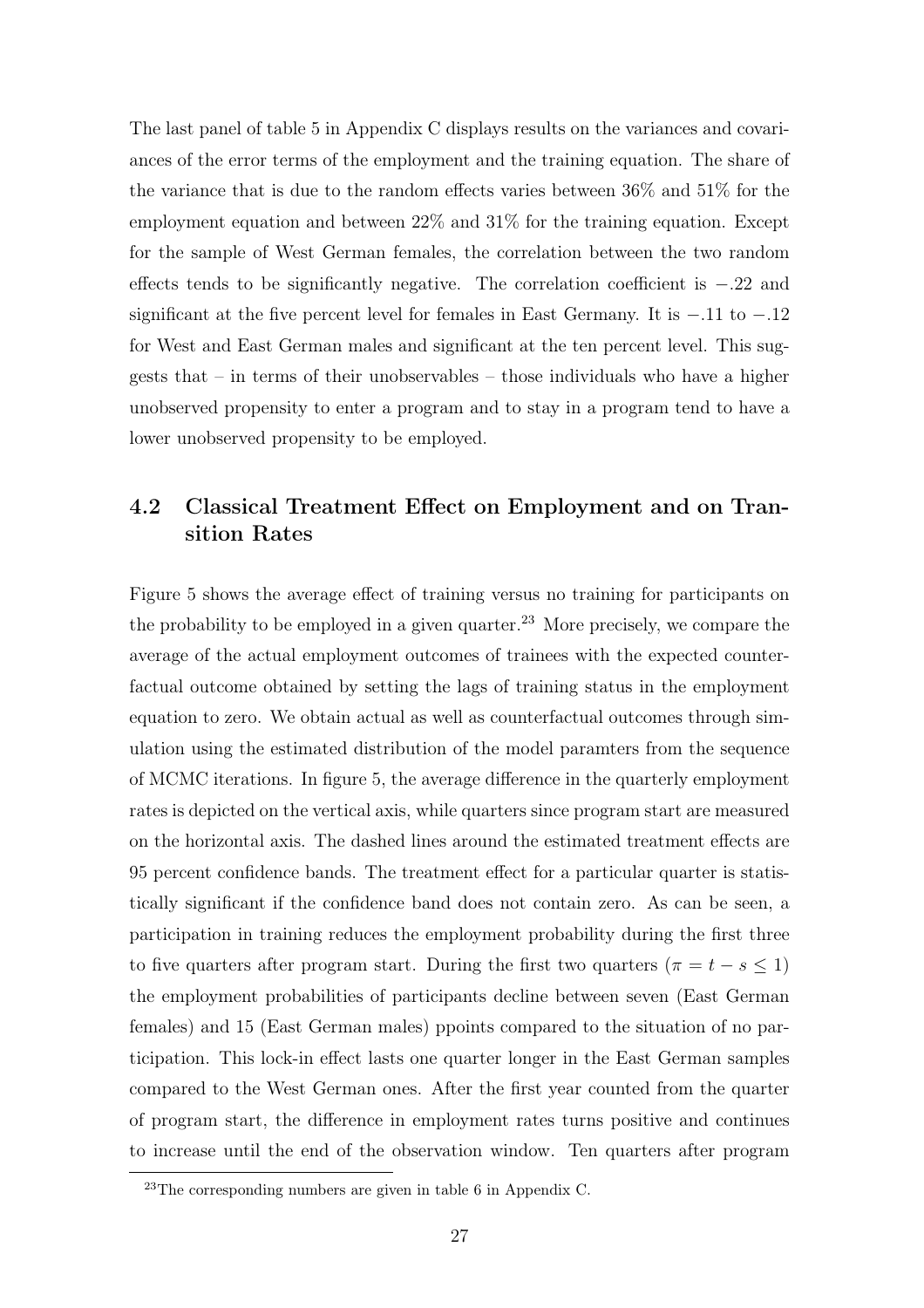The last panel of table 5 in Appendix C displays results on the variances and covariances of the error terms of the employment and the training equation. The share of the variance that is due to the random effects varies between 36% and 51% for the employment equation and between 22% and 31% for the training equation. Except for the sample of West German females, the correlation between the two random effects tends to be significantly negative. The correlation coefficient is $-.22$ and significant at the five percent level for females in East Germany. It is $-.11$ to $-.12$ for West and East German males and significant at the ten percent level. This suggests that – in terms of their unobservables – those individuals who have a higher unobserved propensity to enter a program and to stay in a program tend to have a lower unobserved propensity to be employed.

## 4.2 Classical Treatment Effect on Employment and on Transition Rates

Figure 5 shows the average effect of training versus no training for participants on the probability to be employed in a given quarter.[23] More precisely, we compare the average of the actual employment outcomes of trainees with the expected counterfactual outcome obtained by setting the lags of training status in the employment equation to zero. We obtain actual as well as counterfactual outcomes through simulation using the estimated distribution of the model paramters from the sequence of MCMC iterations. In figure 5, the average difference in the quarterly employment rates is depicted on the vertical axis, while quarters since program start are measured on the horizontal axis. The dashed lines around the estimated treatment effects are 95 percent confidence bands. The treatment effect for a particular quarter is statistically significant if the confidence band does not contain zero. As can be seen, a participation in training reduces the employment probability during the first three to five quarters after program start. During the first two quarters ($\pi = t - s \leq 1$) the employment probabilities of participants decline between seven (East German females) and 15 (East German males) ppoints compared to the situation of no participation. This lock-in effect lasts one quarter longer in the East German samples compared to the West German ones. After the first year counted from the quarter of program start, the difference in employment rates turns positive and continues to increase until the end of the observation window. Ten quarters after program

[23] The corresponding numbers are given in table 6 in Appendix C.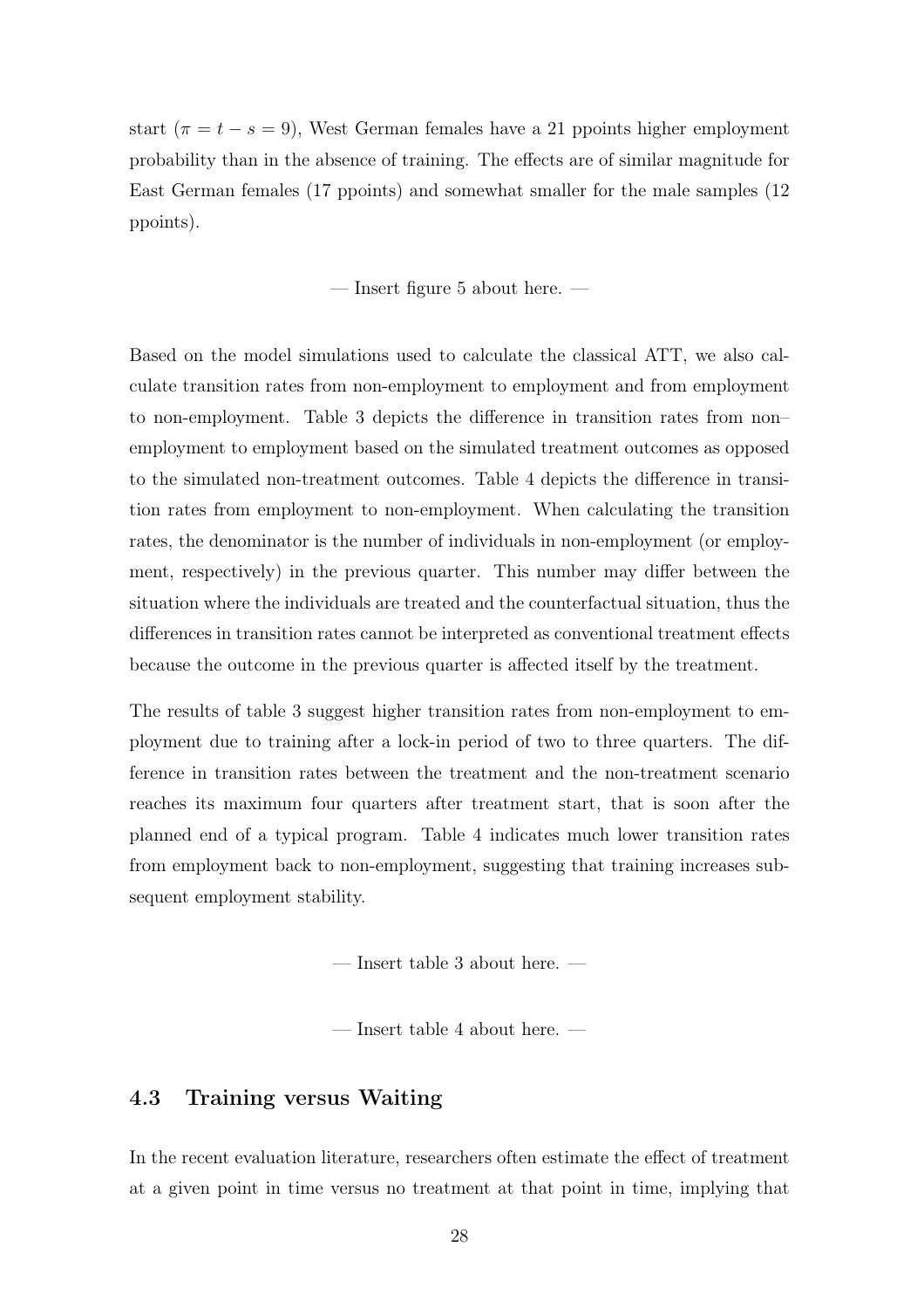start ($\pi = t - s = 9$), West German females have a 21 ppoints higher employment probability than in the absence of training. The effects are of similar magnitude for East German females (17 ppoints) and somewhat smaller for the male samples (12 ppoints).

— Insert figure 5 about here. —

Based on the model simulations used to calculate the classical ATT, we also calculate transition rates from non-employment to employment and from employment to non-employment. Table 3 depicts the difference in transition rates from non–employment to employment based on the simulated treatment outcomes as opposed to the simulated non-treatment outcomes. Table 4 depicts the difference in transition rates from employment to non-employment. When calculating the transition rates, the denominator is the number of individuals in non-employment (or employment, respectively) in the previous quarter. This number may differ between the situation where the individuals are treated and the counterfactual situation, thus the differences in transition rates cannot be interpreted as conventional treatment effects because the outcome in the previous quarter is affected itself by the treatment.

The results of table 3 suggest higher transition rates from non-employment to employment due to training after a lock-in period of two to three quarters. The difference in transition rates between the treatment and the non-treatment scenario reaches its maximum four quarters after treatment start, that is soon after the planned end of a typical program. Table 4 indicates much lower transition rates from employment back to non-employment, suggesting that training increases subsequent employment stability.

— Insert table 3 about here. —

— Insert table 4 about here. —

### 4.3 Training versus Waiting

In the recent evaluation literature, researchers often estimate the effect of treatment at a given point in time versus no treatment at that point in time, implying that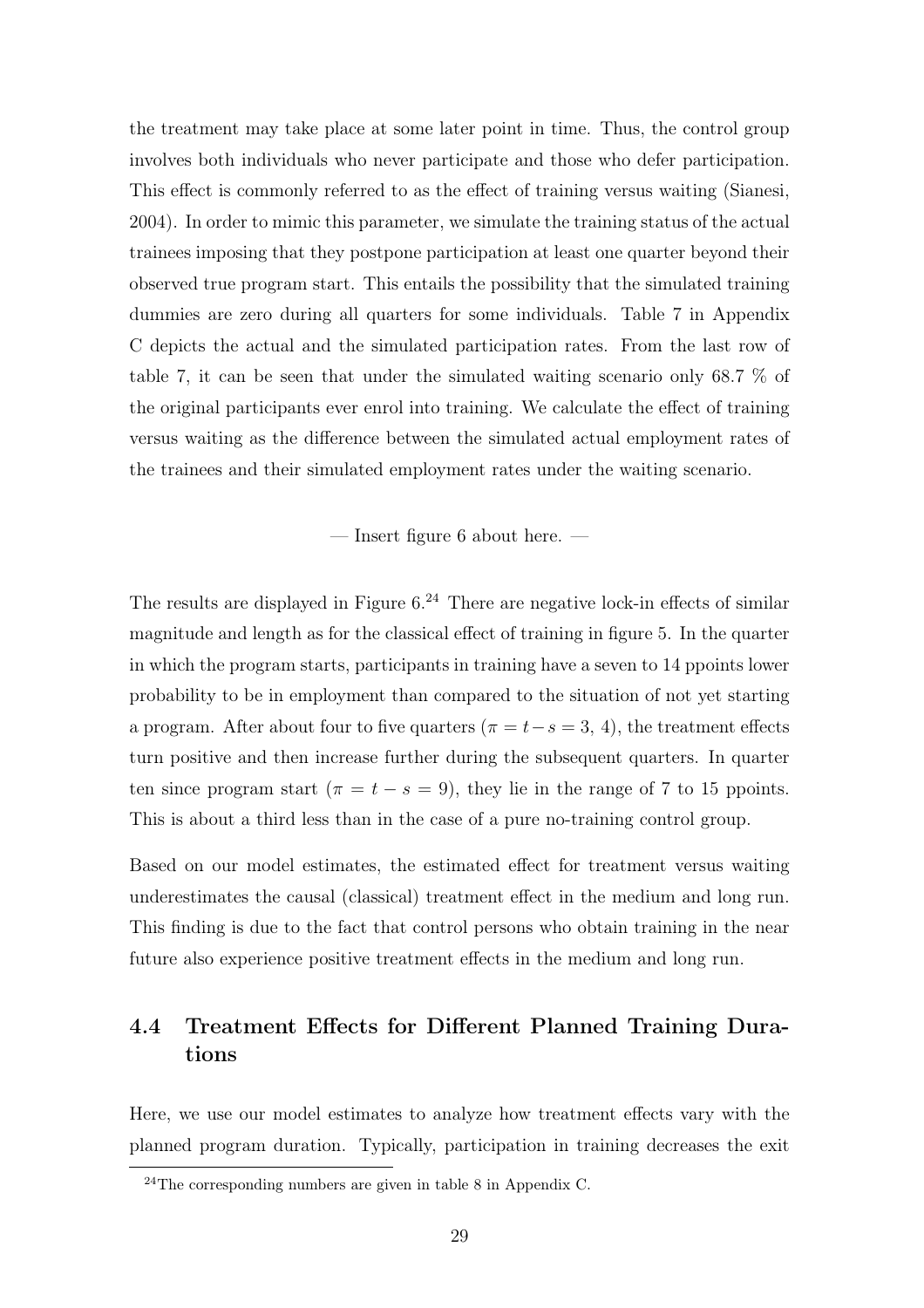the treatment may take place at some later point in time. Thus, the control group involves both individuals who never participate and those who defer participation. This effect is commonly referred to as the effect of training versus waiting (Sianesi, 2004). In order to mimic this parameter, we simulate the training status of the actual trainees imposing that they postpone participation at least one quarter beyond their observed true program start. This entails the possibility that the simulated training dummies are zero during all quarters for some individuals. Table 7 in Appendix C depicts the actual and the simulated participation rates. From the last row of table 7, it can be seen that under the simulated waiting scenario only 68.7 % of the original participants ever enrol into training. We calculate the effect of training versus waiting as the difference between the simulated actual employment rates of the trainees and their simulated employment rates under the waiting scenario.

— Insert figure 6 about here. —

The results are displayed in Figure 6.[24] There are negative lock-in effects of similar magnitude and length as for the classical effect of training in figure 5. In the quarter in which the program starts, participants in training have a seven to 14 ppoints lower probability to be in employment than compared to the situation of not yet starting a program. After about four to five quarters ($\pi = t - s = 3$, 4), the treatment effects turn positive and then increase further during the subsequent quarters. In quarter ten since program start ($\pi = t - s = 9$), they lie in the range of 7 to 15 ppoints. This is about a third less than in the case of a pure no-training control group.

Based on our model estimates, the estimated effect for treatment versus waiting underestimates the causal (classical) treatment effect in the medium and long run. This finding is due to the fact that control persons who obtain training in the near future also experience positive treatment effects in the medium and long run.

### 4.4 Treatment Effects for Different Planned Training Durations

Here, we use our model estimates to analyze how treatment effects vary with the planned program duration. Typically, participation in training decreases the exit

[24] The corresponding numbers are given in table 8 in Appendix C.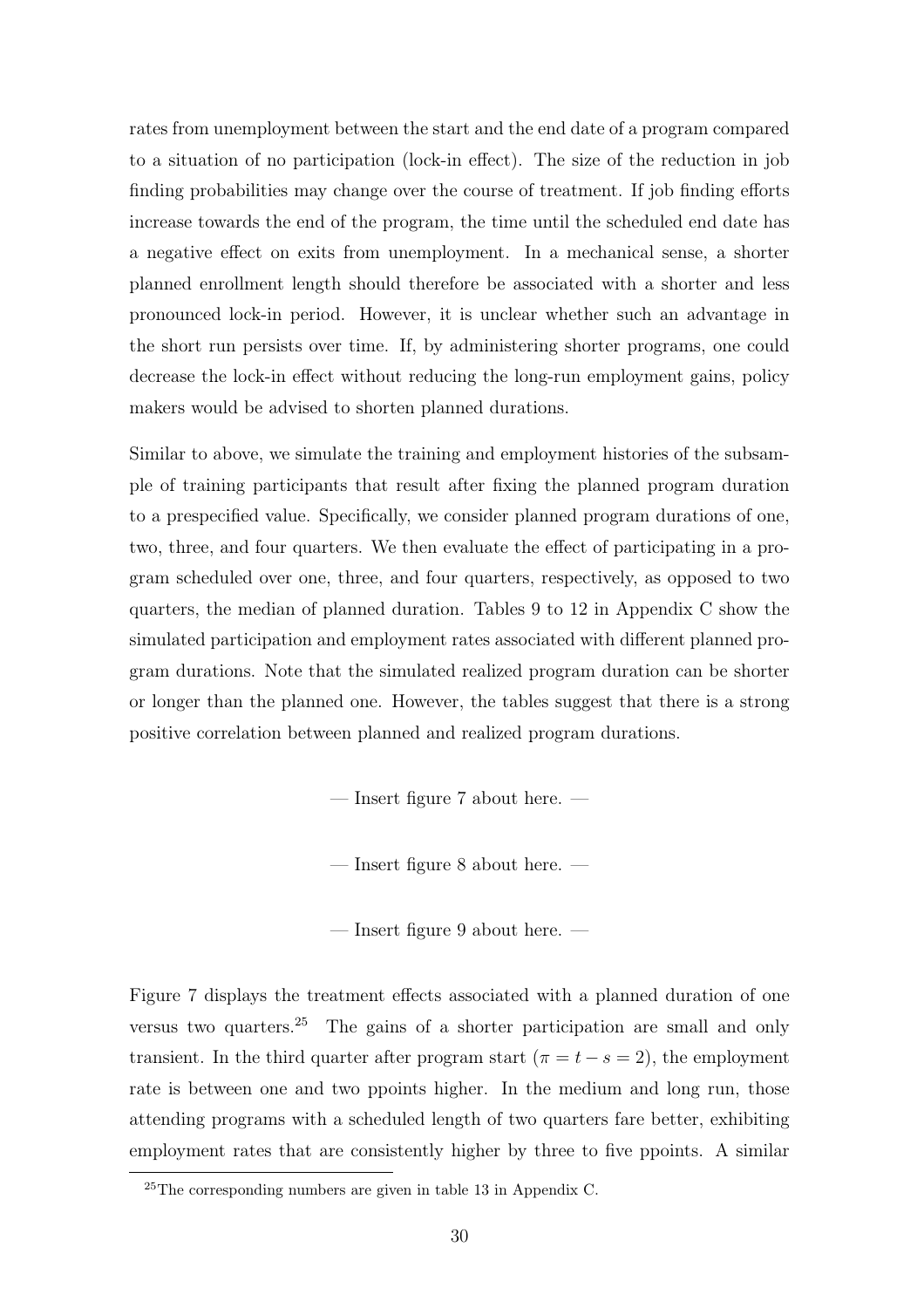rates from unemployment between the start and the end date of a program compared to a situation of no participation (lock-in effect). The size of the reduction in job finding probabilities may change over the course of treatment. If job finding efforts increase towards the end of the program, the time until the scheduled end date has a negative effect on exits from unemployment. In a mechanical sense, a shorter planned enrollment length should therefore be associated with a shorter and less pronounced lock-in period. However, it is unclear whether such an advantage in the short run persists over time. If, by administering shorter programs, one could decrease the lock-in effect without reducing the long-run employment gains, policy makers would be advised to shorten planned durations.

Similar to above, we simulate the training and employment histories of the subsample of training participants that result after fixing the planned program duration to a prespecified value. Specifically, we consider planned program durations of one, two, three, and four quarters. We then evaluate the effect of participating in a program scheduled over one, three, and four quarters, respectively, as opposed to two quarters, the median of planned duration. Tables 9 to 12 in Appendix C show the simulated participation and employment rates associated with different planned program durations. Note that the simulated realized program duration can be shorter or longer than the planned one. However, the tables suggest that there is a strong positive correlation between planned and realized program durations.

— Insert figure 7 about here. —

— Insert figure 8 about here. —

— Insert figure 9 about here. —

Figure 7 displays the treatment effects associated with a planned duration of one versus two quarters.[25] The gains of a shorter participation are small and only transient. In the third quarter after program start ($\pi = t - s = 2$), the employment rate is between one and two ppoints higher. In the medium and long run, those attending programs with a scheduled length of two quarters fare better, exhibiting employment rates that are consistently higher by three to five ppoints. A similar

[25] The corresponding numbers are given in table 13 in Appendix C.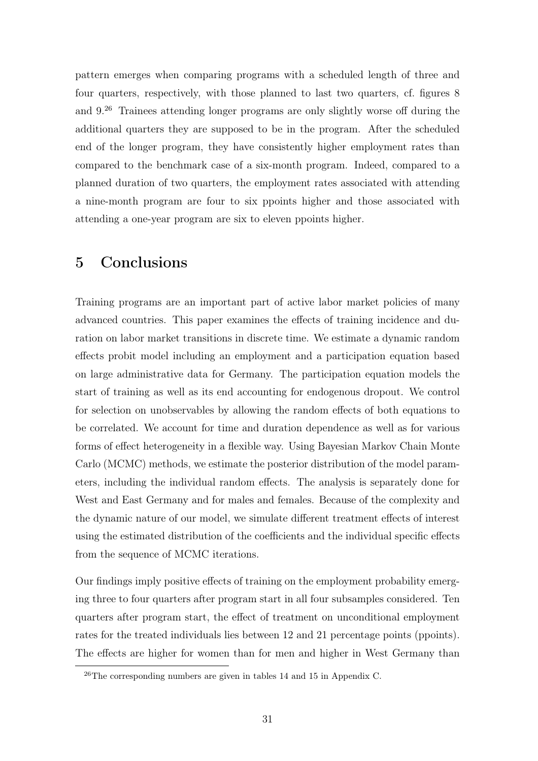pattern emerges when comparing programs with a scheduled length of three and four quarters, respectively, with those planned to last two quarters, cf. figures 8 and 9.[26] Trainees attending longer programs are only slightly worse off during the additional quarters they are supposed to be in the program. After the scheduled end of the longer program, they have consistently higher employment rates than compared to the benchmark case of a six-month program. Indeed, compared to a planned duration of two quarters, the employment rates associated with attending a nine-month program are four to six ppoints higher and those associated with attending a one-year program are six to eleven ppoints higher.

# 5 Conclusions

Training programs are an important part of active labor market policies of many advanced countries. This paper examines the effects of training incidence and duration on labor market transitions in discrete time. We estimate a dynamic random effects probit model including an employment and a participation equation based on large administrative data for Germany. The participation equation models the start of training as well as its end accounting for endogenous dropout. We control for selection on unobservables by allowing the random effects of both equations to be correlated. We account for time and duration dependence as well as for various forms of effect heterogeneity in a flexible way. Using Bayesian Markov Chain Monte Carlo (MCMC) methods, we estimate the posterior distribution of the model parameters, including the individual random effects. The analysis is separately done for West and East Germany and for males and females. Because of the complexity and the dynamic nature of our model, we simulate different treatment effects of interest using the estimated distribution of the coefficients and the individual specific effects from the sequence of MCMC iterations.

Our findings imply positive effects of training on the employment probability emerging three to four quarters after program start in all four subsamples considered. Ten quarters after program start, the effect of treatment on unconditional employment rates for the treated individuals lies between 12 and 21 percentage points (ppoints). The effects are higher for women than for men and higher in West Germany than

[26] The corresponding numbers are given in tables 14 and 15 in Appendix C.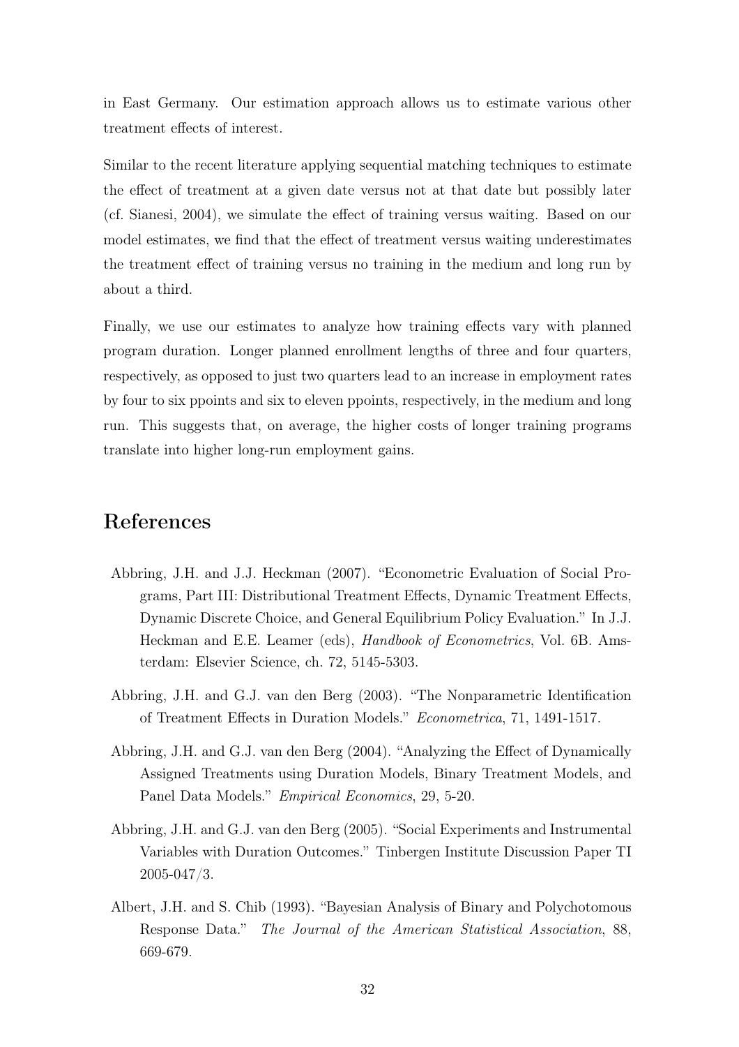in East Germany. Our estimation approach allows us to estimate various other treatment effects of interest.

Similar to the recent literature applying sequential matching techniques to estimate the effect of treatment at a given date versus not at that date but possibly later (cf. Sianesi, 2004), we simulate the effect of training versus waiting. Based on our model estimates, we find that the effect of treatment versus waiting underestimates the treatment effect of training versus no training in the medium and long run by about a third.

Finally, we use our estimates to analyze how training effects vary with planned program duration. Longer planned enrollment lengths of three and four quarters, respectively, as opposed to just two quarters lead to an increase in employment rates by four to six ppoints and six to eleven ppoints, respectively, in the medium and long run. This suggests that, on average, the higher costs of longer training programs translate into higher long-run employment gains.

# References

Abbring, J.H. and J.J. Heckman (2007). "Econometric Evaluation of Social Programs, Part III: Distributional Treatment Effects, Dynamic Treatment Effects, Dynamic Discrete Choice, and General Equilibrium Policy Evaluation." In J.J. Heckman and E.E. Leamer (eds), *Handbook of Econometrics*, Vol. 6B. Amsterdam: Elsevier Science, ch. 72, 5145-5303.

Abbring, J.H. and G.J. van den Berg (2003). "The Nonparametric Identification of Treatment Effects in Duration Models." *Econometrica*, 71, 1491-1517.

Abbring, J.H. and G.J. van den Berg (2004). "Analyzing the Effect of Dynamically Assigned Treatments using Duration Models, Binary Treatment Models, and Panel Data Models." *Empirical Economics*, 29, 5-20.

Abbring, J.H. and G.J. van den Berg (2005). "Social Experiments and Instrumental Variables with Duration Outcomes." Tinbergen Institute Discussion Paper TI 2005-047/3.

Albert, J.H. and S. Chib (1993). "Bayesian Analysis of Binary and Polychotomous Response Data." *The Journal of the American Statistical Association*, 88, 669-679.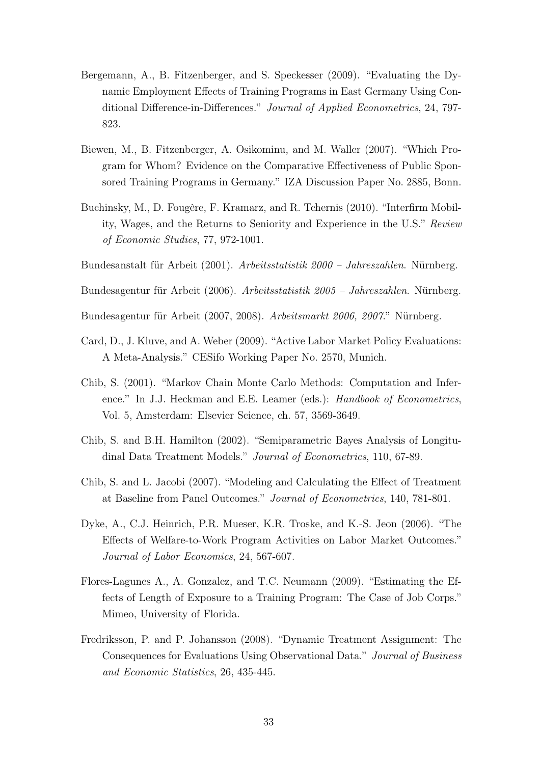Bergemann, A., B. Fitzenberger, and S. Speckesser (2009). "Evaluating the Dynamic Employment Effects of Training Programs in East Germany Using Conditional Difference-in-Differences." *Journal of Applied Econometrics*, 24, 797-823.

Biewen, M., B. Fitzenberger, A. Osikominu, and M. Waller (2007). "Which Program for Whom? Evidence on the Comparative Effectiveness of Public Sponsored Training Programs in Germany." IZA Discussion Paper No. 2885, Bonn.

Buchinsky, M., D. Fougère, F. Kramarz, and R. Tchernis (2010). "Interfirm Mobility, Wages, and the Returns to Seniority and Experience in the U.S." *Review of Economic Studies*, 77, 972-1001.

Bundesanstalt für Arbeit (2001). *Arbeitsstatistik 2000 – Jahreszahlen*. Nürnberg.

Bundesagentur für Arbeit (2006). *Arbeitsstatistik 2005 – Jahreszahlen*. Nürnberg.

Bundesagentur für Arbeit (2007, 2008). *Arbeitsmarkt 2006, 2007*." Nürnberg.

Card, D., J. Kluve, and A. Weber (2009). "Active Labor Market Policy Evaluations: A Meta-Analysis." CESifo Working Paper No. 2570, Munich.

Chib, S. (2001). "Markov Chain Monte Carlo Methods: Computation and Inference." In J.J. Heckman and E.E. Leamer (eds.): *Handbook of Econometrics*, Vol. 5, Amsterdam: Elsevier Science, ch. 57, 3569-3649.

Chib, S. and B.H. Hamilton (2002). "Semiparametric Bayes Analysis of Longitudinal Data Treatment Models." *Journal of Econometrics*, 110, 67-89.

Chib, S. and L. Jacobi (2007). "Modeling and Calculating the Effect of Treatment at Baseline from Panel Outcomes." *Journal of Econometrics*, 140, 781-801.

Dyke, A., C.J. Heinrich, P.R. Mueser, K.R. Troske, and K.-S. Jeon (2006). "The Effects of Welfare-to-Work Program Activities on Labor Market Outcomes." *Journal of Labor Economics*, 24, 567-607.

Flores-Lagunes A., A. Gonzalez, and T.C. Neumann (2009). "Estimating the Effects of Length of Exposure to a Training Program: The Case of Job Corps." Mimeo, University of Florida.

Fredriksson, P. and P. Johansson (2008). "Dynamic Treatment Assignment: The Consequences for Evaluations Using Observational Data." *Journal of Business and Economic Statistics*, 26, 435-445.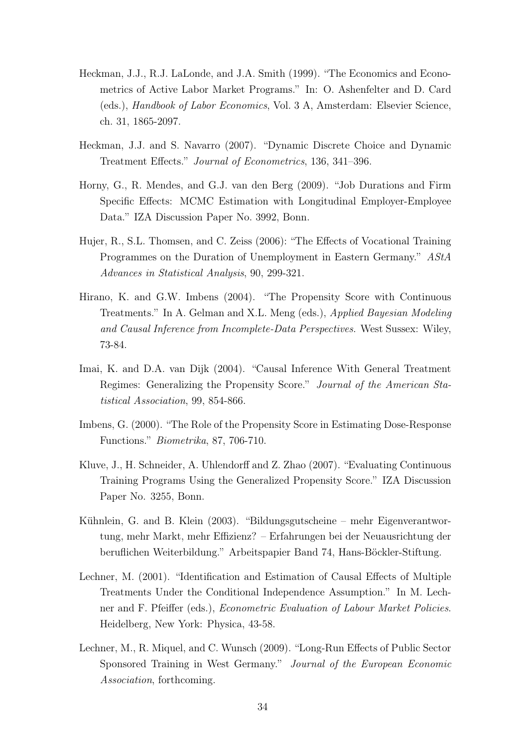Heckman, J.J., R.J. LaLonde, and J.A. Smith (1999). "The Economics and Econometrics of Active Labor Market Programs." In: O. Ashenfelter and D. Card (eds.), *Handbook of Labor Economics*, Vol. 3 A, Amsterdam: Elsevier Science, ch. 31, 1865-2097.

Heckman, J.J. and S. Navarro (2007). "Dynamic Discrete Choice and Dynamic Treatment Effects." *Journal of Econometrics*, 136, 341–396.

Horny, G., R. Mendes, and G.J. van den Berg (2009). "Job Durations and Firm Specific Effects: MCMC Estimation with Longitudinal Employer-Employee Data." IZA Discussion Paper No. 3992, Bonn.

Hujer, R., S.L. Thomsen, and C. Zeiss (2006): "The Effects of Vocational Training Programmes on the Duration of Unemployment in Eastern Germany." *AStA Advances in Statistical Analysis*, 90, 299-321.

Hirano, K. and G.W. Imbens (2004). "The Propensity Score with Continuous Treatments." In A. Gelman and X.L. Meng (eds.), *Applied Bayesian Modeling and Causal Inference from Incomplete-Data Perspectives*. West Sussex: Wiley, 73-84.

Imai, K. and D.A. van Dijk (2004). "Causal Inference With General Treatment Regimes: Generalizing the Propensity Score." *Journal of the American Statistical Association*, 99, 854-866.

Imbens, G. (2000). "The Role of the Propensity Score in Estimating Dose-Response Functions." *Biometrika*, 87, 706-710.

Kluve, J., H. Schneider, A. Uhlendorff and Z. Zhao (2007). "Evaluating Continuous Training Programs Using the Generalized Propensity Score." IZA Discussion Paper No. 3255, Bonn.

Kühnlein, G. and B. Klein (2003). "Bildungsgutscheine – mehr Eigenverantwortung, mehr Markt, mehr Effizienz? – Erfahrungen bei der Neuausrichtung der beruflichen Weiterbildung." Arbeitspapier Band 74, Hans-Böckler-Stiftung.

Lechner, M. (2001). "Identification and Estimation of Causal Effects of Multiple Treatments Under the Conditional Independence Assumption." In M. Lechner and F. Pfeiffer (eds.), *Econometric Evaluation of Labour Market Policies*. Heidelberg, New York: Physica, 43-58.

Lechner, M., R. Miquel, and C. Wunsch (2009). "Long-Run Effects of Public Sector Sponsored Training in West Germany." *Journal of the European Economic Association*, forthcoming.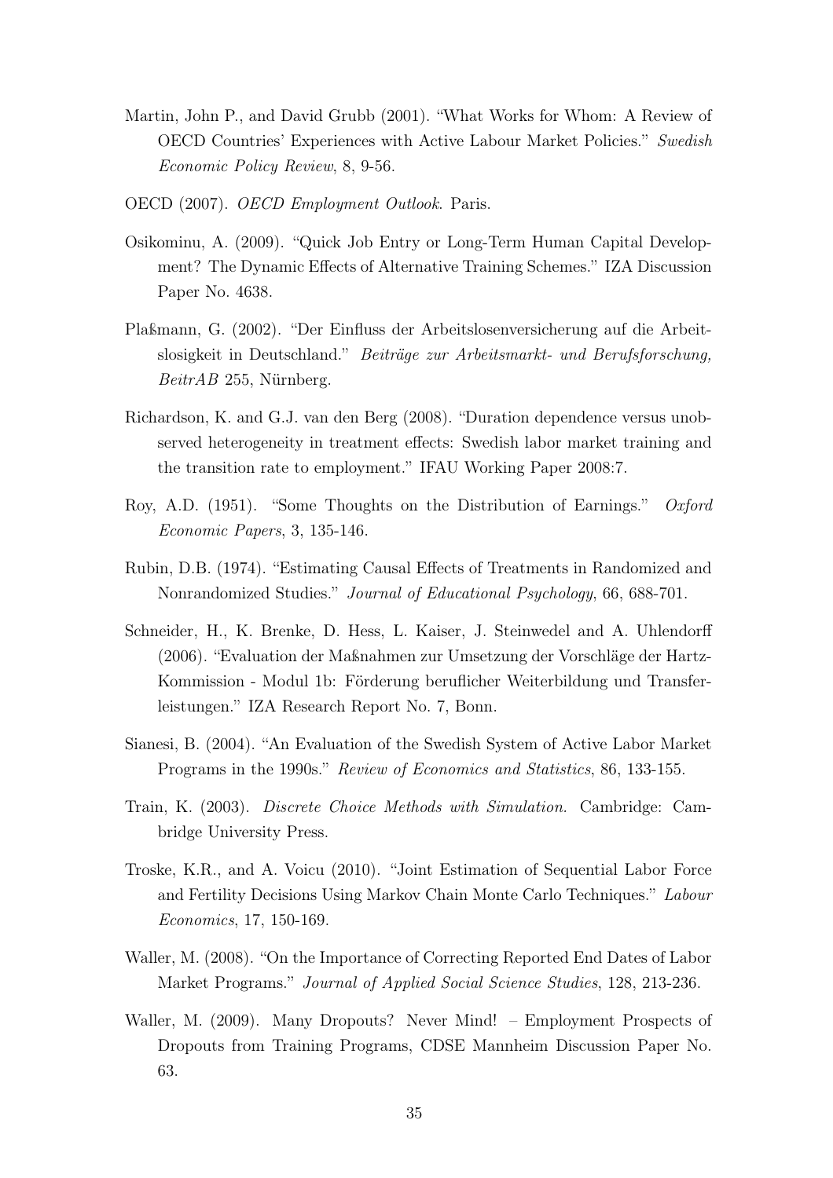Martin, John P., and David Grubb (2001). "What Works for Whom: A Review of OECD Countries' Experiences with Active Labour Market Policies." *Swedish Economic Policy Review*, 8, 9-56.

OECD (2007). *OECD Employment Outlook*. Paris.

Osikominu, A. (2009). "Quick Job Entry or Long-Term Human Capital Development? The Dynamic Effects of Alternative Training Schemes." IZA Discussion Paper No. 4638.

Plaßmann, G. (2002). "Der Einfluss der Arbeitslosenversicherung auf die Arbeitslosigkeit in Deutschland." *Beiträge zur Arbeitsmarkt- und Berufsforschung, BeitrAB* 255, Nürnberg.

Richardson, K. and G.J. van den Berg (2008). "Duration dependence versus unobserved heterogeneity in treatment effects: Swedish labor market training and the transition rate to employment." IFAU Working Paper 2008:7.

Roy, A.D. (1951). "Some Thoughts on the Distribution of Earnings." *Oxford Economic Papers*, 3, 135-146.

Rubin, D.B. (1974). "Estimating Causal Effects of Treatments in Randomized and Nonrandomized Studies." *Journal of Educational Psychology*, 66, 688-701.

Schneider, H., K. Brenke, D. Hess, L. Kaiser, J. Steinwedel and A. Uhlendorff (2006). "Evaluation der Maßnahmen zur Umsetzung der Vorschläge der Hartz-Kommission - Modul 1b: Förderung beruflicher Weiterbildung und Transferleistungen." IZA Research Report No. 7, Bonn.

Sianesi, B. (2004). "An Evaluation of the Swedish System of Active Labor Market Programs in the 1990s." *Review of Economics and Statistics*, 86, 133-155.

Train, K. (2003). *Discrete Choice Methods with Simulation.* Cambridge: Cambridge University Press.

Troske, K.R., and A. Voicu (2010). "Joint Estimation of Sequential Labor Force and Fertility Decisions Using Markov Chain Monte Carlo Techniques." *Labour Economics*, 17, 150-169.

Waller, M. (2008). "On the Importance of Correcting Reported End Dates of Labor Market Programs." *Journal of Applied Social Science Studies*, 128, 213-236.

Waller, M. (2009). Many Dropouts? Never Mind! – Employment Prospects of Dropouts from Training Programs, CDSE Mannheim Discussion Paper No. 63.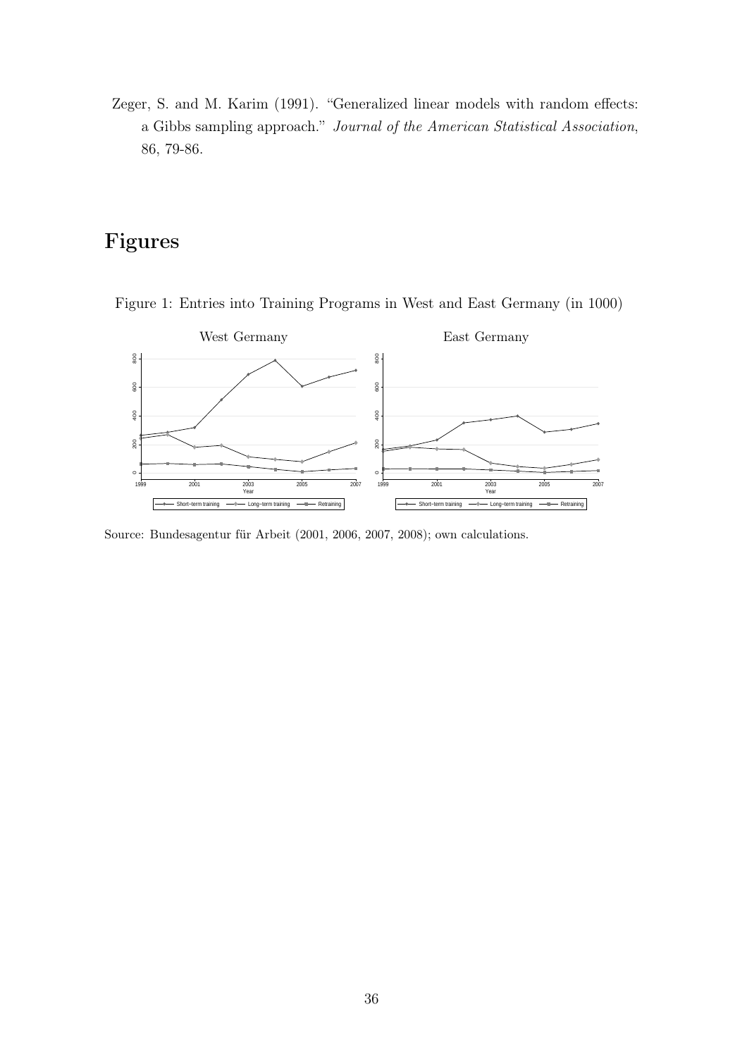Zeger, S. and M. Karim (1991). "Generalized linear models with random effects: a Gibbs sampling approach." *Journal of the American Statistical Association*, 86, 79-86.

# Figures

Figure 1: Entries into Training Programs in West and East Germany (in 1000)

Source: Bundesagentur für Arbeit (2001, 2006, 2007, 2008); own calculations.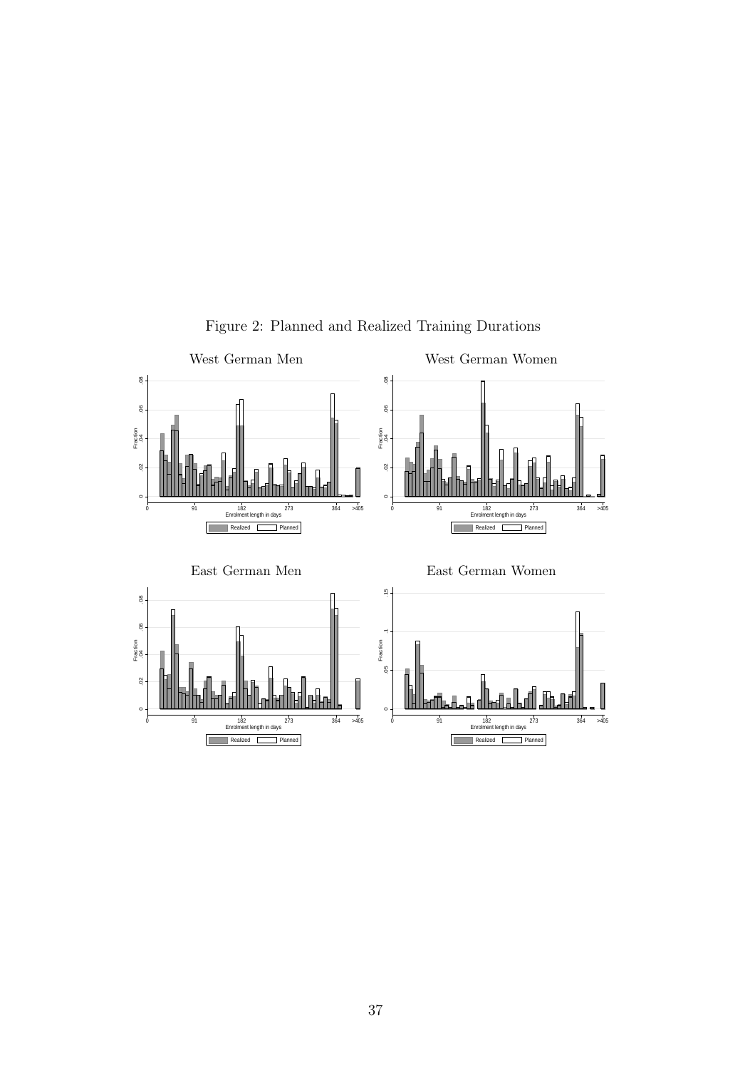Figure 2: Planned and Realized Training Durations

West German Men

West German Women

East German Men

East German Women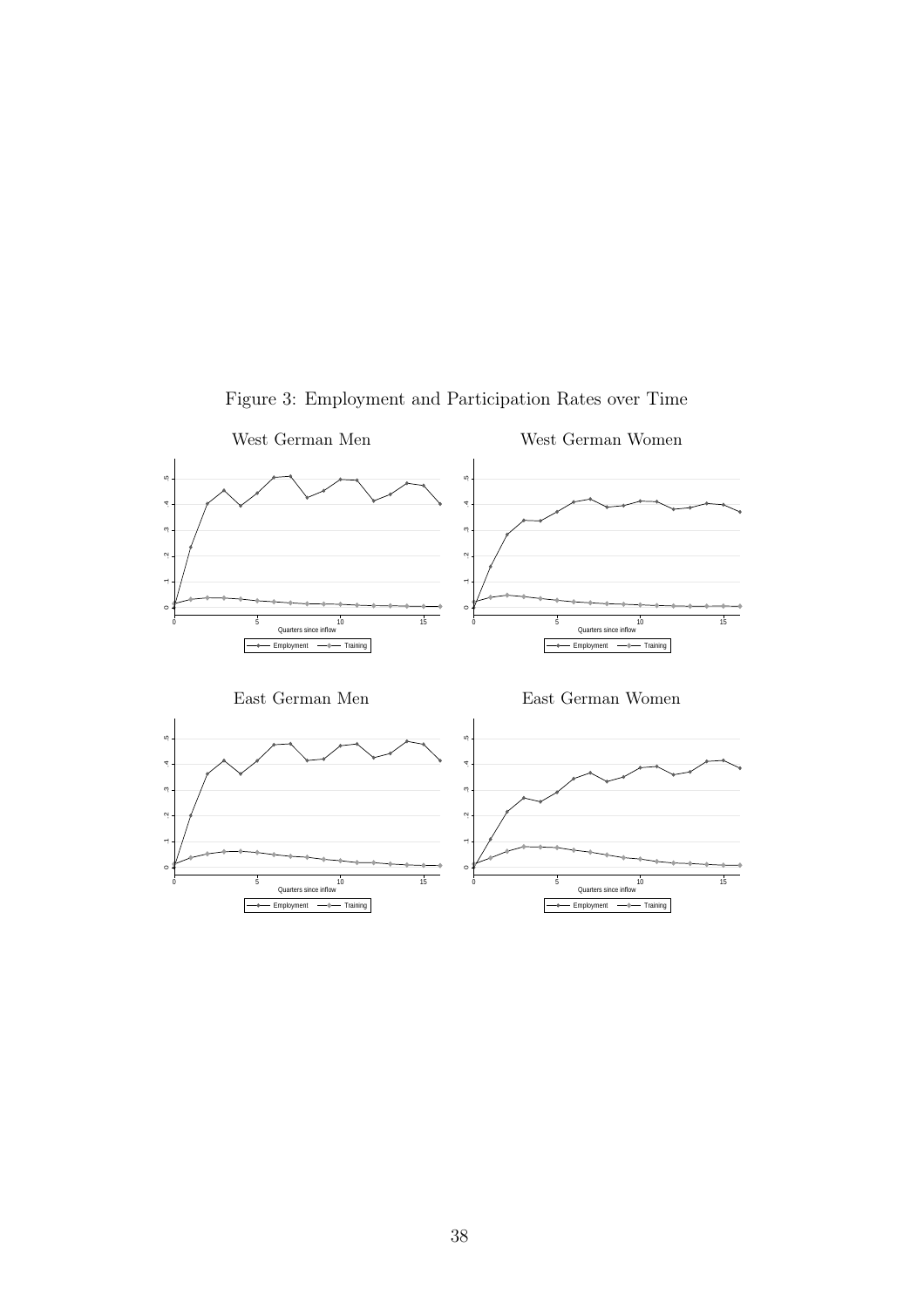Figure 3: Employment and Participation Rates over Time

West German Men

West German Women

East German Men

East German Women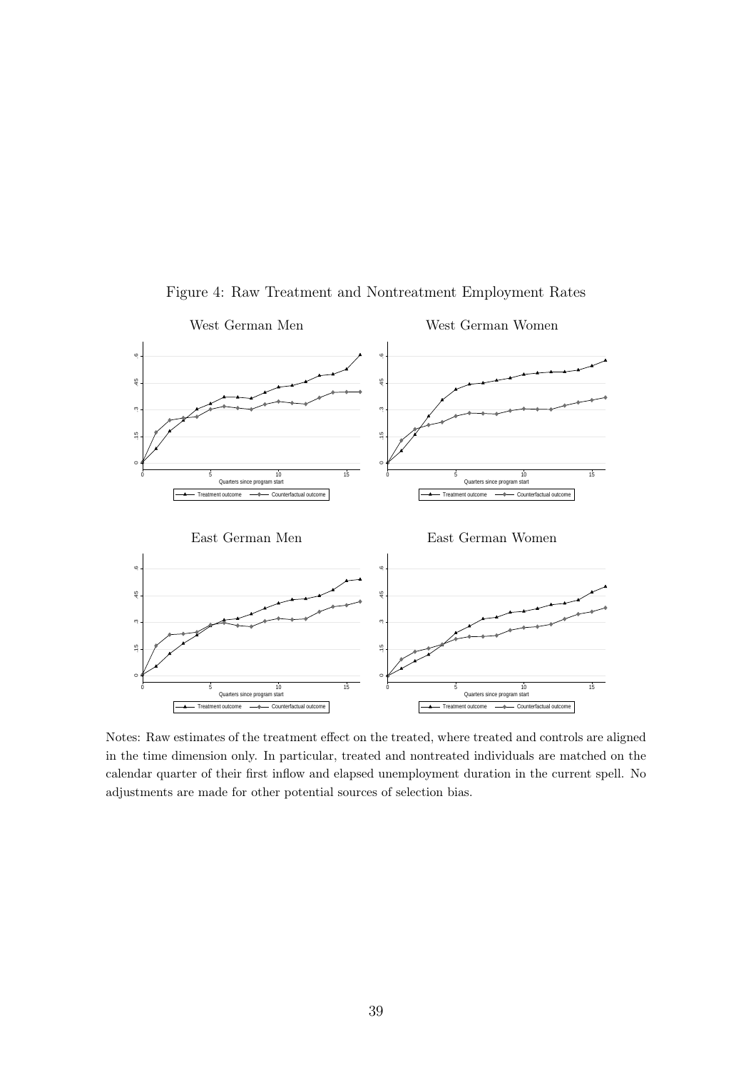Figure 4: Raw Treatment and Nontreatment Employment Rates

West German Men

West German Women

East German Men

East German Women

Notes: Raw estimates of the treatment effect on the treated, where treated and controls are aligned in the time dimension only. In particular, treated and nontreated individuals are matched on the calendar quarter of their first inflow and elapsed unemployment duration in the current spell. No adjustments are made for other potential sources of selection bias.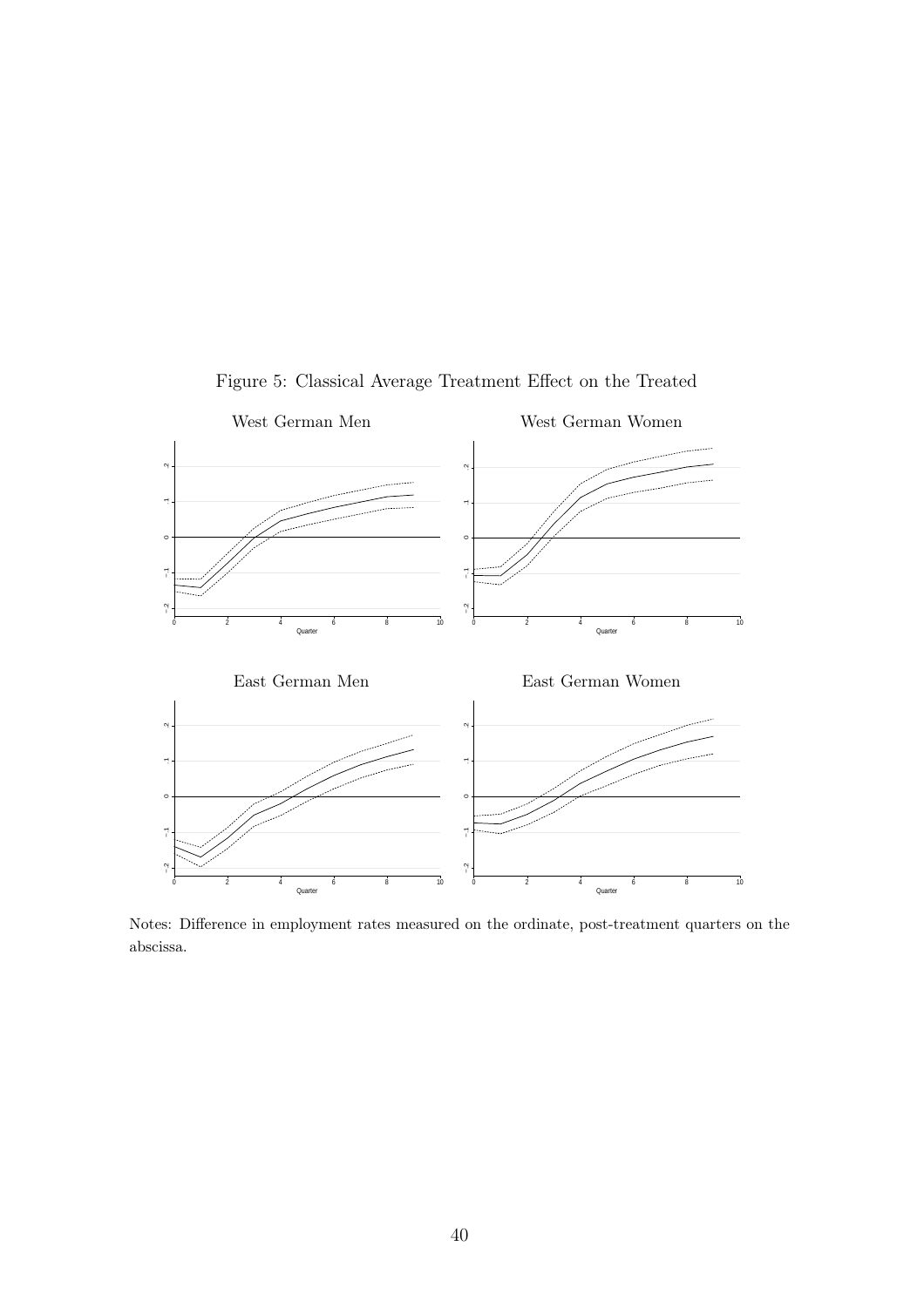Figure 5: Classical Average Treatment Effect on the Treated

West German Men

West German Women

East German Men

East German Women

Notes: Difference in employment rates measured on the ordinate, post-treatment quarters on the abscissa.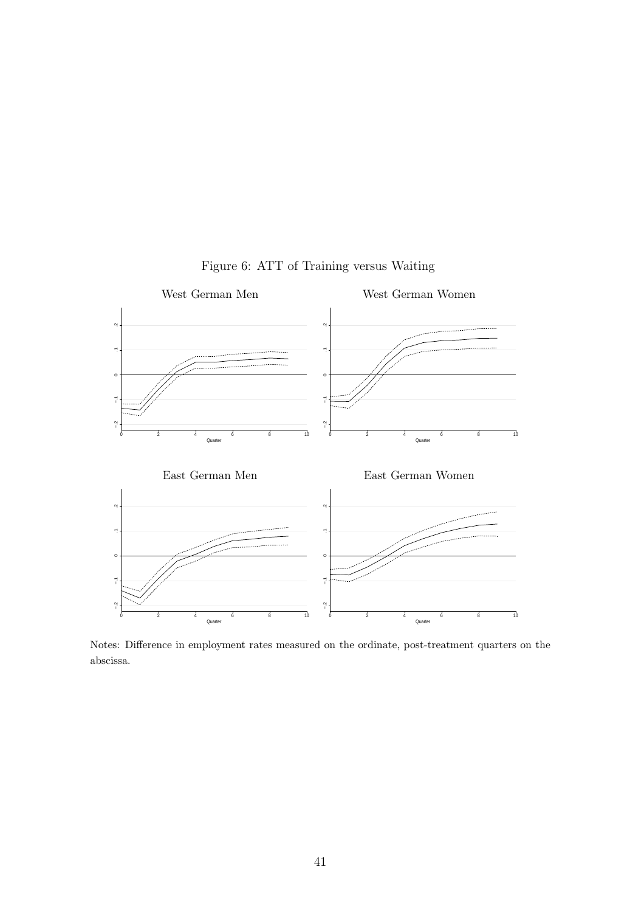Figure 6: ATT of Training versus Waiting

West German Men

West German Women

East German Men

East German Women

Notes: Difference in employment rates measured on the ordinate, post-treatment quarters on the abscissa.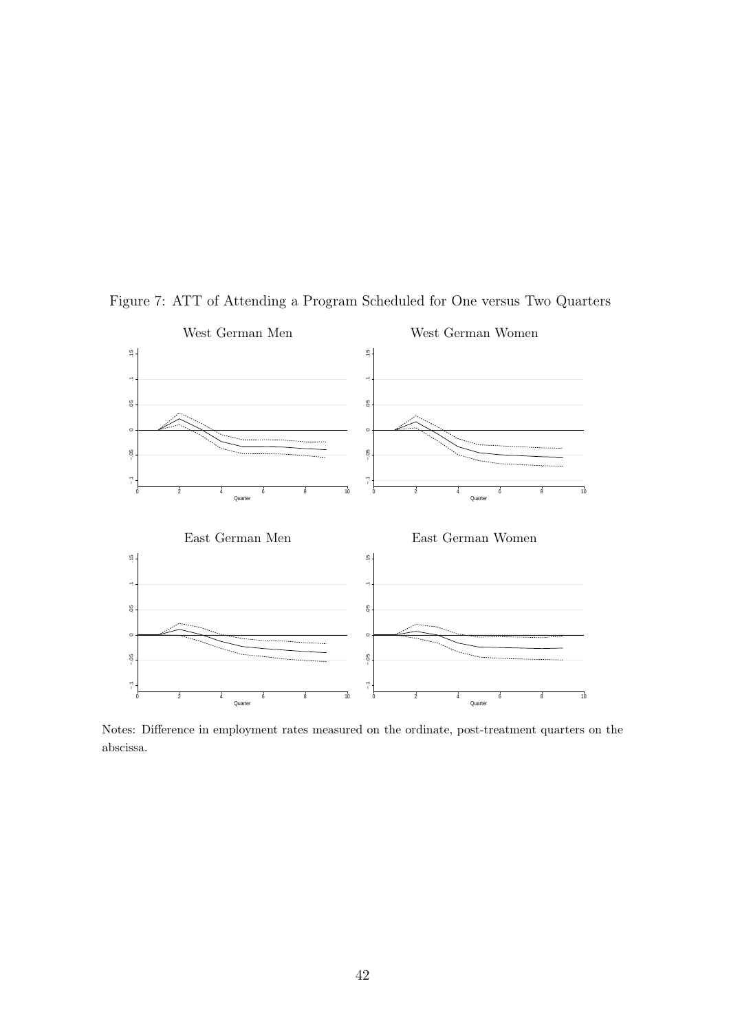Figure 7: ATT of Attending a Program Scheduled for One versus Two Quarters

West German Men

West German Women

East German Men

East German Women

Notes: Difference in employment rates measured on the ordinate, post-treatment quarters on the abscissa.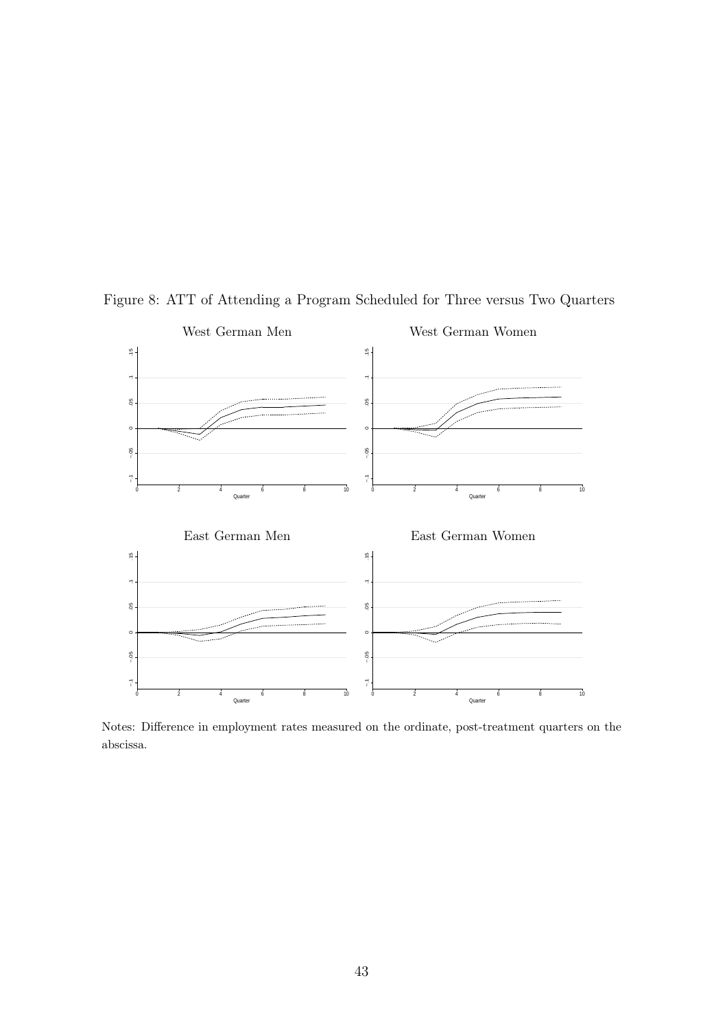Figure 8: ATT of Attending a Program Scheduled for Three versus Two Quarters

Notes: Difference in employment rates measured on the ordinate, post-treatment quarters on the abscissa.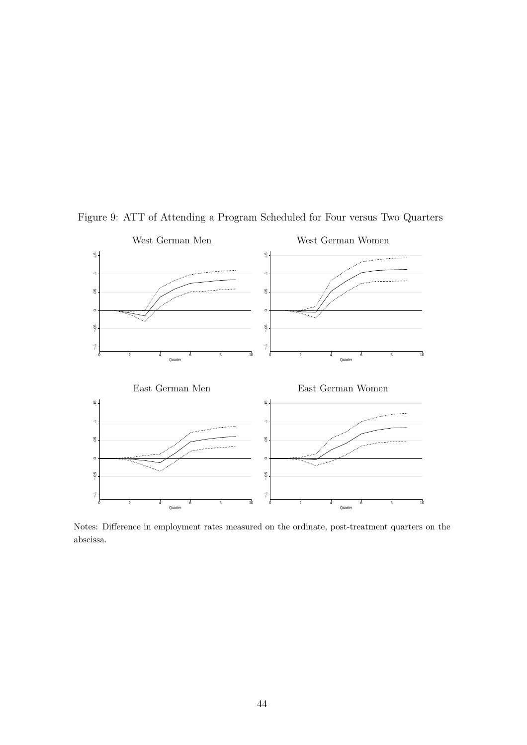Figure 9: ATT of Attending a Program Scheduled for Four versus Two Quarters

Notes: Difference in employment rates measured on the ordinate, post-treatment quarters on the abscissa.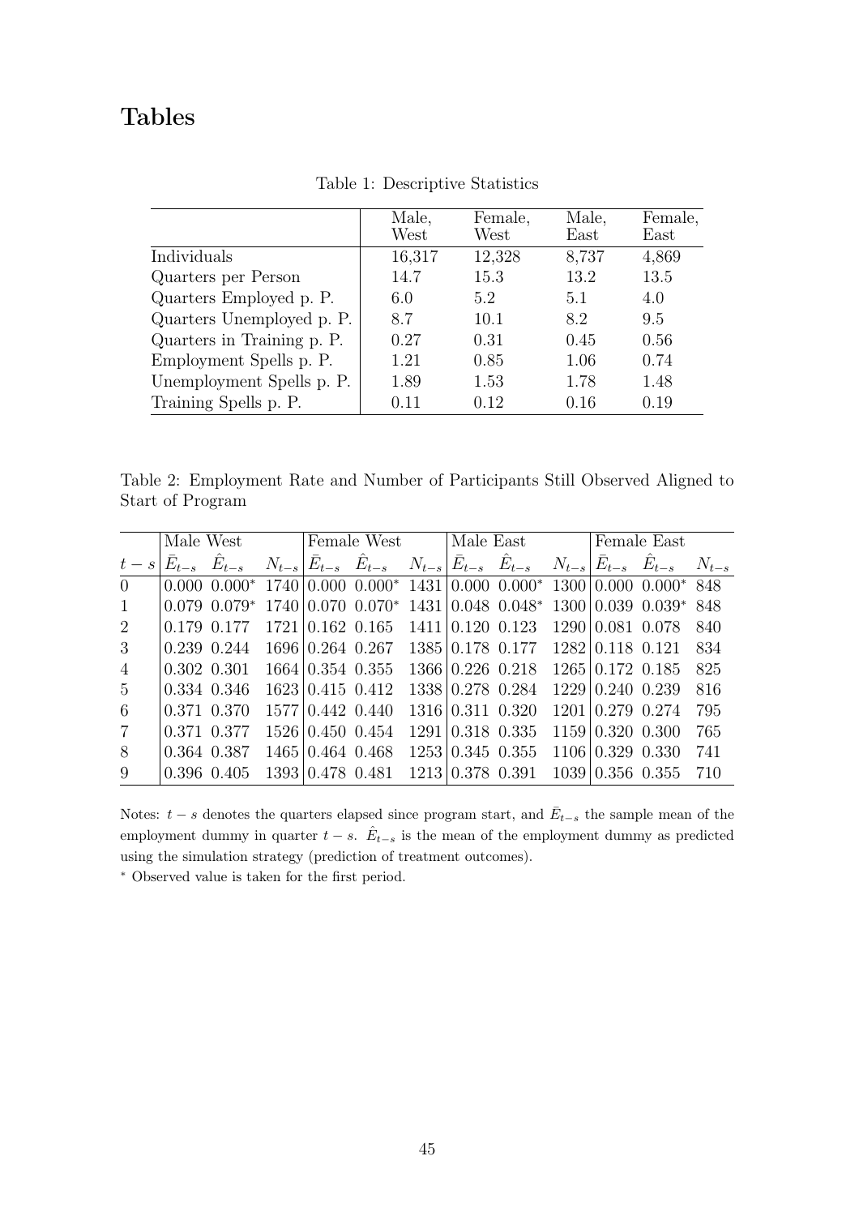# Tables

Table 1: Descriptive Statistics

| | Male, West | Female, West | Male, East | Female, East |
|---|---|---|---|---|
| Individuals | 16,317 | 12,328 | 8,737 | 4,869 |
| Quarters per Person | 14.7 | 15.3 | 13.2 | 13.5 |
| Quarters Employed p. P. | 6.0 | 5.2 | 5.1 | 4.0 |
| Quarters Unemployed p. P. | 8.7 | 10.1 | 8.2 | 9.5 |
| Quarters in Training p. P. | 0.27 | 0.31 | 0.45 | 0.56 |
| Employment Spells p. P. | 1.21 | 0.85 | 1.06 | 0.74 |
| Unemployment Spells p. P. | 1.89 | 1.53 | 1.78 | 1.48 |
| Training Spells p. P. | 0.11 | 0.12 | 0.16 | 0.19 |

Table 2: Employment Rate and Number of Participants Still Observed Aligned to Start of Program

| | Male West | | | Female West | | | Male East | | | Female East | | |
|---|---|---|---|---|---|---|---|---|---|---|---|---|
| $t-s$ | $\bar{E}_{t-s}$ | $\hat{E}_{t-s}$ | $N_{t-s}$ | $\bar{E}_{t-s}$ | $\hat{E}_{t-s}$ | $N_{t-s}$ | $\bar{E}_{t-s}$ | $\hat{E}_{t-s}$ | $N_{t-s}$ | $\bar{E}_{t-s}$ | $\hat{E}_{t-s}$ | $N_{t-s}$ |
| 0 | 0.000 | 0.000* | 1740 | 0.000 | 0.000* | 1431 | 0.000 | 0.000* | 1300 | 0.000 | 0.000* | 848 |
| 1 | 0.079 | 0.079* | 1740 | 0.070 | 0.070* | 1431 | 0.048 | 0.048* | 1300 | 0.039 | 0.039* | 848 |
| 2 | 0.179 | 0.177 | 1721 | 0.162 | 0.165 | 1411 | 0.120 | 0.123 | 1290 | 0.081 | 0.078 | 840 |
| 3 | 0.239 | 0.244 | 1696 | 0.264 | 0.267 | 1385 | 0.178 | 0.177 | 1282 | 0.118 | 0.121 | 834 |
| 4 | 0.302 | 0.301 | 1664 | 0.354 | 0.355 | 1366 | 0.226 | 0.218 | 1265 | 0.172 | 0.185 | 825 |
| 5 | 0.334 | 0.346 | 1623 | 0.415 | 0.412 | 1338 | 0.278 | 0.284 | 1229 | 0.240 | 0.239 | 816 |
| 6 | 0.371 | 0.370 | 1577 | 0.442 | 0.440 | 1316 | 0.311 | 0.320 | 1201 | 0.279 | 0.274 | 795 |
| 7 | 0.371 | 0.377 | 1526 | 0.450 | 0.454 | 1291 | 0.318 | 0.335 | 1159 | 0.320 | 0.300 | 765 |
| 8 | 0.364 | 0.387 | 1465 | 0.464 | 0.468 | 1253 | 0.345 | 0.355 | 1106 | 0.329 | 0.330 | 741 |
| 9 | 0.396 | 0.405 | 1393 | 0.478 | 0.481 | 1213 | 0.378 | 0.391 | 1039 | 0.356 | 0.355 | 710 |

Notes: $t-s$ denotes the quarters elapsed since program start, and $\bar{E}_{t-s}$ the sample mean of the employment dummy in quarter $t-s$. $\hat{E}_{t-s}$ is the mean of the employment dummy as predicted using the simulation strategy (prediction of treatment outcomes).

* Observed value is taken for the first period.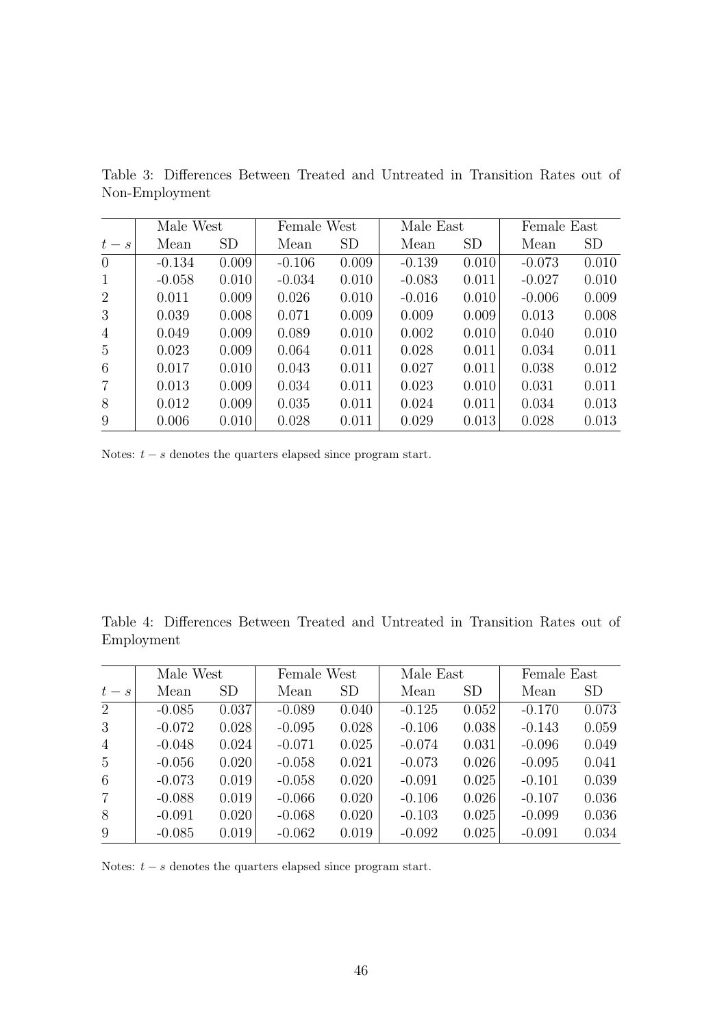Table 3: Differences Between Treated and Untreated in Transition Rates out of Non-Employment

| | Male West | | Female West | | Male East | | Female East | |
|---|---|---|---|---|---|---|---|---|
| $t-s$ | Mean | SD | Mean | SD | Mean | SD | Mean | SD |
| 0 | -0.134 | 0.009 | -0.106 | 0.009 | -0.139 | 0.010 | -0.073 | 0.010 |
| 1 | -0.058 | 0.010 | -0.034 | 0.010 | -0.083 | 0.011 | -0.027 | 0.010 |
| 2 | 0.011 | 0.009 | 0.026 | 0.010 | -0.016 | 0.010 | -0.006 | 0.009 |
| 3 | 0.039 | 0.008 | 0.071 | 0.009 | 0.009 | 0.009 | 0.013 | 0.008 |
| 4 | 0.049 | 0.009 | 0.089 | 0.010 | 0.002 | 0.010 | 0.040 | 0.010 |
| 5 | 0.023 | 0.009 | 0.064 | 0.011 | 0.028 | 0.011 | 0.034 | 0.011 |
| 6 | 0.017 | 0.010 | 0.043 | 0.011 | 0.027 | 0.011 | 0.038 | 0.012 |
| 7 | 0.013 | 0.009 | 0.034 | 0.011 | 0.023 | 0.010 | 0.031 | 0.011 |
| 8 | 0.012 | 0.009 | 0.035 | 0.011 | 0.024 | 0.011 | 0.034 | 0.013 |
| 9 | 0.006 | 0.010 | 0.028 | 0.011 | 0.029 | 0.013 | 0.028 | 0.013 |

Notes: $t-s$ denotes the quarters elapsed since program start.

Table 4: Differences Between Treated and Untreated in Transition Rates out of Employment

| | Male West | | Female West | | Male East | | Female East | |
|---|---|---|---|---|---|---|---|---|
| $t-s$ | Mean | SD | Mean | SD | Mean | SD | Mean | SD |
| 2 | -0.085 | 0.037 | -0.089 | 0.040 | -0.125 | 0.052 | -0.170 | 0.073 |
| 3 | -0.072 | 0.028 | -0.095 | 0.028 | -0.106 | 0.038 | -0.143 | 0.059 |
| 4 | -0.048 | 0.024 | -0.071 | 0.025 | -0.074 | 0.031 | -0.096 | 0.049 |
| 5 | -0.056 | 0.020 | -0.058 | 0.021 | -0.073 | 0.026 | -0.095 | 0.041 |
| 6 | -0.073 | 0.019 | -0.058 | 0.020 | -0.091 | 0.025 | -0.101 | 0.039 |
| 7 | -0.088 | 0.019 | -0.066 | 0.020 | -0.106 | 0.026 | -0.107 | 0.036 |
| 8 | -0.091 | 0.020 | -0.068 | 0.020 | -0.103 | 0.025 | -0.099 | 0.036 |
| 9 | -0.085 | 0.019 | -0.062 | 0.019 | -0.092 | 0.025 | -0.091 | 0.034 |

Notes: $t-s$ denotes the quarters elapsed since program start.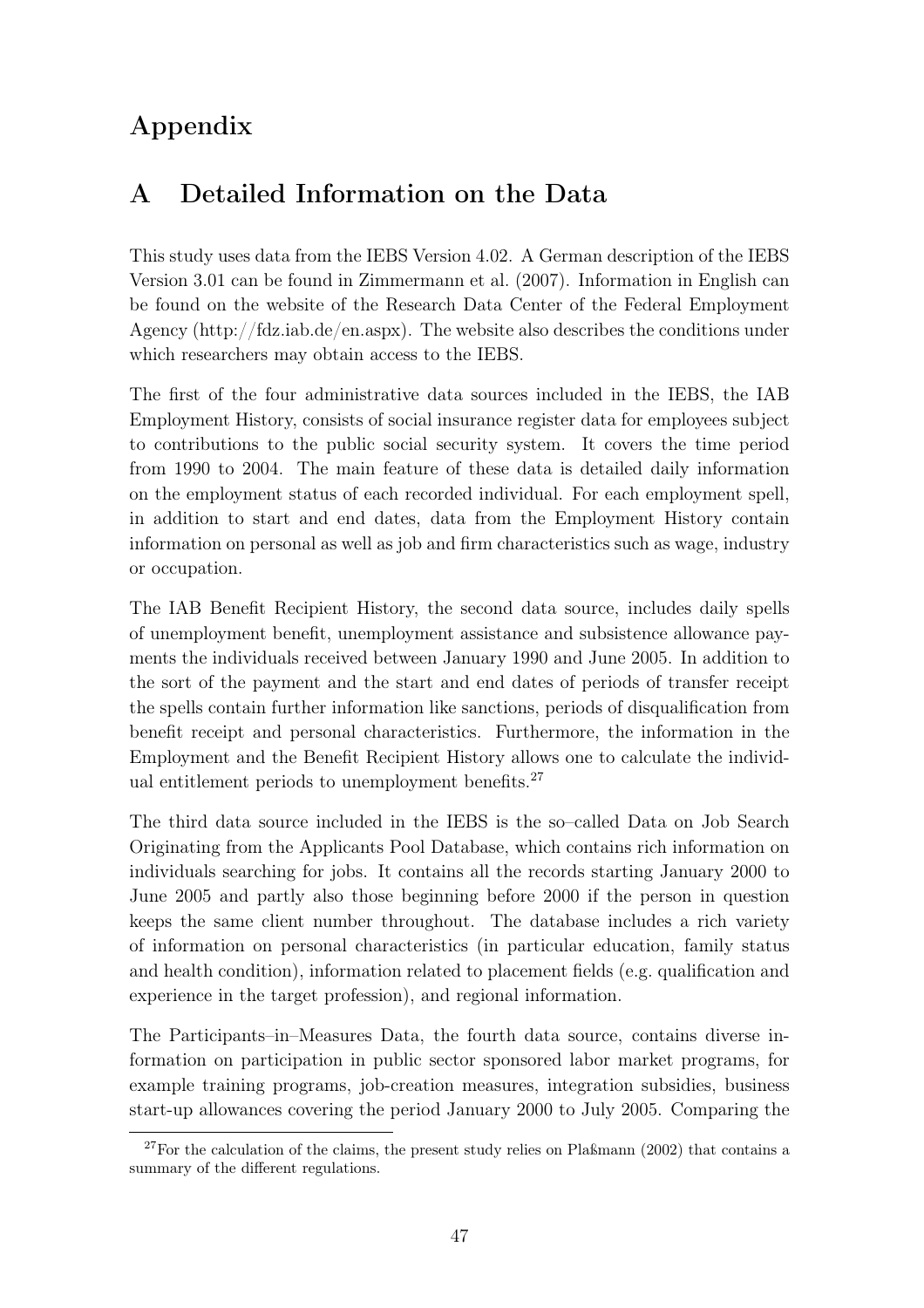# Appendix

## A Detailed Information on the Data

This study uses data from the IEBS Version 4.02. A German description of the IEBS Version 3.01 can be found in Zimmermann et al. (2007). Information in English can be found on the website of the Research Data Center of the Federal Employment Agency (http://fdz.iab.de/en.aspx). The website also describes the conditions under which researchers may obtain access to the IEBS.

The first of the four administrative data sources included in the IEBS, the IAB Employment History, consists of social insurance register data for employees subject to contributions to the public social security system. It covers the time period from 1990 to 2004. The main feature of these data is detailed daily information on the employment status of each recorded individual. For each employment spell, in addition to start and end dates, data from the Employment History contain information on personal as well as job and firm characteristics such as wage, industry or occupation.

The IAB Benefit Recipient History, the second data source, includes daily spells of unemployment benefit, unemployment assistance and subsistence allowance payments the individuals received between January 1990 and June 2005. In addition to the sort of the payment and the start and end dates of periods of transfer receipt the spells contain further information like sanctions, periods of disqualification from benefit receipt and personal characteristics. Furthermore, the information in the Employment and the Benefit Recipient History allows one to calculate the individual entitlement periods to unemployment benefits.[27]

The third data source included in the IEBS is the so–called Data on Job Search Originating from the Applicants Pool Database, which contains rich information on individuals searching for jobs. It contains all the records starting January 2000 to June 2005 and partly also those beginning before 2000 if the person in question keeps the same client number throughout. The database includes a rich variety of information on personal characteristics (in particular education, family status and health condition), information related to placement fields (e.g. qualification and experience in the target profession), and regional information.

The Participants–in–Measures Data, the fourth data source, contains diverse information on participation in public sector sponsored labor market programs, for example training programs, job-creation measures, integration subsidies, business start-up allowances covering the period January 2000 to July 2005. Comparing the

[27] For the calculation of the claims, the present study relies on Plaßmann (2002) that contains a summary of the different regulations.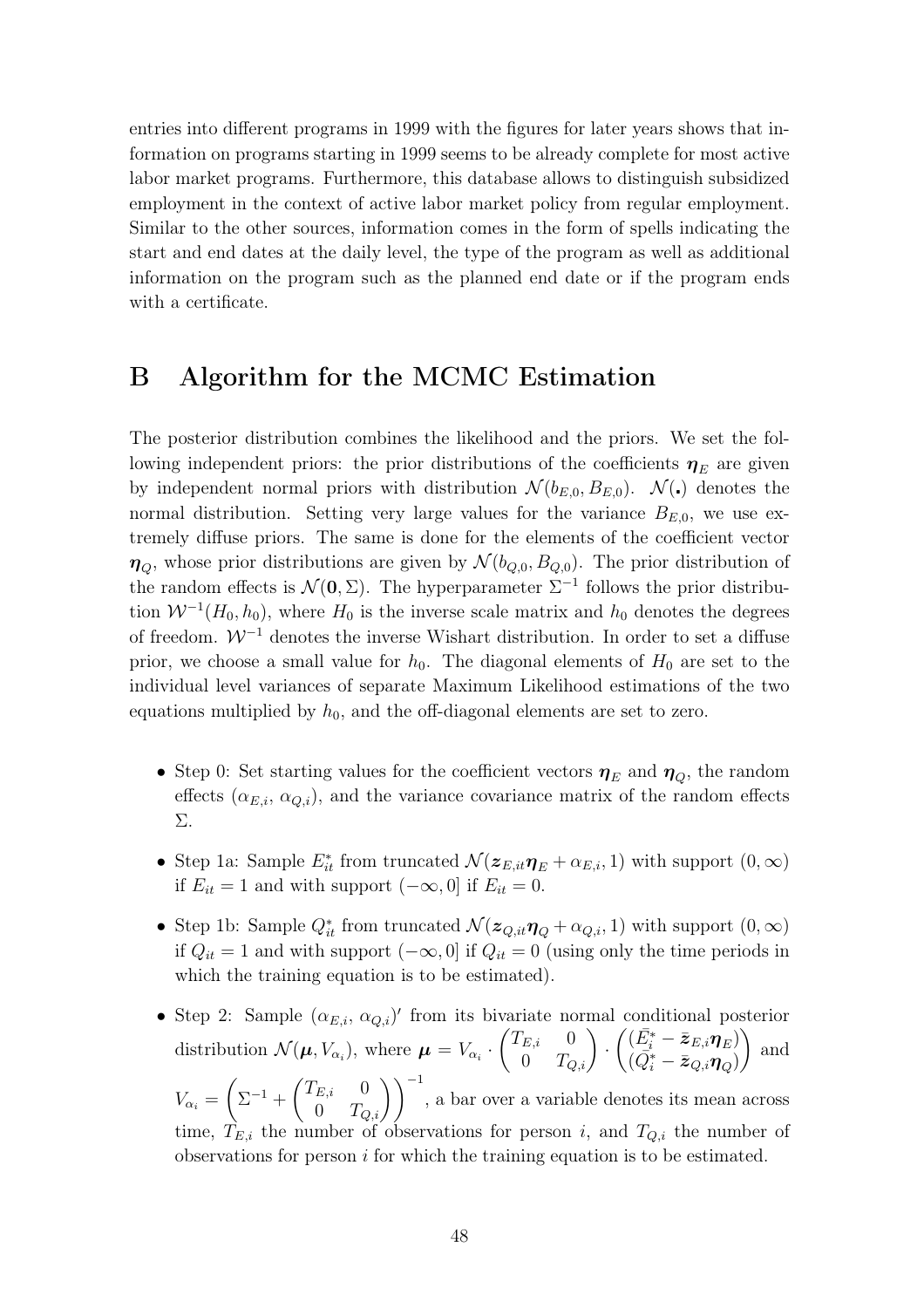entries into different programs in 1999 with the figures for later years shows that information on programs starting in 1999 seems to be already complete for most active labor market programs. Furthermore, this database allows to distinguish subsidized employment in the context of active labor market policy from regular employment. Similar to the other sources, information comes in the form of spells indicating the start and end dates at the daily level, the type of the program as well as additional information on the program such as the planned end date or if the program ends with a certificate.

# B Algorithm for the MCMC Estimation

The posterior distribution combines the likelihood and the priors. We set the following independent priors: the prior distributions of the coefficients $\boldsymbol{\eta}_E$ are given by independent normal priors with distribution $\mathcal{N}(b_{E,0}, B_{E,0})$. $\mathcal{N}(.)$ denotes the normal distribution. Setting very large values for the variance $B_{E,0}$, we use extremely diffuse priors. The same is done for the elements of the coefficient vector $\boldsymbol{\eta}_Q$, whose prior distributions are given by $\mathcal{N}(b_{Q,0}, B_{Q,0})$. The prior distribution of the random effects is $\mathcal{N}(\mathbf{0}, \Sigma)$. The hyperparameter $\Sigma^{-1}$ follows the prior distribution $\mathcal{W}^{-1}(H_0, h_0)$, where $H_0$ is the inverse scale matrix and $h_0$ denotes the degrees of freedom. $\mathcal{W}^{-1}$ denotes the inverse Wishart distribution. In order to set a diffuse prior, we choose a small value for $h_0$. The diagonal elements of $H_0$ are set to the individual level variances of separate Maximum Likelihood estimations of the two equations multiplied by $h_0$, and the off-diagonal elements are set to zero.

- Step 0: Set starting values for the coefficient vectors $\boldsymbol{\eta}_E$ and $\boldsymbol{\eta}_Q$, the random effects ($\alpha_{E,i}$, $\alpha_{Q,i}$), and the variance covariance matrix of the random effects $\Sigma$.
- Step 1a: Sample $E^*_{it}$ from truncated $\mathcal{N}(\boldsymbol{z}_{E,it}\boldsymbol{\eta}_E + \alpha_{E,i}, 1)$ with support $(0, \infty)$ if $E_{it} = 1$ and with support $(-\infty, 0]$ if $E_{it} = 0$.
- Step 1b: Sample $Q^*_{it}$ from truncated $\mathcal{N}(\boldsymbol{z}_{Q,it}\boldsymbol{\eta}_Q + \alpha_{Q,i}, 1)$ with support $(0, \infty)$ if $Q_{it} = 1$ and with support $(-\infty, 0]$ if $Q_{it} = 0$ (using only the time periods in which the training equation is to be estimated).
- Step 2: Sample $(\alpha_{E,i}, \alpha_{Q,i})'$ from its bivariate normal conditional posterior distribution $\mathcal{N}(\boldsymbol{\mu}, V_{\alpha_i})$, where $\boldsymbol{\mu} = V_{\alpha_i} \cdot \begin{pmatrix} T_{E,i} & 0 \\ 0 & T_{Q,i} \end{pmatrix} \cdot \begin{pmatrix} (\bar{E}^*_i - \bar{\boldsymbol{z}}_{E,i}\boldsymbol{\eta}_E) \\ (\bar{Q}^*_i - \bar{\boldsymbol{z}}_{Q,i}\boldsymbol{\eta}_Q) \end{pmatrix}$ and $V_{\alpha_i} = \left( \Sigma^{-1} + \begin{pmatrix} T_{E,i} & 0 \\ 0 & T_{Q,i} \end{pmatrix} \right)^{-1}$, a bar over a variable denotes its mean across time, $T_{E,i}$ the number of observations for person $i$, and $T_{Q,i}$ the number of observations for person $i$ for which the training equation is to be estimated.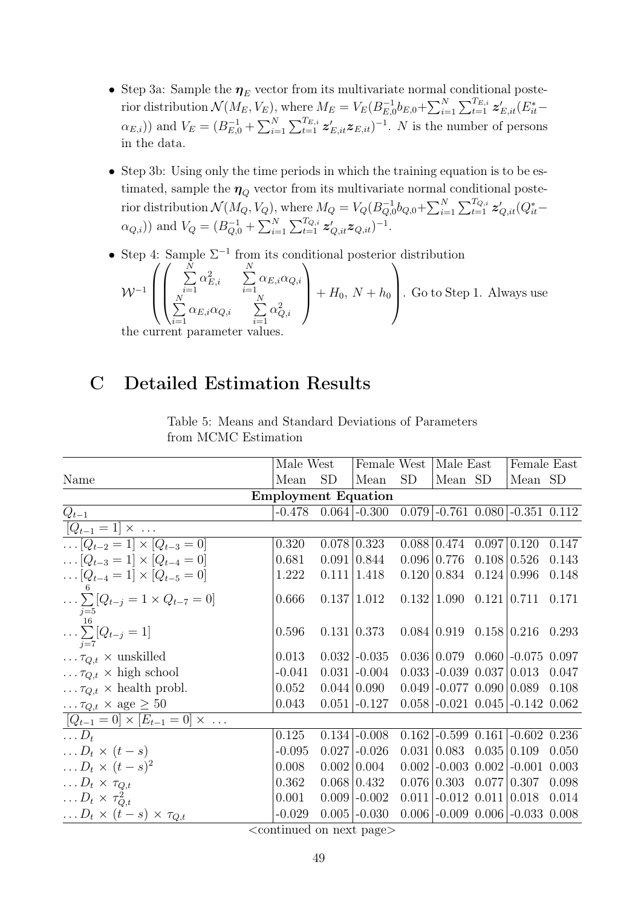- Step 3a: Sample the $\boldsymbol{\eta}_E$ vector from its multivariate normal conditional posterior distribution $\mathcal{N}(M_E, V_E)$, where $M_E = V_E(B_{E,0}^{-1} b_{E,0} + \sum_{i=1}^{N} \sum_{t=1}^{T_{E,i}} \boldsymbol{z}'_{E,it}(E_{it}^* - \alpha_{E,i}))$ and $V_E = (B_{E,0}^{-1} + \sum_{i=1}^{N} \sum_{t=1}^{T_{E,i}} \boldsymbol{z}'_{E,it} \boldsymbol{z}_{E,it})^{-1}$. $N$ is the number of persons in the data.

- Step 3b: Using only the time periods in which the training equation is to be estimated, sample the $\boldsymbol{\eta}_Q$ vector from its multivariate normal conditional posterior distribution $\mathcal{N}(M_Q, V_Q)$, where $M_Q = V_Q(B_{Q,0}^{-1} b_{Q,0} + \sum_{i=1}^{N} \sum_{t=1}^{T_{Q,i}} \boldsymbol{z}'_{Q,it}(Q_{it}^* - \alpha_{Q,i}))$ and $V_Q = (B_{Q,0}^{-1} + \sum_{i=1}^{N} \sum_{t=1}^{T_{Q,i}} \boldsymbol{z}'_{Q,it} \boldsymbol{z}_{Q,it})^{-1}$.

- Step 4: Sample $\Sigma^{-1}$ from its conditional posterior distribution $\mathcal{W}^{-1}\left(\begin{pmatrix} \sum_{i=1}^{N} \alpha_{E,i}^2 & \sum_{i=1}^{N} \alpha_{E,i}\alpha_{Q,i} \\ \sum_{i=1}^{N} \alpha_{E,i}\alpha_{Q,i} & \sum_{i=1}^{N} \alpha_{Q,i}^2 \end{pmatrix} + H_0,\ N + h_0\right)$. Go to Step 1. Always use the current parameter values.

# C Detailed Estimation Results

Table 5: Means and Standard Deviations of Parameters from MCMC Estimation

| | Male West | | Female West | | Male East | | Female East | |
|---|---|---|---|---|---|---|---|---|
| Name | Mean | SD | Mean | SD | Mean | SD | Mean | SD |
| **Employment Equation** | | | | | | | | |
| $Q_{t-1}$ | -0.478 | 0.064 | -0.300 | 0.079 | -0.761 | 0.080 | -0.351 | 0.112 |
| $[Q_{t-1} = 1] \times \ \ldots$ | | | | | | | | |
| $\ldots [Q_{t-2} = 1] \times [Q_{t-3} = 0]$ | 0.320 | 0.078 | 0.323 | 0.088 | 0.474 | 0.097 | 0.120 | 0.147 |
| $\ldots [Q_{t-3} = 1] \times [Q_{t-4} = 0]$ | 0.681 | 0.091 | 0.844 | 0.096 | 0.776 | 0.108 | 0.526 | 0.143 |
| $\ldots [Q_{t-4} = 1] \times [Q_{t-5} = 0]$ | 1.222 | 0.111 | 1.418 | 0.120 | 0.834 | 0.124 | 0.996 | 0.148 |
| $\ldots \sum_{j=5}^{6} [Q_{t-j} = 1 \times Q_{t-7} = 0]$ | 0.666 | 0.137 | 1.012 | 0.132 | 1.090 | 0.121 | 0.711 | 0.171 |
| $\ldots \sum_{j=7}^{16} [Q_{t-j} = 1]$ | 0.596 | 0.131 | 0.373 | 0.084 | 0.919 | 0.158 | 0.216 | 0.293 |
| $\ldots \tau_{Q,t} \times$ unskilled | 0.013 | 0.032 | -0.035 | 0.036 | 0.079 | 0.060 | -0.075 | 0.097 |
| $\ldots \tau_{Q,t} \times$ high school | -0.041 | 0.031 | -0.004 | 0.033 | -0.039 | 0.037 | 0.013 | 0.047 |
| $\ldots \tau_{Q,t} \times$ health probl. | 0.052 | 0.044 | 0.090 | 0.049 | -0.077 | 0.090 | 0.089 | 0.108 |
| $\ldots \tau_{Q,t} \times$ age $\geq 50$ | 0.043 | 0.051 | -0.127 | 0.058 | -0.021 | 0.045 | -0.142 | 0.062 |
| $[Q_{t-1} = 0] \times [E_{t-1} = 0] \times \ \ldots$ | | | | | | | | |
| $\ldots D_t$ | 0.125 | 0.134 | -0.008 | 0.162 | -0.599 | 0.161 | -0.602 | 0.236 |
| $\ldots D_t \times (t-s)$ | -0.095 | 0.027 | -0.026 | 0.031 | 0.083 | 0.035 | 0.109 | 0.050 |
| $\ldots D_t \times (t-s)^2$ | 0.008 | 0.002 | 0.004 | 0.002 | -0.003 | 0.002 | -0.001 | 0.003 |
| $\ldots D_t \times \tau_{Q,t}$ | 0.362 | 0.068 | 0.432 | 0.076 | 0.303 | 0.077 | 0.307 | 0.098 |
| $\ldots D_t \times \tau_{Q,t}^2$ | 0.001 | 0.009 | -0.002 | 0.011 | -0.012 | 0.011 | 0.018 | 0.014 |
| $\ldots D_t \times (t-s) \times \tau_{Q,t}$ | -0.029 | 0.005 | -0.030 | 0.006 | -0.009 | 0.006 | -0.033 | 0.008 |

<continued on next page>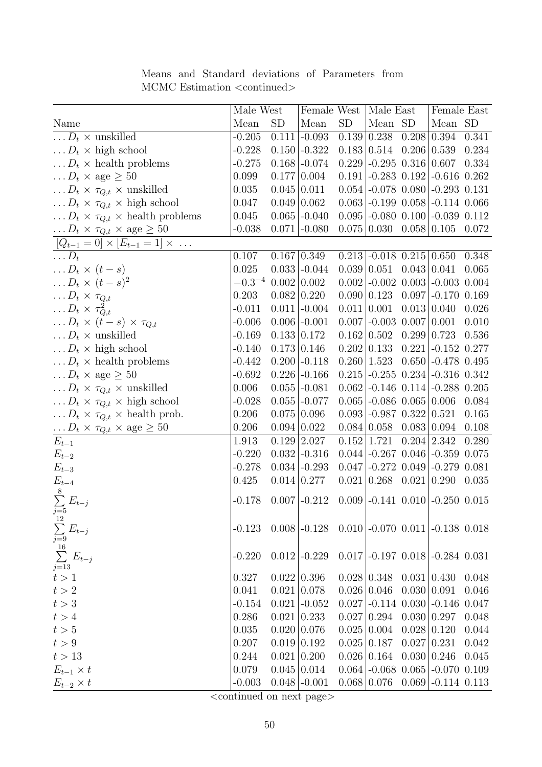Means and Standard deviations of Parameters from MCMC Estimation <continued>

| | Male West | | Female West | | Male East | | Female East | |
|---|---|---|---|---|---|---|---|---|
| Name | Mean | SD | Mean | SD | Mean | SD | Mean | SD |
| $\ldots D_t \times$ unskilled | -0.205 | 0.111 | -0.093 | 0.139 | 0.238 | 0.208 | 0.394 | 0.341 |
| $\ldots D_t \times$ high school | -0.228 | 0.150 | -0.322 | 0.183 | 0.514 | 0.206 | 0.539 | 0.234 |
| $\ldots D_t \times$ health problems | -0.275 | 0.168 | -0.074 | 0.229 | -0.295 | 0.316 | 0.607 | 0.334 |
| $\ldots D_t \times$ age $\geq 50$ | 0.099 | 0.177 | 0.004 | 0.191 | -0.283 | 0.192 | -0.616 | 0.262 |
| $\ldots D_t \times \tau_{Q,t} \times$ unskilled | 0.035 | 0.045 | 0.011 | 0.054 | -0.078 | 0.080 | -0.293 | 0.131 |
| $\ldots D_t \times \tau_{Q,t} \times$ high school | 0.047 | 0.049 | 0.062 | 0.063 | -0.199 | 0.058 | -0.114 | 0.066 |
| $\ldots D_t \times \tau_{Q,t} \times$ health problems | 0.045 | 0.065 | -0.040 | 0.095 | -0.080 | 0.100 | -0.039 | 0.112 |
| $\ldots D_t \times \tau_{Q,t} \times$ age $\geq 50$ | -0.038 | 0.071 | -0.080 | 0.075 | 0.030 | 0.058 | 0.105 | 0.072 |
| $[Q_{t-1} = 0] \times [E_{t-1} = 1] \times \ \ldots$ | | | | | | | | |
| $\ldots D_t$ | 0.107 | 0.167 | 0.349 | 0.213 | -0.018 | 0.215 | 0.650 | 0.348 |
| $\ldots D_t \times (t-s)$ | 0.025 | 0.033 | -0.044 | 0.039 | 0.051 | 0.043 | 0.041 | 0.065 |
| $\ldots D_t \times (t-s)^2$ | $-0.3^{-4}$ | 0.002 | 0.002 | 0.002 | -0.002 | 0.003 | -0.003 | 0.004 |
| $\ldots D_t \times \tau_{Q,t}$ | 0.203 | 0.082 | 0.220 | 0.090 | 0.123 | 0.097 | -0.170 | 0.169 |
| $\ldots D_t \times \tau_{Q,t}^2$ | -0.011 | 0.011 | -0.004 | 0.011 | 0.001 | 0.013 | 0.040 | 0.026 |
| $\ldots D_t \times (t-s) \times \tau_{Q,t}$ | -0.006 | 0.006 | -0.001 | 0.007 | -0.003 | 0.007 | 0.001 | 0.010 |
| $\ldots D_t \times$ unskilled | -0.169 | 0.133 | 0.172 | 0.162 | 0.502 | 0.299 | 0.723 | 0.536 |
| $\ldots D_t \times$ high school | -0.140 | 0.173 | 0.146 | 0.202 | 0.133 | 0.221 | -0.152 | 0.277 |
| $\ldots D_t \times$ health problems | -0.442 | 0.200 | -0.118 | 0.260 | 1.523 | 0.650 | -0.478 | 0.495 |
| $\ldots D_t \times$ age $\geq 50$ | -0.692 | 0.226 | -0.166 | 0.215 | -0.255 | 0.234 | -0.316 | 0.342 |
| $\ldots D_t \times \tau_{Q,t} \times$ unskilled | 0.006 | 0.055 | -0.081 | 0.062 | -0.146 | 0.114 | -0.288 | 0.205 |
| $\ldots D_t \times \tau_{Q,t} \times$ high school | -0.028 | 0.055 | -0.077 | 0.065 | -0.086 | 0.065 | 0.006 | 0.084 |
| $\ldots D_t \times \tau_{Q,t} \times$ health prob. | 0.206 | 0.075 | 0.096 | 0.093 | -0.987 | 0.322 | 0.521 | 0.165 |
| $\ldots D_t \times \tau_{Q,t} \times$ age $\geq 50$ | 0.206 | 0.094 | 0.022 | 0.084 | 0.058 | 0.083 | 0.094 | 0.108 |
| $E_{t-1}$ | 1.913 | 0.129 | 2.027 | 0.152 | 1.721 | 0.204 | 2.342 | 0.280 |
| $E_{t-2}$ | -0.220 | 0.032 | -0.316 | 0.044 | -0.267 | 0.046 | -0.359 | 0.075 |
| $E_{t-3}$ | -0.278 | 0.034 | -0.293 | 0.047 | -0.272 | 0.049 | -0.279 | 0.081 |
| $E_{t-4}$ | 0.425 | 0.014 | 0.277 | 0.021 | 0.268 | 0.021 | 0.290 | 0.035 |
| $\sum_{j=5}^{8} E_{t-j}$ | -0.178 | 0.007 | -0.212 | 0.009 | -0.141 | 0.010 | -0.250 | 0.015 |
| $\sum_{j=9}^{12} E_{t-j}$ | -0.123 | 0.008 | -0.128 | 0.010 | -0.070 | 0.011 | -0.138 | 0.018 |
| $\sum_{j=13}^{16} E_{t-j}$ | -0.220 | 0.012 | -0.229 | 0.017 | -0.197 | 0.018 | -0.284 | 0.031 |
| $t > 1$ | 0.327 | 0.022 | 0.396 | 0.028 | 0.348 | 0.031 | 0.430 | 0.048 |
| $t > 2$ | 0.041 | 0.021 | 0.078 | 0.026 | 0.046 | 0.030 | 0.091 | 0.046 |
| $t > 3$ | -0.154 | 0.021 | -0.052 | 0.027 | -0.114 | 0.030 | -0.146 | 0.047 |
| $t > 4$ | 0.286 | 0.021 | 0.233 | 0.027 | 0.294 | 0.030 | 0.297 | 0.048 |
| $t > 5$ | 0.035 | 0.020 | 0.076 | 0.025 | 0.004 | 0.028 | 0.120 | 0.044 |
| $t > 9$ | 0.207 | 0.019 | 0.192 | 0.025 | 0.187 | 0.027 | 0.231 | 0.042 |
| $t > 13$ | 0.244 | 0.021 | 0.200 | 0.026 | 0.164 | 0.030 | 0.246 | 0.045 |
| $E_{t-1} \times t$ | 0.079 | 0.045 | 0.014 | 0.064 | -0.068 | 0.065 | -0.070 | 0.109 |
| $E_{t-2} \times t$ | -0.003 | 0.048 | -0.001 | 0.068 | 0.076 | 0.069 | -0.114 | 0.113 |

<continued on next page>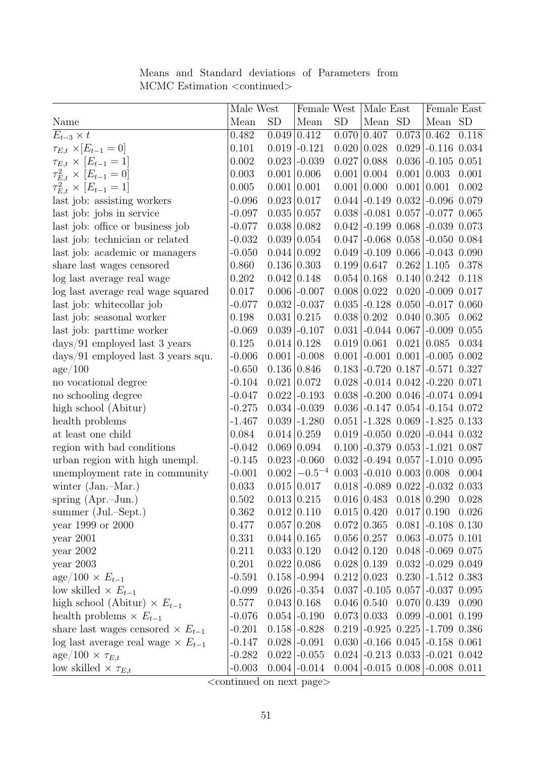Means and Standard deviations of Parameters from MCMC Estimation <continued>

| | Male West | | Female West | | Male East | | Female East | |
|---|---|---|---|---|---|---|---|---|
| Name | Mean | SD | Mean | SD | Mean | SD | Mean | SD |
| $E_{t-3} \times t$ | 0.482 | 0.049 | 0.412 | 0.070 | 0.407 | 0.073 | 0.462 | 0.118 |
| $\tau_{E,t} \times [E_{t-1} = 0]$ | 0.101 | 0.019 | -0.121 | 0.020 | 0.028 | 0.029 | -0.116 | 0.034 |
| $\tau_{E,t} \times [E_{t-1} = 1]$ | 0.002 | 0.023 | -0.039 | 0.027 | 0.088 | 0.036 | -0.105 | 0.051 |
| $\tau^2_{E,t} \times [E_{t-1} = 0]$ | 0.003 | 0.001 | 0.006 | 0.001 | 0.004 | 0.001 | 0.003 | 0.001 |
| $\tau^2_{E,t} \times [E_{t-1} = 1]$ | 0.005 | 0.001 | 0.001 | 0.001 | 0.000 | 0.001 | 0.001 | 0.002 |
| last job: assisting workers | -0.096 | 0.023 | 0.017 | 0.044 | -0.149 | 0.032 | -0.096 | 0.079 |
| last job: jobs in service | -0.097 | 0.035 | 0.057 | 0.038 | -0.081 | 0.057 | -0.077 | 0.065 |
| last job: office or business job | -0.077 | 0.038 | 0.082 | 0.042 | -0.199 | 0.068 | -0.039 | 0.073 |
| last job: technician or related | -0.032 | 0.039 | 0.054 | 0.047 | -0.068 | 0.058 | -0.050 | 0.084 |
| last job: academic or managers | -0.050 | 0.044 | 0.092 | 0.049 | -0.109 | 0.066 | -0.043 | 0.090 |
| share last wages censored | 0.860 | 0.136 | 0.303 | 0.199 | 0.647 | 0.262 | 1.105 | 0.378 |
| log last average real wage | 0.202 | 0.042 | 0.148 | 0.054 | 0.168 | 0.140 | 0.242 | 0.118 |
| log last average real wage squared | 0.017 | 0.006 | -0.007 | 0.008 | 0.022 | 0.020 | -0.009 | 0.017 |
| last job: whitecollar job | -0.077 | 0.032 | -0.037 | 0.035 | -0.128 | 0.050 | -0.017 | 0.060 |
| last job: seasonal worker | 0.198 | 0.031 | 0.215 | 0.038 | 0.202 | 0.040 | 0.305 | 0.062 |
| last job: parttime worker | -0.069 | 0.039 | -0.107 | 0.031 | -0.044 | 0.067 | -0.009 | 0.055 |
| days/91 employed last 3 years | 0.125 | 0.014 | 0.128 | 0.019 | 0.061 | 0.021 | 0.085 | 0.034 |
| days/91 employed last 3 years squ. | -0.006 | 0.001 | -0.008 | 0.001 | -0.001 | 0.001 | -0.005 | 0.002 |
| age/100 | -0.650 | 0.136 | 0.846 | 0.183 | -0.720 | 0.187 | -0.571 | 0.327 |
| no vocational degree | -0.104 | 0.021 | 0.072 | 0.028 | -0.014 | 0.042 | -0.220 | 0.071 |
| no schooling degree | -0.047 | 0.022 | -0.193 | 0.038 | -0.200 | 0.046 | -0.074 | 0.094 |
| high school (Abitur) | -0.275 | 0.034 | -0.039 | 0.036 | -0.147 | 0.054 | -0.154 | 0.072 |
| health problems | -1.467 | 0.039 | -1.280 | 0.051 | -1.328 | 0.069 | -1.825 | 0.133 |
| at least one child | 0.084 | 0.014 | 0.259 | 0.019 | -0.050 | 0.020 | -0.044 | 0.032 |
| region with bad conditions | -0.042 | 0.069 | 0.094 | 0.100 | -0.379 | 0.053 | -1.021 | 0.087 |
| urban region with high unempl. | -0.145 | 0.023 | -0.060 | 0.032 | -0.494 | 0.057 | -1.010 | 0.095 |
| unemployment rate in community | -0.001 | 0.002 | $-0.5^{-4}$ | 0.003 | -0.010 | 0.003 | 0.008 | 0.004 |
| winter (Jan.–Mar.) | 0.033 | 0.015 | 0.017 | 0.018 | -0.089 | 0.022 | -0.032 | 0.033 |
| spring (Apr.–Jun.) | 0.502 | 0.013 | 0.215 | 0.016 | 0.483 | 0.018 | 0.290 | 0.028 |
| summer (Jul.–Sept.) | 0.362 | 0.012 | 0.110 | 0.015 | 0.420 | 0.017 | 0.190 | 0.026 |
| year 1999 or 2000 | 0.477 | 0.057 | 0.208 | 0.072 | 0.365 | 0.081 | -0.108 | 0.130 |
| year 2001 | 0.331 | 0.044 | 0.165 | 0.056 | 0.257 | 0.063 | -0.075 | 0.101 |
| year 2002 | 0.211 | 0.033 | 0.120 | 0.042 | 0.120 | 0.048 | -0.069 | 0.075 |
| year 2003 | 0.201 | 0.022 | 0.086 | 0.028 | 0.139 | 0.032 | -0.029 | 0.049 |
| age/100 $\times E_{t-1}$ | -0.591 | 0.158 | -0.994 | 0.212 | 0.023 | 0.230 | -1.512 | 0.383 |
| low skilled $\times E_{t-1}$ | -0.099 | 0.026 | -0.354 | 0.037 | -0.105 | 0.057 | -0.037 | 0.095 |
| high school (Abitur) $\times E_{t-1}$ | 0.577 | 0.043 | 0.168 | 0.046 | 0.540 | 0.070 | 0.439 | 0.090 |
| health problems $\times E_{t-1}$ | -0.076 | 0.054 | -0.190 | 0.073 | 0.033 | 0.099 | -0.001 | 0.199 |
| share last wages censored $\times E_{t-1}$ | -0.201 | 0.158 | -0.828 | 0.219 | -0.925 | 0.225 | -1.709 | 0.386 |
| log last average real wage $\times E_{t-1}$ | -0.147 | 0.028 | -0.091 | 0.030 | -0.166 | 0.045 | -0.158 | 0.061 |
| age/100 $\times \tau_{E,t}$ | -0.282 | 0.022 | -0.055 | 0.024 | -0.213 | 0.033 | -0.021 | 0.042 |
| low skilled $\times \tau_{E,t}$ | -0.003 | 0.004 | -0.014 | 0.004 | -0.015 | 0.008 | -0.008 | 0.011 |

<continued on next page>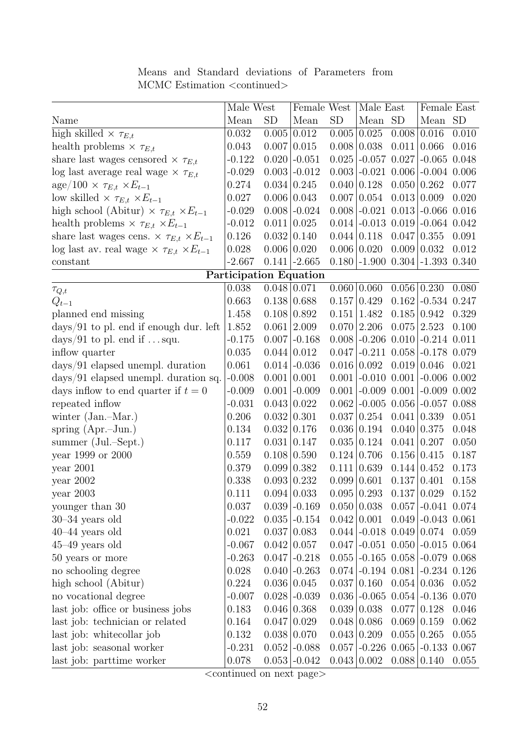Means and Standard deviations of Parameters from MCMC Estimation <continued>

| Name | Male West | | Female West | | Male East | | Female East | |
|---|---|---|---|---|---|---|---|---|
| | Mean | SD | Mean | SD | Mean | SD | Mean | SD |
| high skilled × $\tau_{E,t}$ | 0.032 | 0.005 | 0.012 | 0.005 | 0.025 | 0.008 | 0.016 | 0.010 |
| health problems × $\tau_{E,t}$ | 0.043 | 0.007 | 0.015 | 0.008 | 0.038 | 0.011 | 0.066 | 0.016 |
| share last wages censored × $\tau_{E,t}$ | -0.122 | 0.020 | -0.051 | 0.025 | -0.057 | 0.027 | -0.065 | 0.048 |
| log last average real wage × $\tau_{E,t}$ | -0.029 | 0.003 | -0.012 | 0.003 | -0.021 | 0.006 | -0.004 | 0.006 |
| age/100 × $\tau_{E,t}$ ×$E_{t-1}$ | 0.274 | 0.034 | 0.245 | 0.040 | 0.128 | 0.050 | 0.262 | 0.077 |
| low skilled × $\tau_{E,t}$ ×$E_{t-1}$ | 0.027 | 0.006 | 0.043 | 0.007 | 0.054 | 0.013 | 0.009 | 0.020 |
| high school (Abitur) × $\tau_{E,t}$ ×$E_{t-1}$ | -0.029 | 0.008 | -0.024 | 0.008 | -0.021 | 0.013 | -0.066 | 0.016 |
| health problems × $\tau_{E,t}$ ×$E_{t-1}$ | -0.012 | 0.011 | 0.025 | 0.014 | -0.013 | 0.019 | -0.064 | 0.042 |
| share last wages cens. × $\tau_{E,t}$ ×$E_{t-1}$ | 0.126 | 0.032 | 0.140 | 0.044 | 0.118 | 0.047 | 0.355 | 0.091 |
| log last av. real wage × $\tau_{E,t}$ ×$E_{t-1}$ | 0.028 | 0.006 | 0.020 | 0.006 | 0.020 | 0.009 | 0.032 | 0.012 |
| constant | -2.667 | 0.141 | -2.665 | 0.180 | -1.900 | 0.304 | -1.393 | 0.340 |
| **Participation Equation** | | | | | | | | |
| $\tau_{Q,t}$ | 0.038 | 0.048 | 0.071 | 0.060 | 0.060 | 0.056 | 0.230 | 0.080 |
| $Q_{t-1}$ | 0.663 | 0.138 | 0.688 | 0.157 | 0.429 | 0.162 | -0.534 | 0.247 |
| planned end missing | 1.458 | 0.108 | 0.892 | 0.151 | 1.482 | 0.185 | 0.942 | 0.329 |
| days/91 to pl. end if enough dur. left | 1.852 | 0.061 | 2.009 | 0.070 | 2.206 | 0.075 | 2.523 | 0.100 |
| days/91 to pl. end if ... squ. | -0.175 | 0.007 | -0.168 | 0.008 | -0.206 | 0.010 | -0.214 | 0.011 |
| inflow quarter | 0.035 | 0.044 | 0.012 | 0.047 | -0.211 | 0.058 | -0.178 | 0.079 |
| days/91 elapsed unempl. duration | 0.061 | 0.014 | -0.036 | 0.016 | 0.092 | 0.019 | 0.046 | 0.021 |
| days/91 elapsed unempl. duration sq. | -0.008 | 0.001 | 0.001 | 0.001 | -0.010 | 0.001 | -0.006 | 0.002 |
| days inflow to end quarter if $t = 0$ | -0.009 | 0.001 | -0.009 | 0.001 | -0.009 | 0.001 | -0.009 | 0.002 |
| repeated inflow | -0.031 | 0.043 | 0.022 | 0.062 | -0.005 | 0.056 | -0.057 | 0.088 |
| winter (Jan.–Mar.) | 0.206 | 0.032 | 0.301 | 0.037 | 0.254 | 0.041 | 0.339 | 0.051 |
| spring (Apr.–Jun.) | 0.134 | 0.032 | 0.176 | 0.036 | 0.194 | 0.040 | 0.375 | 0.048 |
| summer (Jul.–Sept.) | 0.117 | 0.031 | 0.147 | 0.035 | 0.124 | 0.041 | 0.207 | 0.050 |
| year 1999 or 2000 | 0.559 | 0.108 | 0.590 | 0.124 | 0.706 | 0.156 | 0.415 | 0.187 |
| year 2001 | 0.379 | 0.099 | 0.382 | 0.111 | 0.639 | 0.144 | 0.452 | 0.173 |
| year 2002 | 0.338 | 0.093 | 0.232 | 0.099 | 0.601 | 0.137 | 0.401 | 0.158 |
| year 2003 | 0.111 | 0.094 | 0.033 | 0.095 | 0.293 | 0.137 | 0.029 | 0.152 |
| younger than 30 | 0.037 | 0.039 | -0.169 | 0.050 | 0.038 | 0.057 | -0.041 | 0.074 |
| 30–34 years old | -0.022 | 0.035 | -0.154 | 0.042 | 0.001 | 0.049 | -0.043 | 0.061 |
| 40–44 years old | 0.021 | 0.037 | 0.083 | 0.044 | -0.018 | 0.049 | 0.074 | 0.059 |
| 45–49 years old | -0.067 | 0.042 | 0.057 | 0.047 | -0.051 | 0.050 | -0.015 | 0.064 |
| 50 years or more | -0.263 | 0.047 | -0.218 | 0.055 | -0.165 | 0.058 | -0.079 | 0.068 |
| no schooling degree | 0.028 | 0.040 | -0.263 | 0.074 | -0.194 | 0.081 | -0.234 | 0.126 |
| high school (Abitur) | 0.224 | 0.036 | 0.045 | 0.037 | 0.160 | 0.054 | 0.036 | 0.052 |
| no vocational degree | -0.007 | 0.028 | -0.039 | 0.036 | -0.065 | 0.054 | -0.136 | 0.070 |
| last job: office or business jobs | 0.183 | 0.046 | 0.368 | 0.039 | 0.038 | 0.077 | 0.128 | 0.046 |
| last job: technician or related | 0.164 | 0.047 | 0.029 | 0.048 | 0.086 | 0.069 | 0.159 | 0.062 |
| last job: whitecollar job | 0.132 | 0.038 | 0.070 | 0.043 | 0.209 | 0.055 | 0.265 | 0.055 |
| last job: seasonal worker | -0.231 | 0.052 | -0.088 | 0.057 | -0.226 | 0.065 | -0.133 | 0.067 |
| last job: parttime worker | 0.078 | 0.053 | -0.042 | 0.043 | 0.002 | 0.088 | 0.140 | 0.055 |

<continued on next page>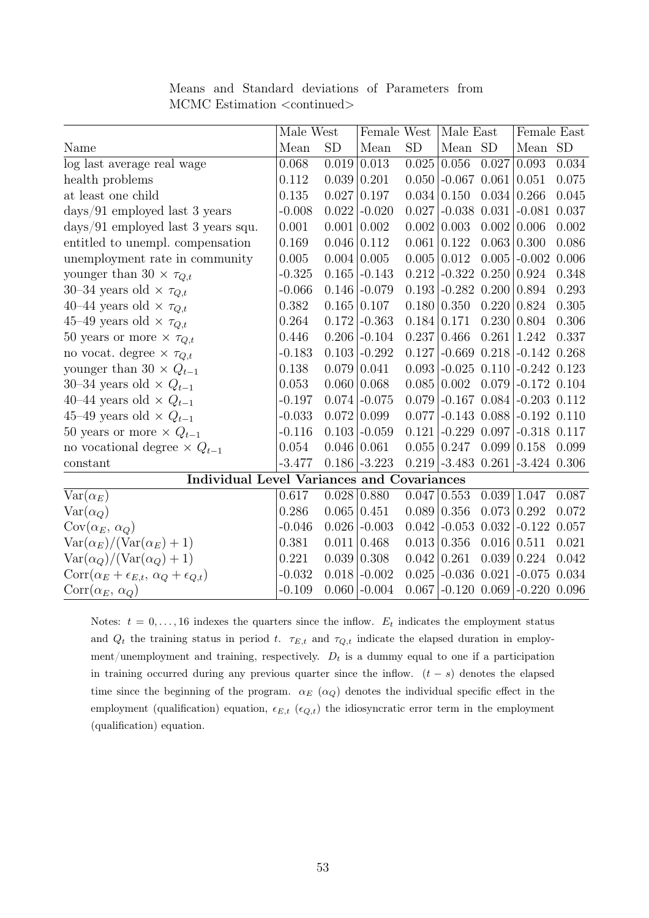Means and Standard deviations of Parameters from MCMC Estimation <continued>

| | Male West | | Female West | | Male East | | Female East | |
|---|---|---|---|---|---|---|---|---|
| Name | Mean | SD | Mean | SD | Mean | SD | Mean | SD |
| log last average real wage | 0.068 | 0.019 | 0.013 | 0.025 | 0.056 | 0.027 | 0.093 | 0.034 |
| health problems | 0.112 | 0.039 | 0.201 | 0.050 | -0.067 | 0.061 | 0.051 | 0.075 |
| at least one child | 0.135 | 0.027 | 0.197 | 0.034 | 0.150 | 0.034 | 0.266 | 0.045 |
| days/91 employed last 3 years | -0.008 | 0.022 | -0.020 | 0.027 | -0.038 | 0.031 | -0.081 | 0.037 |
| days/91 employed last 3 years squ. | 0.001 | 0.001 | 0.002 | 0.002 | 0.003 | 0.002 | 0.006 | 0.002 |
| entitled to unempl. compensation | 0.169 | 0.046 | 0.112 | 0.061 | 0.122 | 0.063 | 0.300 | 0.086 |
| unemployment rate in community | 0.005 | 0.004 | 0.005 | 0.005 | 0.012 | 0.005 | -0.002 | 0.006 |
| younger than 30 $\times$ $\tau_{Q,t}$ | -0.325 | 0.165 | -0.143 | 0.212 | -0.322 | 0.250 | 0.924 | 0.348 |
| 30–34 years old $\times$ $\tau_{Q,t}$ | -0.066 | 0.146 | -0.079 | 0.193 | -0.282 | 0.200 | 0.894 | 0.293 |
| 40–44 years old $\times$ $\tau_{Q,t}$ | 0.382 | 0.165 | 0.107 | 0.180 | 0.350 | 0.220 | 0.824 | 0.305 |
| 45–49 years old $\times$ $\tau_{Q,t}$ | 0.264 | 0.172 | -0.363 | 0.184 | 0.171 | 0.230 | 0.804 | 0.306 |
| 50 years or more $\times$ $\tau_{Q,t}$ | 0.446 | 0.206 | -0.104 | 0.237 | 0.466 | 0.261 | 1.242 | 0.337 |
| no vocat. degree $\times$ $\tau_{Q,t}$ | -0.183 | 0.103 | -0.292 | 0.127 | -0.669 | 0.218 | -0.142 | 0.268 |
| younger than 30 $\times$ $Q_{t-1}$ | 0.138 | 0.079 | 0.041 | 0.093 | -0.025 | 0.110 | -0.242 | 0.123 |
| 30–34 years old $\times$ $Q_{t-1}$ | 0.053 | 0.060 | 0.068 | 0.085 | 0.002 | 0.079 | -0.172 | 0.104 |
| 40–44 years old $\times$ $Q_{t-1}$ | -0.197 | 0.074 | -0.075 | 0.079 | -0.167 | 0.084 | -0.203 | 0.112 |
| 45–49 years old $\times$ $Q_{t-1}$ | -0.033 | 0.072 | 0.099 | 0.077 | -0.143 | 0.088 | -0.192 | 0.110 |
| 50 years or more $\times$ $Q_{t-1}$ | -0.116 | 0.103 | -0.059 | 0.121 | -0.229 | 0.097 | -0.318 | 0.117 |
| no vocational degree $\times$ $Q_{t-1}$ | 0.054 | 0.046 | 0.061 | 0.055 | 0.247 | 0.099 | 0.158 | 0.099 |
| constant | -3.477 | 0.186 | -3.223 | 0.219 | -3.483 | 0.261 | -3.424 | 0.306 |
| **Individual Level Variances and Covariances** | | | | | | | | |
| $\mathrm{Var}(\alpha_E)$ | 0.617 | 0.028 | 0.880 | 0.047 | 0.553 | 0.039 | 1.047 | 0.087 |
| $\mathrm{Var}(\alpha_Q)$ | 0.286 | 0.065 | 0.451 | 0.089 | 0.356 | 0.073 | 0.292 | 0.072 |
| $\mathrm{Cov}(\alpha_E,\, \alpha_Q)$ | -0.046 | 0.026 | -0.003 | 0.042 | -0.053 | 0.032 | -0.122 | 0.057 |
| $\mathrm{Var}(\alpha_E)/(\mathrm{Var}(\alpha_E)+1)$ | 0.381 | 0.011 | 0.468 | 0.013 | 0.356 | 0.016 | 0.511 | 0.021 |
| $\mathrm{Var}(\alpha_Q)/(\mathrm{Var}(\alpha_Q)+1)$ | 0.221 | 0.039 | 0.308 | 0.042 | 0.261 | 0.039 | 0.224 | 0.042 |
| $\mathrm{Corr}(\alpha_E+\epsilon_{E,t},\, \alpha_Q+\epsilon_{Q,t})$ | -0.032 | 0.018 | -0.002 | 0.025 | -0.036 | 0.021 | -0.075 | 0.034 |
| $\mathrm{Corr}(\alpha_E,\, \alpha_Q)$ | -0.109 | 0.060 | -0.004 | 0.067 | -0.120 | 0.069 | -0.220 | 0.096 |

Notes: $t = 0, \ldots, 16$ indexes the quarters since the inflow. $E_t$ indicates the employment status and $Q_t$ the training status in period $t$. $\tau_{E,t}$ and $\tau_{Q,t}$ indicate the elapsed duration in employment/unemployment and training, respectively. $D_t$ is a dummy equal to one if a participation in training occurred during any previous quarter since the inflow. $(t-s)$ denotes the elapsed time since the beginning of the program. $\alpha_E$ ($\alpha_Q$) denotes the individual specific effect in the employment (qualification) equation, $\epsilon_{E,t}$ ($\epsilon_{Q,t}$) the idiosyncratic error term in the employment (qualification) equation.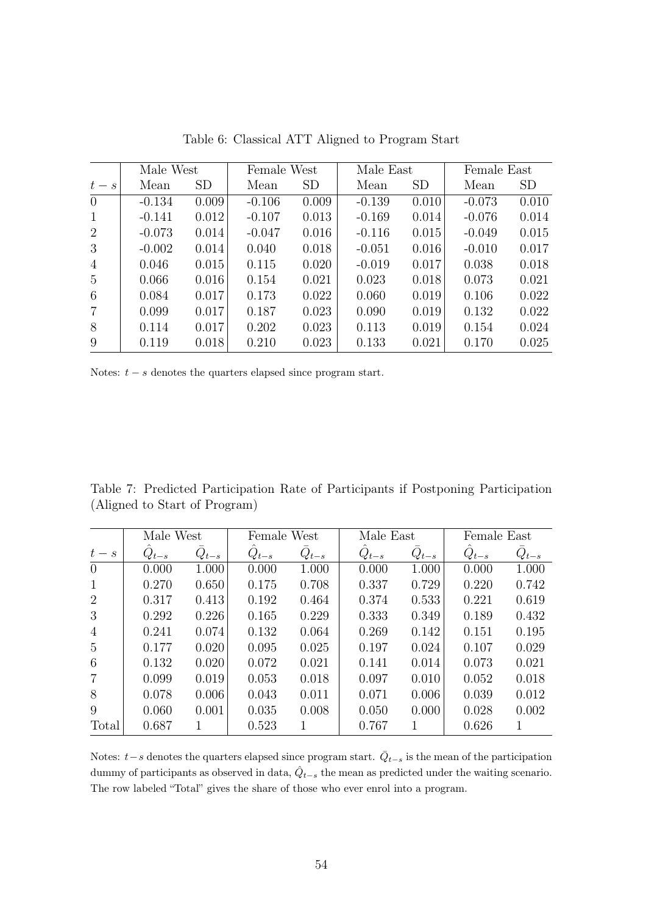Table 6: Classical ATT Aligned to Program Start

| | Male West | | Female West | | Male East | | Female East | |
|---|---|---|---|---|---|---|---|---|
| $t-s$ | Mean | SD | Mean | SD | Mean | SD | Mean | SD |
| 0 | -0.134 | 0.009 | -0.106 | 0.009 | -0.139 | 0.010 | -0.073 | 0.010 |
| 1 | -0.141 | 0.012 | -0.107 | 0.013 | -0.169 | 0.014 | -0.076 | 0.014 |
| 2 | -0.073 | 0.014 | -0.047 | 0.016 | -0.116 | 0.015 | -0.049 | 0.015 |
| 3 | -0.002 | 0.014 | 0.040 | 0.018 | -0.051 | 0.016 | -0.010 | 0.017 |
| 4 | 0.046 | 0.015 | 0.115 | 0.020 | -0.019 | 0.017 | 0.038 | 0.018 |
| 5 | 0.066 | 0.016 | 0.154 | 0.021 | 0.023 | 0.018 | 0.073 | 0.021 |
| 6 | 0.084 | 0.017 | 0.173 | 0.022 | 0.060 | 0.019 | 0.106 | 0.022 |
| 7 | 0.099 | 0.017 | 0.187 | 0.023 | 0.090 | 0.019 | 0.132 | 0.022 |
| 8 | 0.114 | 0.017 | 0.202 | 0.023 | 0.113 | 0.019 | 0.154 | 0.024 |
| 9 | 0.119 | 0.018 | 0.210 | 0.023 | 0.133 | 0.021 | 0.170 | 0.025 |

Notes: $t-s$ denotes the quarters elapsed since program start.

Table 7: Predicted Participation Rate of Participants if Postponing Participation (Aligned to Start of Program)

| | Male West | | Female West | | Male East | | Female East | |
|---|---|---|---|---|---|---|---|---|
| $t-s$ | $\hat{Q}_{t-s}$ | $\bar{Q}_{t-s}$ | $\hat{Q}_{t-s}$ | $\bar{Q}_{t-s}$ | $\hat{Q}_{t-s}$ | $\bar{Q}_{t-s}$ | $\hat{Q}_{t-s}$ | $\bar{Q}_{t-s}$ |
| 0 | 0.000 | 1.000 | 0.000 | 1.000 | 0.000 | 1.000 | 0.000 | 1.000 |
| 1 | 0.270 | 0.650 | 0.175 | 0.708 | 0.337 | 0.729 | 0.220 | 0.742 |
| 2 | 0.317 | 0.413 | 0.192 | 0.464 | 0.374 | 0.533 | 0.221 | 0.619 |
| 3 | 0.292 | 0.226 | 0.165 | 0.229 | 0.333 | 0.349 | 0.189 | 0.432 |
| 4 | 0.241 | 0.074 | 0.132 | 0.064 | 0.269 | 0.142 | 0.151 | 0.195 |
| 5 | 0.177 | 0.020 | 0.095 | 0.025 | 0.197 | 0.024 | 0.107 | 0.029 |
| 6 | 0.132 | 0.020 | 0.072 | 0.021 | 0.141 | 0.014 | 0.073 | 0.021 |
| 7 | 0.099 | 0.019 | 0.053 | 0.018 | 0.097 | 0.010 | 0.052 | 0.018 |
| 8 | 0.078 | 0.006 | 0.043 | 0.011 | 0.071 | 0.006 | 0.039 | 0.012 |
| 9 | 0.060 | 0.001 | 0.035 | 0.008 | 0.050 | 0.000 | 0.028 | 0.002 |
| Total | 0.687 | 1 | 0.523 | 1 | 0.767 | 1 | 0.626 | 1 |

Notes: $t-s$ denotes the quarters elapsed since program start. $\bar{Q}_{t-s}$ is the mean of the participation dummy of participants as observed in data, $\hat{Q}_{t-s}$ the mean as predicted under the waiting scenario. The row labeled "Total" gives the share of those who ever enrol into a program.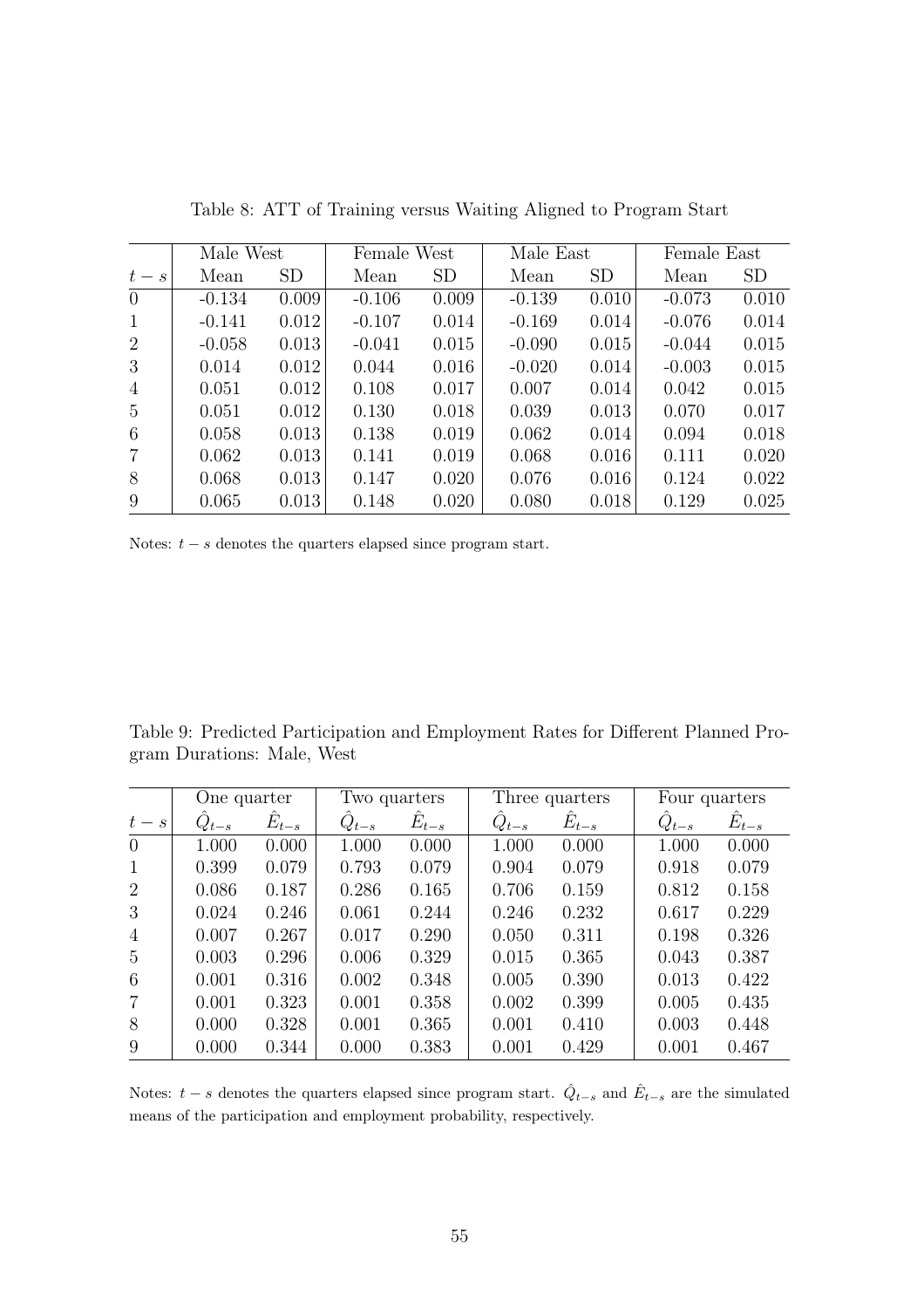Table 8: ATT of Training versus Waiting Aligned to Program Start

| | Male West | | Female West | | Male East | | Female East | |
|---|---|---|---|---|---|---|---|---|
| $t-s$ | Mean | SD | Mean | SD | Mean | SD | Mean | SD |
| 0 | -0.134 | 0.009 | -0.106 | 0.009 | -0.139 | 0.010 | -0.073 | 0.010 |
| 1 | -0.141 | 0.012 | -0.107 | 0.014 | -0.169 | 0.014 | -0.076 | 0.014 |
| 2 | -0.058 | 0.013 | -0.041 | 0.015 | -0.090 | 0.015 | -0.044 | 0.015 |
| 3 | 0.014 | 0.012 | 0.044 | 0.016 | -0.020 | 0.014 | -0.003 | 0.015 |
| 4 | 0.051 | 0.012 | 0.108 | 0.017 | 0.007 | 0.014 | 0.042 | 0.015 |
| 5 | 0.051 | 0.012 | 0.130 | 0.018 | 0.039 | 0.013 | 0.070 | 0.017 |
| 6 | 0.058 | 0.013 | 0.138 | 0.019 | 0.062 | 0.014 | 0.094 | 0.018 |
| 7 | 0.062 | 0.013 | 0.141 | 0.019 | 0.068 | 0.016 | 0.111 | 0.020 |
| 8 | 0.068 | 0.013 | 0.147 | 0.020 | 0.076 | 0.016 | 0.124 | 0.022 |
| 9 | 0.065 | 0.013 | 0.148 | 0.020 | 0.080 | 0.018 | 0.129 | 0.025 |

Notes: $t-s$ denotes the quarters elapsed since program start.

Table 9: Predicted Participation and Employment Rates for Different Planned Program Durations: Male, West

| | One quarter | | Two quarters | | Three quarters | | Four quarters | |
|---|---|---|---|---|---|---|---|---|
| $t-s$ | $\hat{Q}_{t-s}$ | $\hat{E}_{t-s}$ | $\hat{Q}_{t-s}$ | $\hat{E}_{t-s}$ | $\hat{Q}_{t-s}$ | $\hat{E}_{t-s}$ | $\hat{Q}_{t-s}$ | $\hat{E}_{t-s}$ |
| 0 | 1.000 | 0.000 | 1.000 | 0.000 | 1.000 | 0.000 | 1.000 | 0.000 |
| 1 | 0.399 | 0.079 | 0.793 | 0.079 | 0.904 | 0.079 | 0.918 | 0.079 |
| 2 | 0.086 | 0.187 | 0.286 | 0.165 | 0.706 | 0.159 | 0.812 | 0.158 |
| 3 | 0.024 | 0.246 | 0.061 | 0.244 | 0.246 | 0.232 | 0.617 | 0.229 |
| 4 | 0.007 | 0.267 | 0.017 | 0.290 | 0.050 | 0.311 | 0.198 | 0.326 |
| 5 | 0.003 | 0.296 | 0.006 | 0.329 | 0.015 | 0.365 | 0.043 | 0.387 |
| 6 | 0.001 | 0.316 | 0.002 | 0.348 | 0.005 | 0.390 | 0.013 | 0.422 |
| 7 | 0.001 | 0.323 | 0.001 | 0.358 | 0.002 | 0.399 | 0.005 | 0.435 |
| 8 | 0.000 | 0.328 | 0.001 | 0.365 | 0.001 | 0.410 | 0.003 | 0.448 |
| 9 | 0.000 | 0.344 | 0.000 | 0.383 | 0.001 | 0.429 | 0.001 | 0.467 |

Notes: $t-s$ denotes the quarters elapsed since program start. $\hat{Q}_{t-s}$ and $\hat{E}_{t-s}$ are the simulated means of the participation and employment probability, respectively.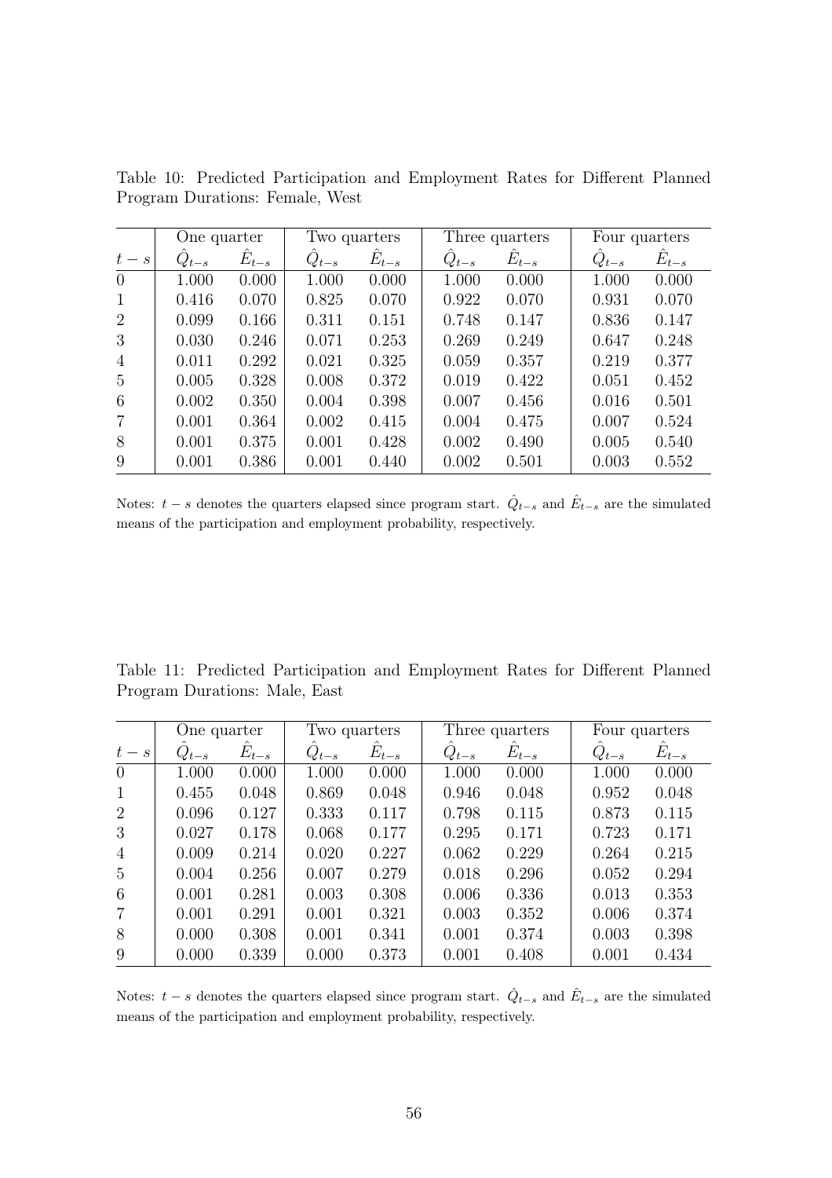Table 10: Predicted Participation and Employment Rates for Different Planned Program Durations: Female, West

| | One quarter | | Two quarters | | Three quarters | | Four quarters | |
|---|---|---|---|---|---|---|---|---|
| $t-s$ | $\hat{Q}_{t-s}$ | $\hat{E}_{t-s}$ | $\hat{Q}_{t-s}$ | $\hat{E}_{t-s}$ | $\hat{Q}_{t-s}$ | $\hat{E}_{t-s}$ | $\hat{Q}_{t-s}$ | $\hat{E}_{t-s}$ |
| 0 | 1.000 | 0.000 | 1.000 | 0.000 | 1.000 | 0.000 | 1.000 | 0.000 |
| 1 | 0.416 | 0.070 | 0.825 | 0.070 | 0.922 | 0.070 | 0.931 | 0.070 |
| 2 | 0.099 | 0.166 | 0.311 | 0.151 | 0.748 | 0.147 | 0.836 | 0.147 |
| 3 | 0.030 | 0.246 | 0.071 | 0.253 | 0.269 | 0.249 | 0.647 | 0.248 |
| 4 | 0.011 | 0.292 | 0.021 | 0.325 | 0.059 | 0.357 | 0.219 | 0.377 |
| 5 | 0.005 | 0.328 | 0.008 | 0.372 | 0.019 | 0.422 | 0.051 | 0.452 |
| 6 | 0.002 | 0.350 | 0.004 | 0.398 | 0.007 | 0.456 | 0.016 | 0.501 |
| 7 | 0.001 | 0.364 | 0.002 | 0.415 | 0.004 | 0.475 | 0.007 | 0.524 |
| 8 | 0.001 | 0.375 | 0.001 | 0.428 | 0.002 | 0.490 | 0.005 | 0.540 |
| 9 | 0.001 | 0.386 | 0.001 | 0.440 | 0.002 | 0.501 | 0.003 | 0.552 |

Notes: $t-s$ denotes the quarters elapsed since program start. $\hat{Q}_{t-s}$ and $\hat{E}_{t-s}$ are the simulated means of the participation and employment probability, respectively.

Table 11: Predicted Participation and Employment Rates for Different Planned Program Durations: Male, East

| | One quarter | | Two quarters | | Three quarters | | Four quarters | |
|---|---|---|---|---|---|---|---|---|
| $t-s$ | $\hat{Q}_{t-s}$ | $\hat{E}_{t-s}$ | $\hat{Q}_{t-s}$ | $\hat{E}_{t-s}$ | $\hat{Q}_{t-s}$ | $\hat{E}_{t-s}$ | $\hat{Q}_{t-s}$ | $\hat{E}_{t-s}$ |
| 0 | 1.000 | 0.000 | 1.000 | 0.000 | 1.000 | 0.000 | 1.000 | 0.000 |
| 1 | 0.455 | 0.048 | 0.869 | 0.048 | 0.946 | 0.048 | 0.952 | 0.048 |
| 2 | 0.096 | 0.127 | 0.333 | 0.117 | 0.798 | 0.115 | 0.873 | 0.115 |
| 3 | 0.027 | 0.178 | 0.068 | 0.177 | 0.295 | 0.171 | 0.723 | 0.171 |
| 4 | 0.009 | 0.214 | 0.020 | 0.227 | 0.062 | 0.229 | 0.264 | 0.215 |
| 5 | 0.004 | 0.256 | 0.007 | 0.279 | 0.018 | 0.296 | 0.052 | 0.294 |
| 6 | 0.001 | 0.281 | 0.003 | 0.308 | 0.006 | 0.336 | 0.013 | 0.353 |
| 7 | 0.001 | 0.291 | 0.001 | 0.321 | 0.003 | 0.352 | 0.006 | 0.374 |
| 8 | 0.000 | 0.308 | 0.001 | 0.341 | 0.001 | 0.374 | 0.003 | 0.398 |
| 9 | 0.000 | 0.339 | 0.000 | 0.373 | 0.001 | 0.408 | 0.001 | 0.434 |

Notes: $t-s$ denotes the quarters elapsed since program start. $\hat{Q}_{t-s}$ and $\hat{E}_{t-s}$ are the simulated means of the participation and employment probability, respectively.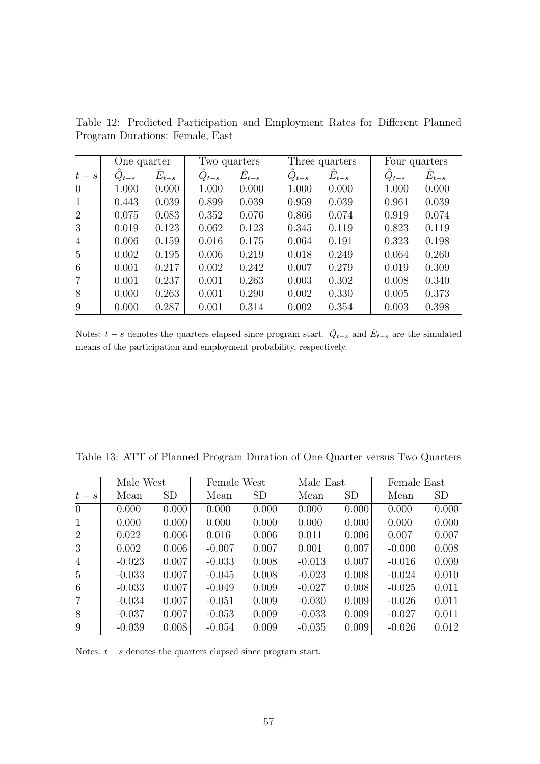Table 12: Predicted Participation and Employment Rates for Different Planned Program Durations: Female, East

| | One quarter | | Two quarters | | Three quarters | | Four quarters | |
|---|---|---|---|---|---|---|---|---|
| $t-s$ | $\hat{Q}_{t-s}$ | $\hat{E}_{t-s}$ | $\hat{Q}_{t-s}$ | $\hat{E}_{t-s}$ | $\hat{Q}_{t-s}$ | $\hat{E}_{t-s}$ | $\hat{Q}_{t-s}$ | $\hat{E}_{t-s}$ |
| 0 | 1.000 | 0.000 | 1.000 | 0.000 | 1.000 | 0.000 | 1.000 | 0.000 |
| 1 | 0.443 | 0.039 | 0.899 | 0.039 | 0.959 | 0.039 | 0.961 | 0.039 |
| 2 | 0.075 | 0.083 | 0.352 | 0.076 | 0.866 | 0.074 | 0.919 | 0.074 |
| 3 | 0.019 | 0.123 | 0.062 | 0.123 | 0.345 | 0.119 | 0.823 | 0.119 |
| 4 | 0.006 | 0.159 | 0.016 | 0.175 | 0.064 | 0.191 | 0.323 | 0.198 |
| 5 | 0.002 | 0.195 | 0.006 | 0.219 | 0.018 | 0.249 | 0.064 | 0.260 |
| 6 | 0.001 | 0.217 | 0.002 | 0.242 | 0.007 | 0.279 | 0.019 | 0.309 |
| 7 | 0.001 | 0.237 | 0.001 | 0.263 | 0.003 | 0.302 | 0.008 | 0.340 |
| 8 | 0.000 | 0.263 | 0.001 | 0.290 | 0.002 | 0.330 | 0.005 | 0.373 |
| 9 | 0.000 | 0.287 | 0.001 | 0.314 | 0.002 | 0.354 | 0.003 | 0.398 |

Notes: $t-s$ denotes the quarters elapsed since program start. $\hat{Q}_{t-s}$ and $\hat{E}_{t-s}$ are the simulated means of the participation and employment probability, respectively.

Table 13: ATT of Planned Program Duration of One Quarter versus Two Quarters

| | Male West | | Female West | | Male East | | Female East | |
|---|---|---|---|---|---|---|---|---|
| $t-s$ | Mean | SD | Mean | SD | Mean | SD | Mean | SD |
| 0 | 0.000 | 0.000 | 0.000 | 0.000 | 0.000 | 0.000 | 0.000 | 0.000 |
| 1 | 0.000 | 0.000 | 0.000 | 0.000 | 0.000 | 0.000 | 0.000 | 0.000 |
| 2 | 0.022 | 0.006 | 0.016 | 0.006 | 0.011 | 0.006 | 0.007 | 0.007 |
| 3 | 0.002 | 0.006 | -0.007 | 0.007 | 0.001 | 0.007 | -0.000 | 0.008 |
| 4 | -0.023 | 0.007 | -0.033 | 0.008 | -0.013 | 0.007 | -0.016 | 0.009 |
| 5 | -0.033 | 0.007 | -0.045 | 0.008 | -0.023 | 0.008 | -0.024 | 0.010 |
| 6 | -0.033 | 0.007 | -0.049 | 0.009 | -0.027 | 0.008 | -0.025 | 0.011 |
| 7 | -0.034 | 0.007 | -0.051 | 0.009 | -0.030 | 0.009 | -0.026 | 0.011 |
| 8 | -0.037 | 0.007 | -0.053 | 0.009 | -0.033 | 0.009 | -0.027 | 0.011 |
| 9 | -0.039 | 0.008 | -0.054 | 0.009 | -0.035 | 0.009 | -0.026 | 0.012 |

Notes: $t-s$ denotes the quarters elapsed since program start.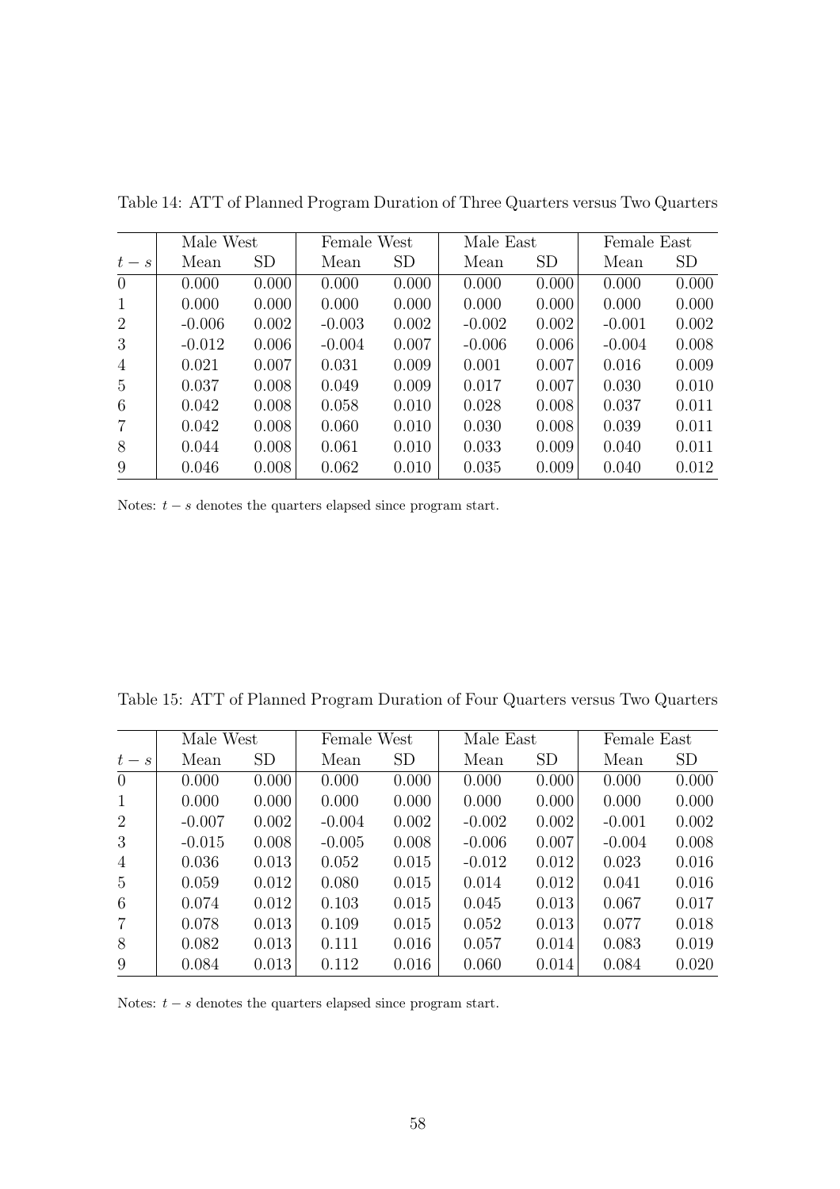Table 14: ATT of Planned Program Duration of Three Quarters versus Two Quarters

| | Male West | | Female West | | Male East | | Female East | |
|---|---|---|---|---|---|---|---|---|
| $t-s$ | Mean | SD | Mean | SD | Mean | SD | Mean | SD |
| 0 | 0.000 | 0.000 | 0.000 | 0.000 | 0.000 | 0.000 | 0.000 | 0.000 |
| 1 | 0.000 | 0.000 | 0.000 | 0.000 | 0.000 | 0.000 | 0.000 | 0.000 |
| 2 | -0.006 | 0.002 | -0.003 | 0.002 | -0.002 | 0.002 | -0.001 | 0.002 |
| 3 | -0.012 | 0.006 | -0.004 | 0.007 | -0.006 | 0.006 | -0.004 | 0.008 |
| 4 | 0.021 | 0.007 | 0.031 | 0.009 | 0.001 | 0.007 | 0.016 | 0.009 |
| 5 | 0.037 | 0.008 | 0.049 | 0.009 | 0.017 | 0.007 | 0.030 | 0.010 |
| 6 | 0.042 | 0.008 | 0.058 | 0.010 | 0.028 | 0.008 | 0.037 | 0.011 |
| 7 | 0.042 | 0.008 | 0.060 | 0.010 | 0.030 | 0.008 | 0.039 | 0.011 |
| 8 | 0.044 | 0.008 | 0.061 | 0.010 | 0.033 | 0.009 | 0.040 | 0.011 |
| 9 | 0.046 | 0.008 | 0.062 | 0.010 | 0.035 | 0.009 | 0.040 | 0.012 |

Notes: $t-s$ denotes the quarters elapsed since program start.

Table 15: ATT of Planned Program Duration of Four Quarters versus Two Quarters

| | Male West | | Female West | | Male East | | Female East | |
|---|---|---|---|---|---|---|---|---|
| $t-s$ | Mean | SD | Mean | SD | Mean | SD | Mean | SD |
| 0 | 0.000 | 0.000 | 0.000 | 0.000 | 0.000 | 0.000 | 0.000 | 0.000 |
| 1 | 0.000 | 0.000 | 0.000 | 0.000 | 0.000 | 0.000 | 0.000 | 0.000 |
| 2 | -0.007 | 0.002 | -0.004 | 0.002 | -0.002 | 0.002 | -0.001 | 0.002 |
| 3 | -0.015 | 0.008 | -0.005 | 0.008 | -0.006 | 0.007 | -0.004 | 0.008 |
| 4 | 0.036 | 0.013 | 0.052 | 0.015 | -0.012 | 0.012 | 0.023 | 0.016 |
| 5 | 0.059 | 0.012 | 0.080 | 0.015 | 0.014 | 0.012 | 0.041 | 0.016 |
| 6 | 0.074 | 0.012 | 0.103 | 0.015 | 0.045 | 0.013 | 0.067 | 0.017 |
| 7 | 0.078 | 0.013 | 0.109 | 0.015 | 0.052 | 0.013 | 0.077 | 0.018 |
| 8 | 0.082 | 0.013 | 0.111 | 0.016 | 0.057 | 0.014 | 0.083 | 0.019 |
| 9 | 0.084 | 0.013 | 0.112 | 0.016 | 0.060 | 0.014 | 0.084 | 0.020 |

Notes: $t-s$ denotes the quarters elapsed since program start.